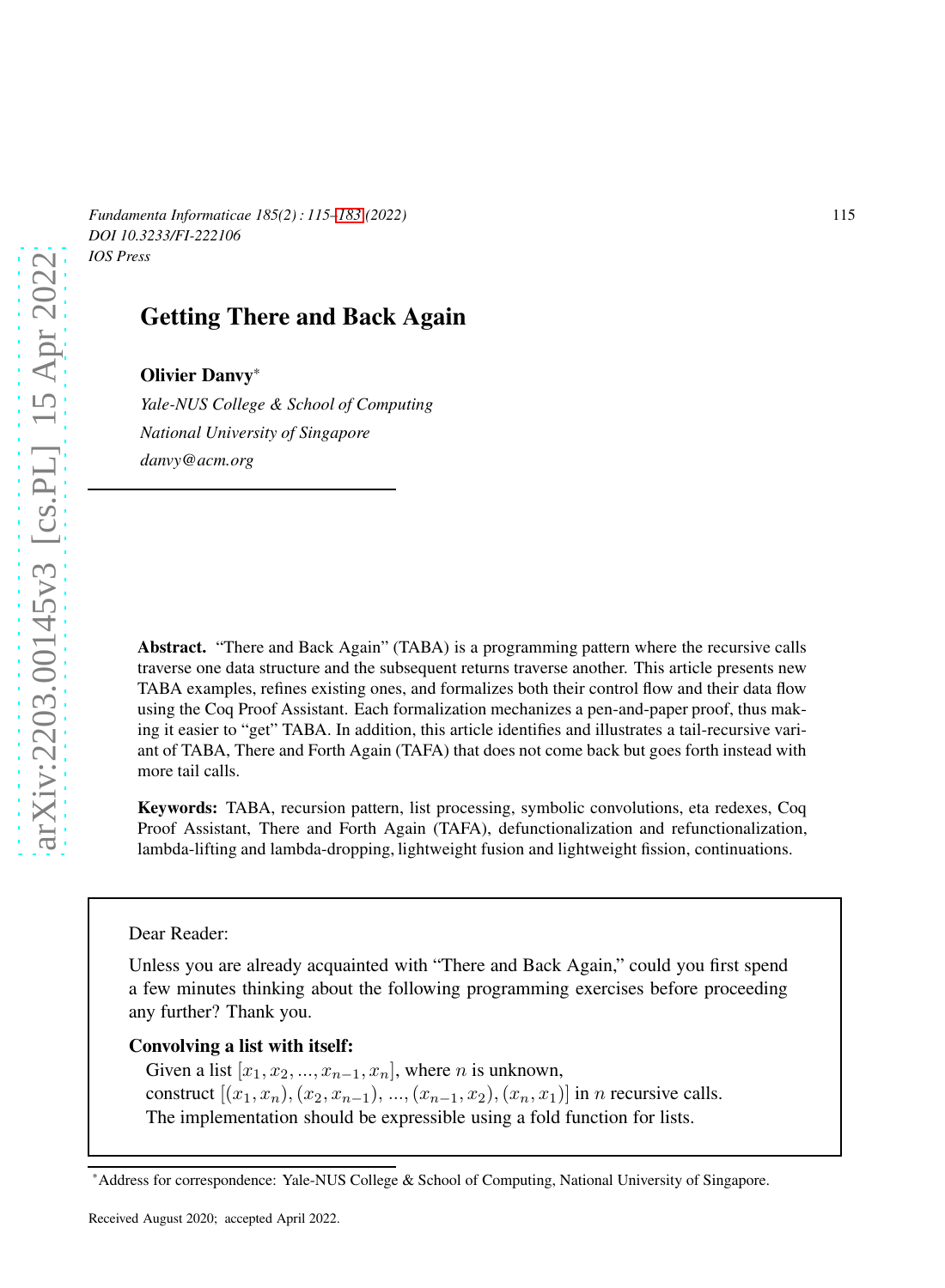# Getting There and Back Again

**Olivier Danvy**[*]

*Yale-NUS College & School of Computing*
*National University of Singapore*
*danvy@acm.org*

---

**Abstract.** "There and Back Again" (TABA) is a programming pattern where the recursive calls traverse one data structure and the subsequent returns traverse another. This article presents new TABA examples, refines existing ones, and formalizes both their control flow and their data flow using the Coq Proof Assistant. Each formalization mechanizes a pen-and-paper proof, thus making it easier to "get" TABA. In addition, this article identifies and illustrates a tail-recursive variant of TABA, There and Forth Again (TAFA) that does not come back but goes forth instead with more tail calls.

**Keywords:** TABA, recursion pattern, list processing, symbolic convolutions, eta redexes, Coq Proof Assistant, There and Forth Again (TAFA), defunctionalization and refunctionalization, lambda-lifting and lambda-dropping, lightweight fusion and lightweight fission, continuations.

---

Dear Reader:

Unless you are already acquainted with "There and Back Again," could you first spend a few minutes thinking about the following programming exercises before proceeding any further? Thank you.

**Convolving a list with itself:**
Given a list $[x_1, x_2, ..., x_{n-1}, x_n]$, where $n$ is unknown,
construct $[(x_1, x_n), (x_2, x_{n-1}), ..., (x_{n-1}, x_2), (x_n, x_1)]$ in $n$ recursive calls.
The implementation should be expressible using a fold function for lists.

---

[*] Address for correspondence: Yale-NUS College & School of Computing, National University of Singapore.

Received August 2020; accepted April 2022.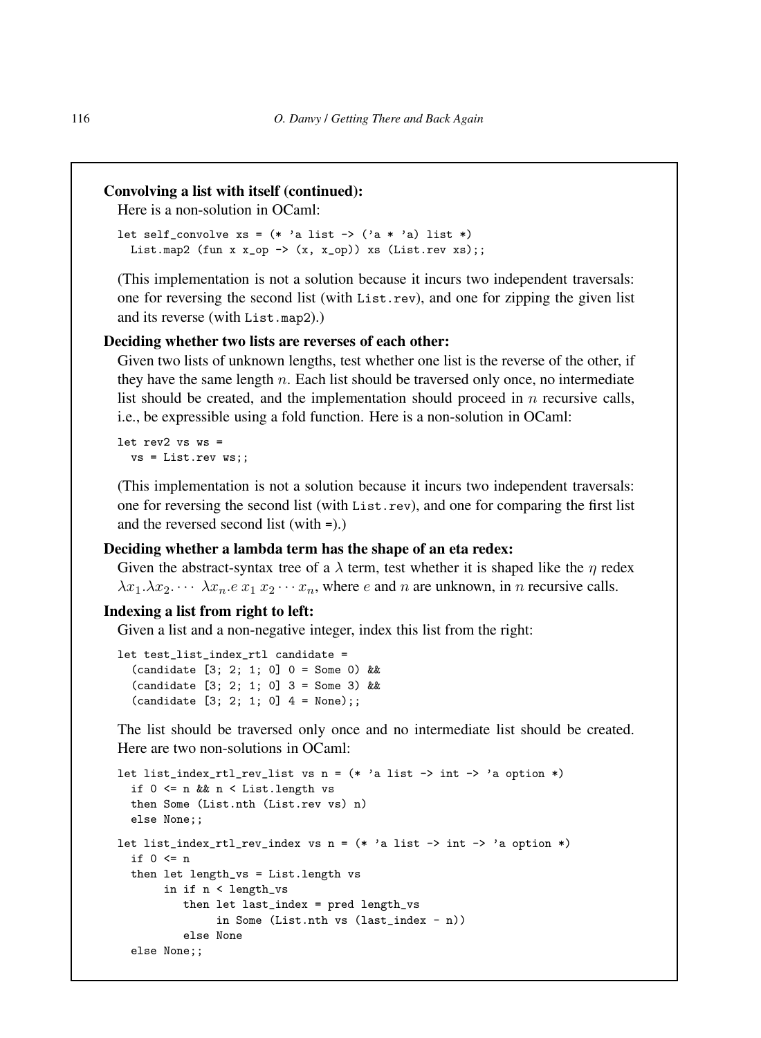**Convolving a list with itself (continued):**

Here is a non-solution in OCaml:

```
let self_convolve xs = (* 'a list -> ('a * 'a) list *)
  List.map2 (fun x x_op -> (x, x_op)) xs (List.rev xs);;
```

(This implementation is not a solution because it incurs two independent traversals: one for reversing the second list (with `List.rev`), and one for zipping the given list and its reverse (with `List.map2`).)

**Deciding whether two lists are reverses of each other:**

Given two lists of unknown lengths, test whether one list is the reverse of the other, if they have the same length $n$. Each list should be traversed only once, no intermediate list should be created, and the implementation should proceed in $n$ recursive calls, i.e., be expressible using a fold function. Here is a non-solution in OCaml:

```
let rev2 vs ws =
  vs = List.rev ws;;
```

(This implementation is not a solution because it incurs two independent traversals: one for reversing the second list (with `List.rev`), and one for comparing the first list and the reversed second list (with `=`).)

**Deciding whether a lambda term has the shape of an eta redex:**

Given the abstract-syntax tree of a $\lambda$ term, test whether it is shaped like the $\eta$ redex $\lambda x_1.\lambda x_2.\cdots\ \lambda x_n.e\, x_1\, x_2 \cdots x_n$, where $e$ and $n$ are unknown, in $n$ recursive calls.

**Indexing a list from right to left:**

Given a list and a non-negative integer, index this list from the right:

```
let test_list_index_rtl candidate =
  (candidate [3; 2; 1; 0] 0 = Some 0) &&
  (candidate [3; 2; 1; 0] 3 = Some 3) &&
  (candidate [3; 2; 1; 0] 4 = None);;
```

The list should be traversed only once and no intermediate list should be created. Here are two non-solutions in OCaml:

```
let list_index_rtl_rev_list vs n = (* 'a list -> int -> 'a option *)
  if 0 <= n && n < List.length vs
  then Some (List.nth (List.rev vs) n)
  else None;;

let list_index_rtl_rev_index vs n = (* 'a list -> int -> 'a option *)
  if 0 <= n
  then let length_vs = List.length vs
       in if n < length_vs
          then let last_index = pred length_vs
               in Some (List.nth vs (last_index - n))
          else None
  else None;;
```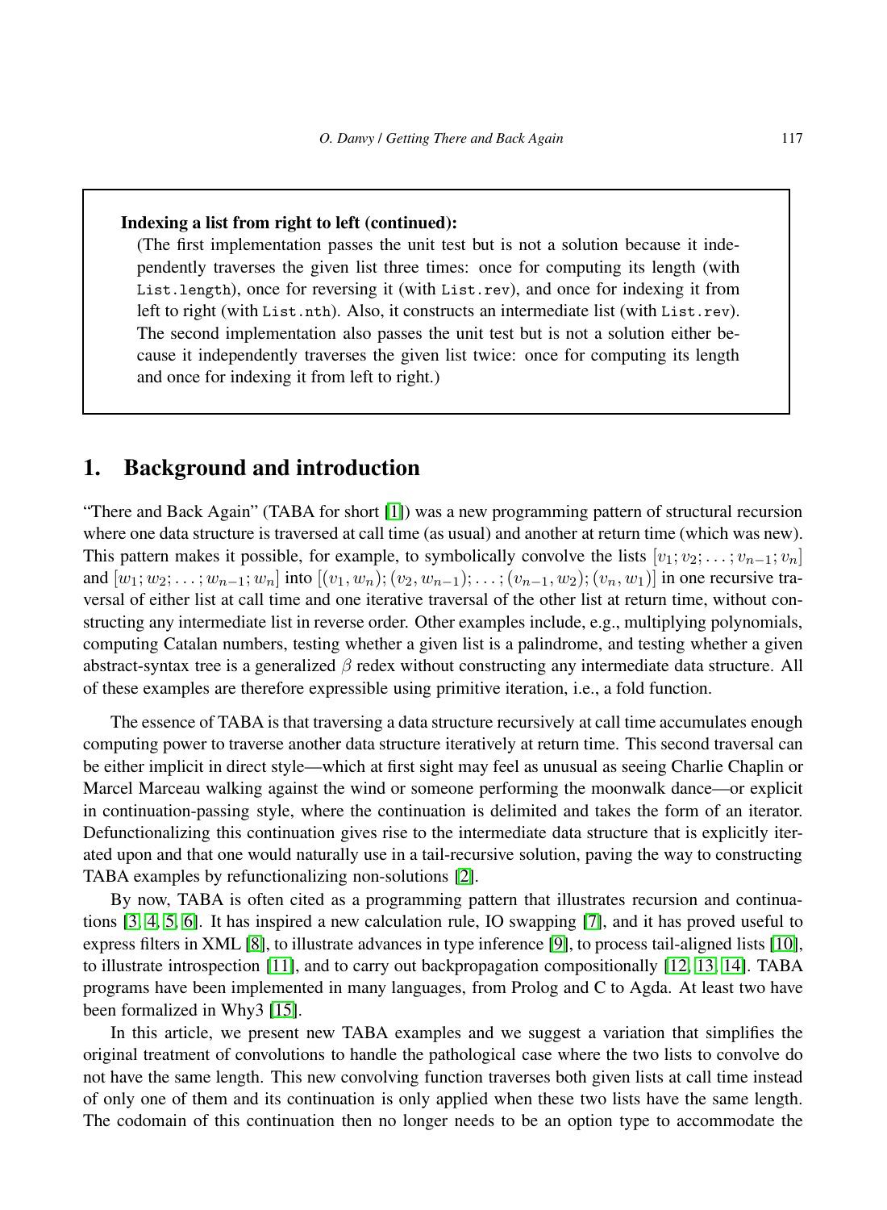**Indexing a list from right to left (continued):**

(The first implementation passes the unit test but is not a solution because it independently traverses the given list three times: once for computing its length (with `List.length`), once for reversing it (with `List.rev`), and once for indexing it from left to right (with `List.nth`). Also, it constructs an intermediate list (with `List.rev`). The second implementation also passes the unit test but is not a solution either because it independently traverses the given list twice: once for computing its length and once for indexing it from left to right.)

## 1. Background and introduction

"There and Back Again" (TABA for short [1]) was a new programming pattern of structural recursion where one data structure is traversed at call time (as usual) and another at return time (which was new). This pattern makes it possible, for example, to symbolically convolve the lists $[v_1; v_2; \ldots; v_{n-1}; v_n]$ and $[w_1; w_2; \ldots; w_{n-1}; w_n]$ into $[(v_1, w_n); (v_2, w_{n-1}); \ldots; (v_{n-1}, w_2); (v_n, w_1)]$ in one recursive traversal of either list at call time and one iterative traversal of the other list at return time, without constructing any intermediate list in reverse order. Other examples include, e.g., multiplying polynomials, computing Catalan numbers, testing whether a given list is a palindrome, and testing whether a given abstract-syntax tree is a generalized $\beta$ redex without constructing any intermediate data structure. All of these examples are therefore expressible using primitive iteration, i.e., a fold function.

The essence of TABA is that traversing a data structure recursively at call time accumulates enough computing power to traverse another data structure iteratively at return time. This second traversal can be either implicit in direct style—which at first sight may feel as unusual as seeing Charlie Chaplin or Marcel Marceau walking against the wind or someone performing the moonwalk dance—or explicit in continuation-passing style, where the continuation is delimited and takes the form of an iterator. Defunctionalizing this continuation gives rise to the intermediate data structure that is explicitly iterated upon and that one would naturally use in a tail-recursive solution, paving the way to constructing TABA examples by refunctionalizing non-solutions [2].

By now, TABA is often cited as a programming pattern that illustrates recursion and continuations [3, 4, 5, 6]. It has inspired a new calculation rule, IO swapping [7], and it has proved useful to express filters in XML [8], to illustrate advances in type inference [9], to process tail-aligned lists [10], to illustrate introspection [11], and to carry out backpropagation compositionally [12, 13, 14]. TABA programs have been implemented in many languages, from Prolog and C to Agda. At least two have been formalized in Why3 [15].

In this article, we present new TABA examples and we suggest a variation that simplifies the original treatment of convolutions to handle the pathological case where the two lists to convolve do not have the same length. This new convolving function traverses both given lists at call time instead of only one of them and its continuation is only applied when these two lists have the same length. The codomain of this continuation then no longer needs to be an option type to accommodate the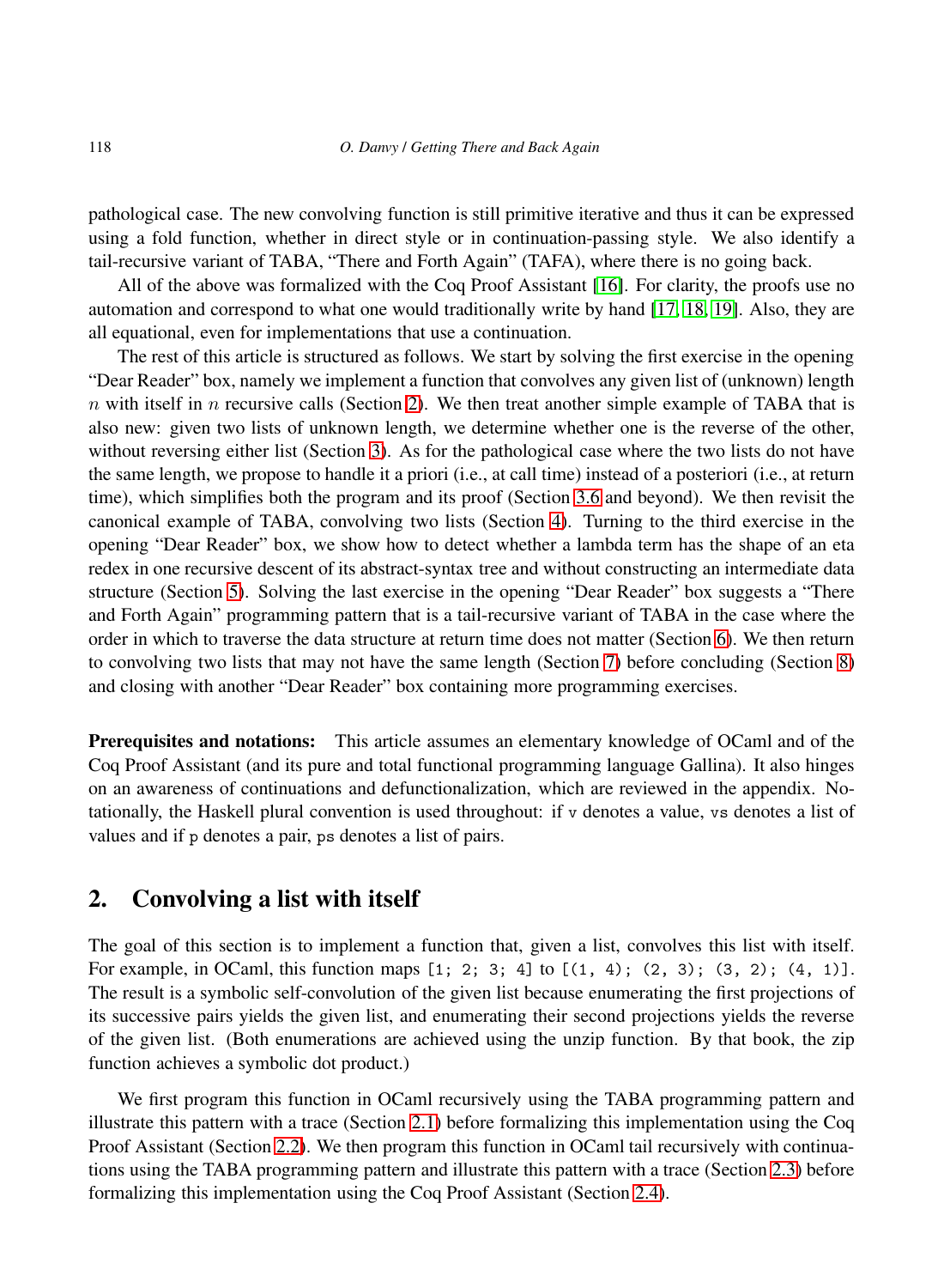pathological case. The new convolving function is still primitive iterative and thus it can be expressed using a fold function, whether in direct style or in continuation-passing style. We also identify a tail-recursive variant of TABA, "There and Forth Again" (TAFA), where there is no going back.

All of the above was formalized with the Coq Proof Assistant [16]. For clarity, the proofs use no automation and correspond to what one would traditionally write by hand [17, 18, 19]. Also, they are all equational, even for implementations that use a continuation.

The rest of this article is structured as follows. We start by solving the first exercise in the opening "Dear Reader" box, namely we implement a function that convolves any given list of (unknown) length $n$ with itself in $n$ recursive calls (Section 2). We then treat another simple example of TABA that is also new: given two lists of unknown length, we determine whether one is the reverse of the other, without reversing either list (Section 3). As for the pathological case where the two lists do not have the same length, we propose to handle it a priori (i.e., at call time) instead of a posteriori (i.e., at return time), which simplifies both the program and its proof (Section 3.6 and beyond). We then revisit the canonical example of TABA, convolving two lists (Section 4). Turning to the third exercise in the opening "Dear Reader" box, we show how to detect whether a lambda term has the shape of an eta redex in one recursive descent of its abstract-syntax tree and without constructing an intermediate data structure (Section 5). Solving the last exercise in the opening "Dear Reader" box suggests a "There and Forth Again" programming pattern that is a tail-recursive variant of TABA in the case where the order in which to traverse the data structure at return time does not matter (Section 6). We then return to convolving two lists that may not have the same length (Section 7) before concluding (Section 8) and closing with another "Dear Reader" box containing more programming exercises.

**Prerequisites and notations:** This article assumes an elementary knowledge of OCaml and of the Coq Proof Assistant (and its pure and total functional programming language Gallina). It also hinges on an awareness of continuations and defunctionalization, which are reviewed in the appendix. Notationally, the Haskell plural convention is used throughout: if `v` denotes a value, `vs` denotes a list of values and if `p` denotes a pair, `ps` denotes a list of pairs.

## 2. Convolving a list with itself

The goal of this section is to implement a function that, given a list, convolves this list with itself. For example, in OCaml, this function maps `[1; 2; 3; 4]` to `[(1, 4); (2, 3); (3, 2); (4, 1)]`. The result is a symbolic self-convolution of the given list because enumerating the first projections of its successive pairs yields the given list, and enumerating their second projections yields the reverse of the given list. (Both enumerations are achieved using the unzip function. By that book, the zip function achieves a symbolic dot product.)

We first program this function in OCaml recursively using the TABA programming pattern and illustrate this pattern with a trace (Section 2.1) before formalizing this implementation using the Coq Proof Assistant (Section 2.2). We then program this function in OCaml tail recursively with continuations using the TABA programming pattern and illustrate this pattern with a trace (Section 2.3) before formalizing this implementation using the Coq Proof Assistant (Section 2.4).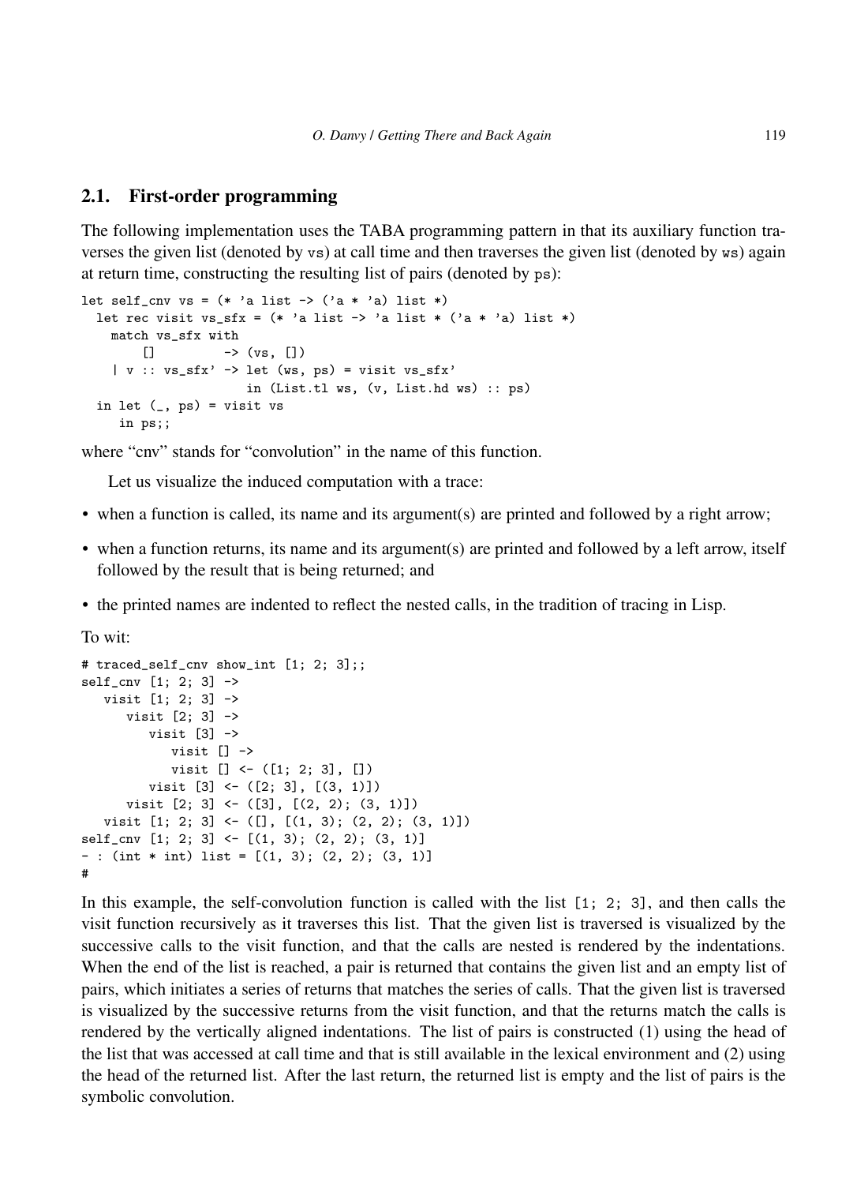## 2.1. First-order programming

The following implementation uses the TABA programming pattern in that its auxiliary function traverses the given list (denoted by `vs`) at call time and then traverses the given list (denoted by `ws`) again at return time, constructing the resulting list of pairs (denoted by `ps`):

```
let self_cnv vs = (* 'a list -> ('a * 'a) list *)
  let rec visit vs_sfx = (* 'a list -> 'a list * ('a * 'a) list *)
    match vs_sfx with
        []         -> (vs, [])
    | v :: vs_sfx' -> let (ws, ps) = visit vs_sfx'
                      in (List.tl ws, (v, List.hd ws) :: ps)
  in let (_, ps) = visit vs
     in ps;;
```

where “cnv” stands for “convolution” in the name of this function.

Let us visualize the induced computation with a trace:

- when a function is called, its name and its argument(s) are printed and followed by a right arrow;
- when a function returns, its name and its argument(s) are printed and followed by a left arrow, itself followed by the result that is being returned; and
- the printed names are indented to reflect the nested calls, in the tradition of tracing in Lisp.

To wit:

```
# traced_self_cnv show_int [1; 2; 3];;
self_cnv [1; 2; 3] ->
   visit [1; 2; 3] ->
      visit [2; 3] ->
         visit [3] ->
            visit [] ->
            visit [] <- ([1; 2; 3], [])
         visit [3] <- ([2; 3], [(3, 1)])
      visit [2; 3] <- ([3], [(2, 2); (3, 1)])
   visit [1; 2; 3] <- ([], [(1, 3); (2, 2); (3, 1)])
self_cnv [1; 2; 3] <- [(1, 3); (2, 2); (3, 1)]
- : (int * int) list = [(1, 3); (2, 2); (3, 1)]
#
```

In this example, the self-convolution function is called with the list `[1; 2; 3]`, and then calls the visit function recursively as it traverses this list. That the given list is traversed is visualized by the successive calls to the visit function, and that the calls are nested is rendered by the indentations. When the end of the list is reached, a pair is returned that contains the given list and an empty list of pairs, which initiates a series of returns that matches the series of calls. That the given list is traversed is visualized by the successive returns from the visit function, and that the returns match the calls is rendered by the vertically aligned indentations. The list of pairs is constructed (1) using the head of the list that was accessed at call time and that is still available in the lexical environment and (2) using the head of the returned list. After the last return, the returned list is empty and the list of pairs is the symbolic convolution.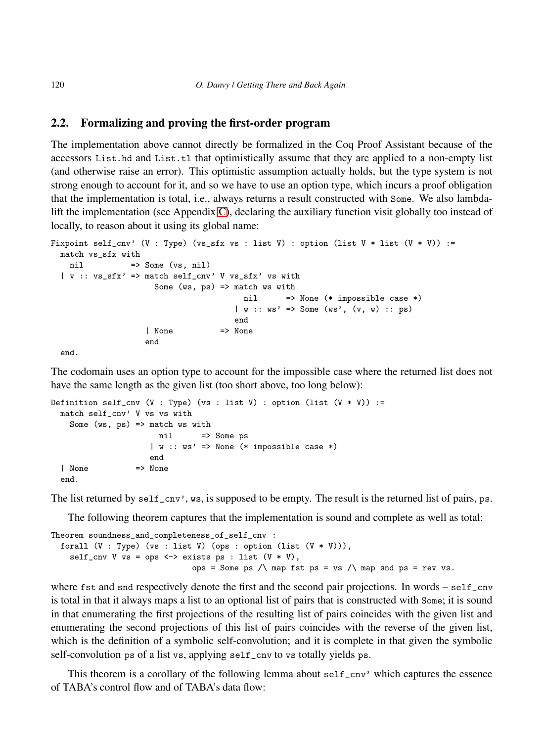## 2.2. Formalizing and proving the first-order program

The implementation above cannot directly be formalized in the Coq Proof Assistant because of the accessors `List.hd` and `List.tl` that optimistically assume that they are applied to a non-empty list (and otherwise raise an error). This optimistic assumption actually holds, but the type system is not strong enough to account for it, and so we have to use an option type, which incurs a proof obligation that the implementation is total, i.e., always returns a result constructed with `Some`. We also lambda-lift the implementation (see Appendix C), declaring the auxiliary function visit globally too instead of locally, to reason about it using its global name:

```
Fixpoint self_cnv' (V : Type) (vs_sfx vs : list V) : option (list V * list (V * V)) :=
  match vs_sfx with
    nil          => Some (vs, nil)
  | v :: vs_sfx' => match self_cnv' V vs_sfx' vs with
                      Some (ws, ps) => match ws with
                                         nil      => None (* impossible case *)
                                       | w :: ws' => Some (ws', (v, w) :: ps)
                                       end
                    | None          => None
                    end
  end.
```

The codomain uses an option type to account for the impossible case where the returned list does not have the same length as the given list (too short above, too long below):

```
Definition self_cnv (V : Type) (vs : list V) : option (list (V * V)) :=
  match self_cnv' V vs vs with
    Some (ws, ps) => match ws with
                       nil      => Some ps
                     | w :: ws' => None (* impossible case *)
                     end
  | None          => None
  end.
```

The list returned by `self_cnv'`, `ws`, is supposed to be empty. The result is the returned list of pairs, `ps`.

The following theorem captures that the implementation is sound and complete as well as total:

```
Theorem soundness_and_completeness_of_self_cnv :
  forall (V : Type) (vs : list V) (ops : option (list (V * V))),
    self_cnv V vs = ops <-> exists ps : list (V * V),
                              ops = Some ps /\ map fst ps = vs /\ map snd ps = rev vs.
```

where `fst` and `snd` respectively denote the first and the second pair projections. In words – `self_cnv` is total in that it always maps a list to an optional list of pairs that is constructed with `Some`; it is sound in that enumerating the first projections of the resulting list of pairs coincides with the given list and enumerating the second projections of this list of pairs coincides with the reverse of the given list, which is the definition of a symbolic self-convolution; and it is complete in that given the symbolic self-convolution `ps` of a list `vs`, applying `self_cnv` to `vs` totally yields `ps`.

This theorem is a corollary of the following lemma about `self_cnv'` which captures the essence of TABA's control flow and of TABA's data flow: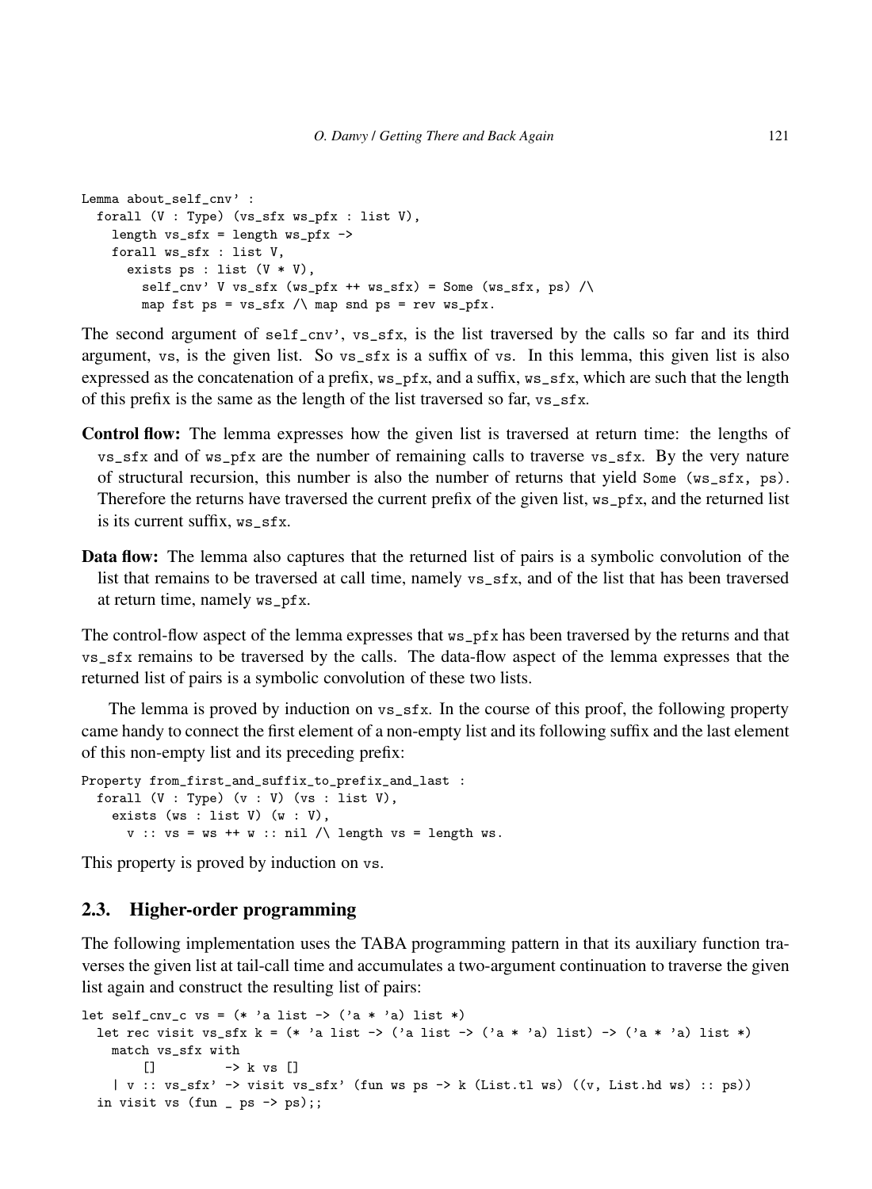```
Lemma about_self_cnv' :
  forall (V : Type) (vs_sfx ws_pfx : list V),
    length vs_sfx = length ws_pfx ->
    forall ws_sfx : list V,
      exists ps : list (V * V),
        self_cnv' V vs_sfx (ws_pfx ++ ws_sfx) = Some (ws_sfx, ps) /\
        map fst ps = vs_sfx /\ map snd ps = rev ws_pfx.
```

The second argument of `self_cnv'`, `vs_sfx`, is the list traversed by the calls so far and its third argument, `vs`, is the given list. So `vs_sfx` is a suffix of `vs`. In this lemma, this given list is also expressed as the concatenation of a prefix, `ws_pfx`, and a suffix, `ws_sfx`, which are such that the length of this prefix is the same as the length of the list traversed so far, `vs_sfx`.

**Control flow:** The lemma expresses how the given list is traversed at return time: the lengths of `vs_sfx` and of `ws_pfx` are the number of remaining calls to traverse `vs_sfx`. By the very nature of structural recursion, this number is also the number of returns that yield `Some (ws_sfx, ps)`. Therefore the returns have traversed the current prefix of the given list, `ws_pfx`, and the returned list is its current suffix, `ws_sfx`.

**Data flow:** The lemma also captures that the returned list of pairs is a symbolic convolution of the list that remains to be traversed at call time, namely `vs_sfx`, and of the list that has been traversed at return time, namely `ws_pfx`.

The control-flow aspect of the lemma expresses that `ws_pfx` has been traversed by the returns and that `vs_sfx` remains to be traversed by the calls. The data-flow aspect of the lemma expresses that the returned list of pairs is a symbolic convolution of these two lists.

The lemma is proved by induction on `vs_sfx`. In the course of this proof, the following property came handy to connect the first element of a non-empty list and its following suffix and the last element of this non-empty list and its preceding prefix:

```
Property from_first_and_suffix_to_prefix_and_last :
  forall (V : Type) (v : V) (vs : list V),
    exists (ws : list V) (w : V),
      v :: vs = ws ++ w :: nil /\ length vs = length ws.
```

This property is proved by induction on `vs`.

## 2.3. Higher-order programming

The following implementation uses the TABA programming pattern in that its auxiliary function traverses the given list at tail-call time and accumulates a two-argument continuation to traverse the given list again and construct the resulting list of pairs:

```
let self_cnv_c vs = (* 'a list -> ('a * 'a) list *)
  let rec visit vs_sfx k = (* 'a list -> ('a list -> ('a * 'a) list) -> ('a * 'a) list *)
    match vs_sfx with
        []          -> k vs []
    | v :: vs_sfx' -> visit vs_sfx' (fun ws ps -> k (List.tl ws) ((v, List.hd ws) :: ps))
  in visit vs (fun _ ps -> ps);;
```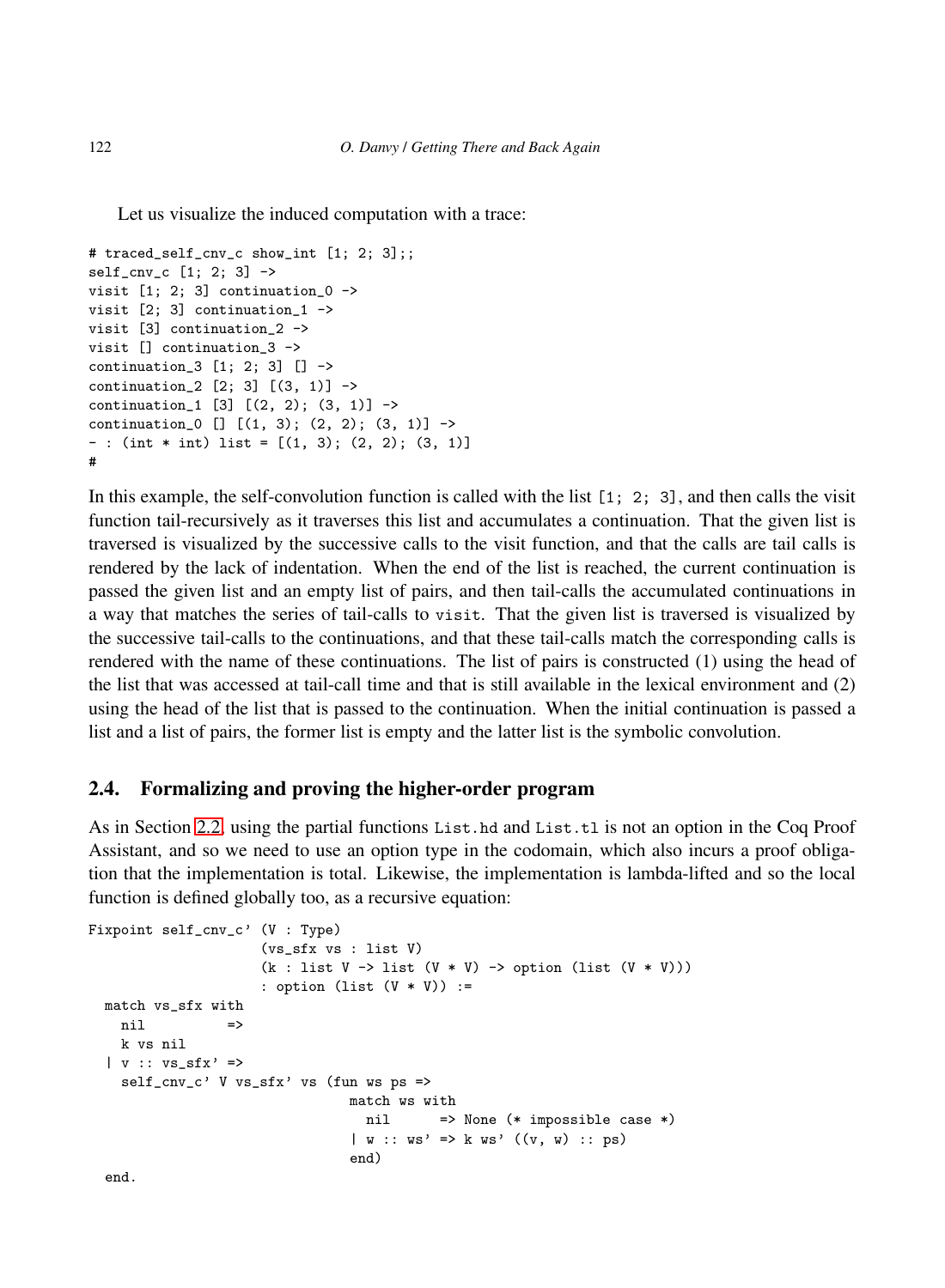Let us visualize the induced computation with a trace:

```
# traced_self_cnv_c show_int [1; 2; 3];;
self_cnv_c [1; 2; 3] ->
visit [1; 2; 3] continuation_0 ->
visit [2; 3] continuation_1 ->
visit [3] continuation_2 ->
visit [] continuation_3 ->
continuation_3 [1; 2; 3] [] ->
continuation_2 [2; 3] [(3, 1)] ->
continuation_1 [3] [(2, 2); (3, 1)] ->
continuation_0 [] [(1, 3); (2, 2); (3, 1)] ->
- : (int * int) list = [(1, 3); (2, 2); (3, 1)]
#
```

In this example, the self-convolution function is called with the list `[1; 2; 3]`, and then calls the visit function tail-recursively as it traverses this list and accumulates a continuation. That the given list is traversed is visualized by the successive calls to the visit function, and that the calls are tail calls is rendered by the lack of indentation. When the end of the list is reached, the current continuation is passed the given list and an empty list of pairs, and then tail-calls the accumulated continuations in a way that matches the series of tail-calls to `visit`. That the given list is traversed is visualized by the successive tail-calls to the continuations, and that these tail-calls match the corresponding calls is rendered with the name of these continuations. The list of pairs is constructed (1) using the head of the list that was accessed at tail-call time and that is still available in the lexical environment and (2) using the head of the list that is passed to the continuation. When the initial continuation is passed a list and a list of pairs, the former list is empty and the latter list is the symbolic convolution.

## 2.4. Formalizing and proving the higher-order program

As in Section 2.2, using the partial functions `List.hd` and `List.tl` is not an option in the Coq Proof Assistant, and so we need to use an option type in the codomain, which also incurs a proof obligation that the implementation is total. Likewise, the implementation is lambda-lifted and so the local function is defined globally too, as a recursive equation:

```
Fixpoint self_cnv_c' (V : Type)
                     (vs_sfx vs : list V)
                     (k : list V -> list (V * V) -> option (list (V * V)))
                     : option (list (V * V)) :=
  match vs_sfx with
    nil          =>
    k vs nil
  | v :: vs_sfx' =>
    self_cnv_c' V vs_sfx' vs (fun ws ps =>
                               match ws with
                                 nil      => None (* impossible case *)
                               | w :: ws' => k ws' ((v, w) :: ps)
                               end)
  end.
```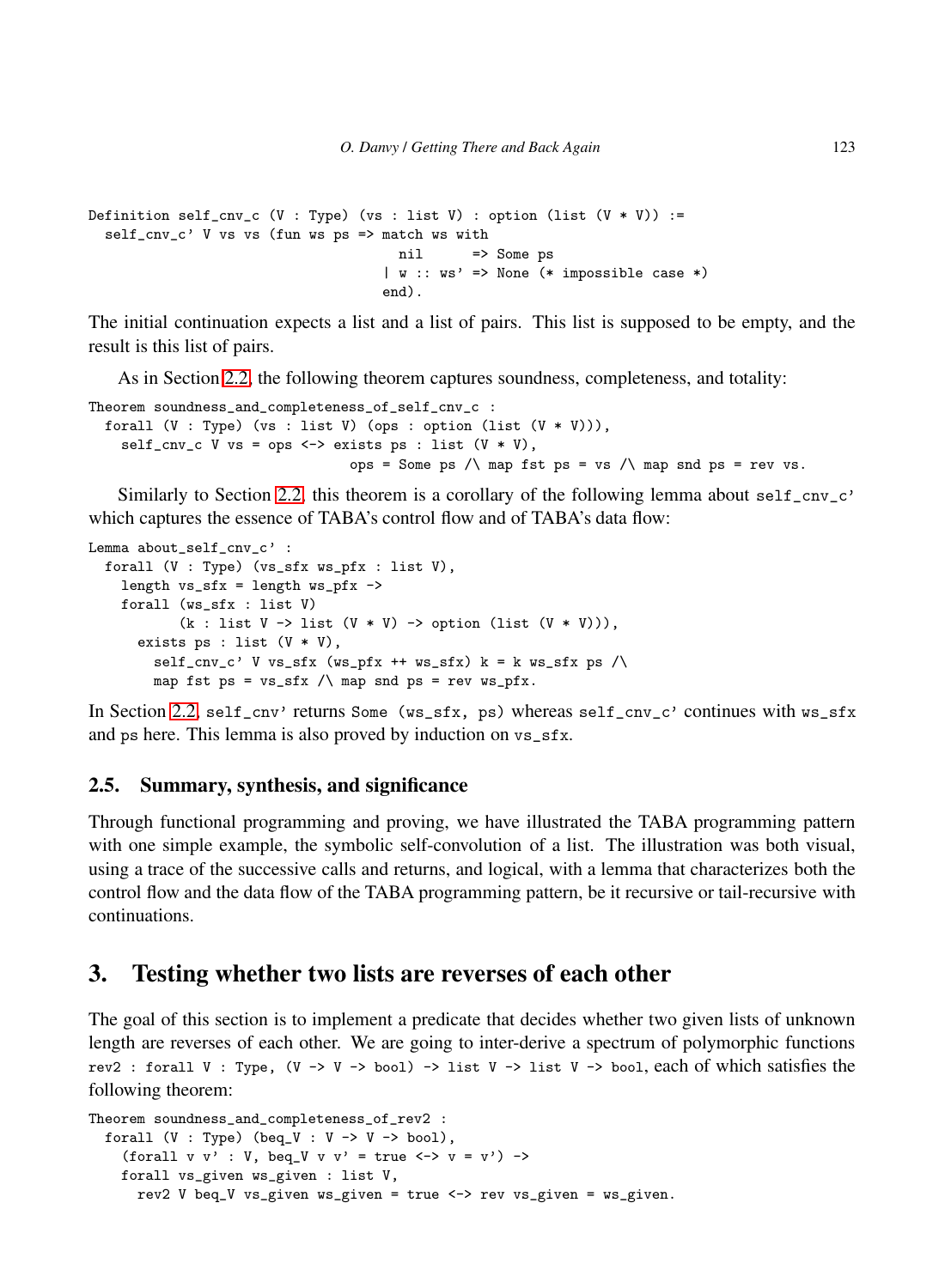```
Definition self_cnv_c (V : Type) (vs : list V) : option (list (V * V)) :=
  self_cnv_c' V vs vs (fun ws ps => match ws with
                                      nil      => Some ps
                                    | w :: ws' => None (* impossible case *)
                                    end).
```

The initial continuation expects a list and a list of pairs. This list is supposed to be empty, and the result is this list of pairs.

As in Section 2.2, the following theorem captures soundness, completeness, and totality:

```
Theorem soundness_and_completeness_of_self_cnv_c :
  forall (V : Type) (vs : list V) (ops : option (list (V * V))),
    self_cnv_c V vs = ops <-> exists ps : list (V * V),
                              ops = Some ps /\ map fst ps = vs /\ map snd ps = rev vs.
```

Similarly to Section 2.2, this theorem is a corollary of the following lemma about `self_cnv_c'` which captures the essence of TABA's control flow and of TABA's data flow:

```
Lemma about_self_cnv_c' :
  forall (V : Type) (vs_sfx ws_pfx : list V),
    length vs_sfx = length ws_pfx ->
    forall (ws_sfx : list V)
           (k : list V -> list (V * V) -> option (list (V * V))),
      exists ps : list (V * V),
        self_cnv_c' V vs_sfx (ws_pfx ++ ws_sfx) k = k ws_sfx ps /\
        map fst ps = vs_sfx /\ map snd ps = rev ws_pfx.
```

In Section 2.2, `self_cnv'` returns `Some (ws_sfx, ps)` whereas `self_cnv_c'` continues with `ws_sfx` and `ps` here. This lemma is also proved by induction on `vs_sfx`.

### 2.5. Summary, synthesis, and significance

Through functional programming and proving, we have illustrated the TABA programming pattern with one simple example, the symbolic self-convolution of a list. The illustration was both visual, using a trace of the successive calls and returns, and logical, with a lemma that characterizes both the control flow and the data flow of the TABA programming pattern, be it recursive or tail-recursive with continuations.

## 3. Testing whether two lists are reverses of each other

The goal of this section is to implement a predicate that decides whether two given lists of unknown length are reverses of each other. We are going to inter-derive a spectrum of polymorphic functions `rev2 : forall V : Type, (V -> V -> bool) -> list V -> list V -> bool`, each of which satisfies the following theorem:

```
Theorem soundness_and_completeness_of_rev2 :
  forall (V : Type) (beq_V : V -> V -> bool),
    (forall v v' : V, beq_V v v' = true <-> v = v') ->
    forall vs_given ws_given : list V,
      rev2 V beq_V vs_given ws_given = true <-> rev vs_given = ws_given.
```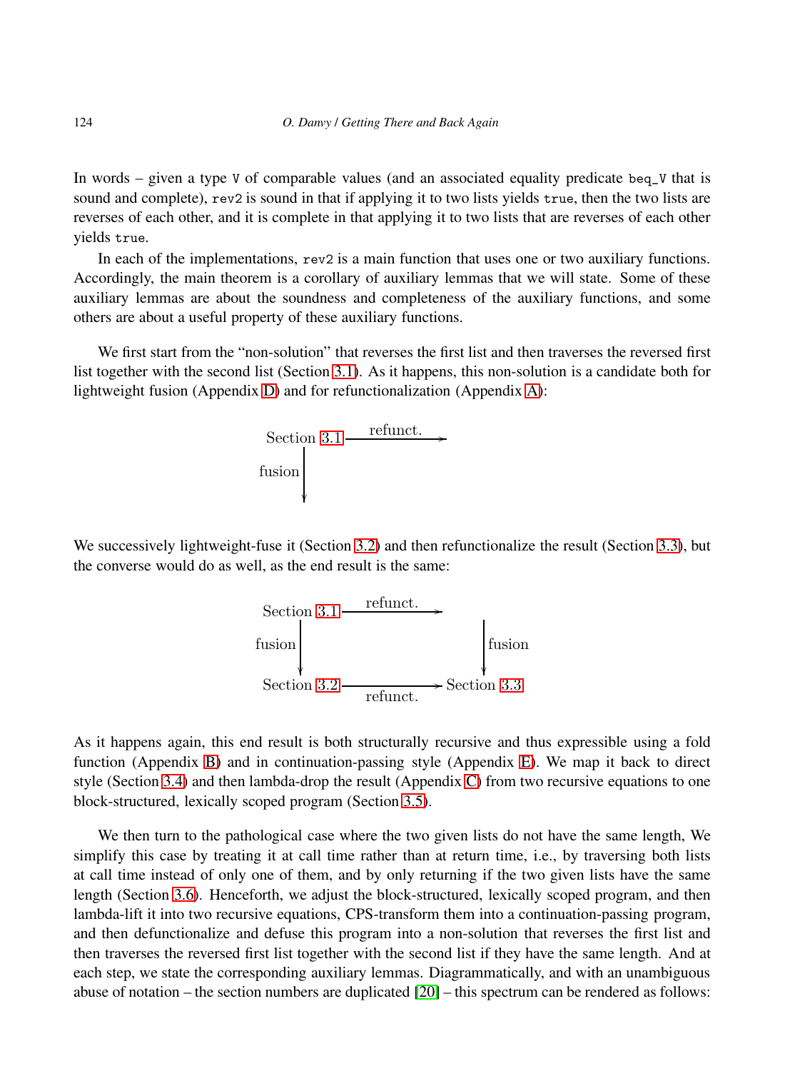In words – given a type `V` of comparable values (and an associated equality predicate `beq_V` that is sound and complete), `rev2` is sound in that if applying it to two lists yields `true`, then the two lists are reverses of each other, and it is complete in that applying it to two lists that are reverses of each other yields `true`.

In each of the implementations, `rev2` is a main function that uses one or two auxiliary functions. Accordingly, the main theorem is a corollary of auxiliary lemmas that we will state. Some of these auxiliary lemmas are about the soundness and completeness of the auxiliary functions, and some others are about a useful property of these auxiliary functions.

We first start from the "non-solution" that reverses the first list and then traverses the reversed first list together with the second list (Section 3.1). As it happens, this non-solution is a candidate both for lightweight fusion (Appendix D) and for refunctionalization (Appendix A):

```
Section 3.1 ---refunct.--->
     |
   fusion
     |
     v
```

We successively lightweight-fuse it (Section 3.2) and then refunctionalize the result (Section 3.3), but the converse would do as well, as the end result is the same:

```
Section 3.1 ---refunct.--->
     |                          |
   fusion                     fusion
     |                          |
     v                          v
Section 3.2 ---refunct.---> Section 3.3
```

As it happens again, this end result is both structurally recursive and thus expressible using a fold function (Appendix B) and in continuation-passing style (Appendix E). We map it back to direct style (Section 3.4) and then lambda-drop the result (Appendix C) from two recursive equations to one block-structured, lexically scoped program (Section 3.5).

We then turn to the pathological case where the two given lists do not have the same length, We simplify this case by treating it at call time rather than at return time, i.e., by traversing both lists at call time instead of only one of them, and by only returning if the two given lists have the same length (Section 3.6). Henceforth, we adjust the block-structured, lexically scoped program, and then lambda-lift it into two recursive equations, CPS-transform them into a continuation-passing program, and then defunctionalize and defuse this program into a non-solution that reverses the first list and then traverses the reversed first list together with the second list if they have the same length. And at each step, we state the corresponding auxiliary lemmas. Diagrammatically, and with an unambiguous abuse of notation – the section numbers are duplicated [20] – this spectrum can be rendered as follows: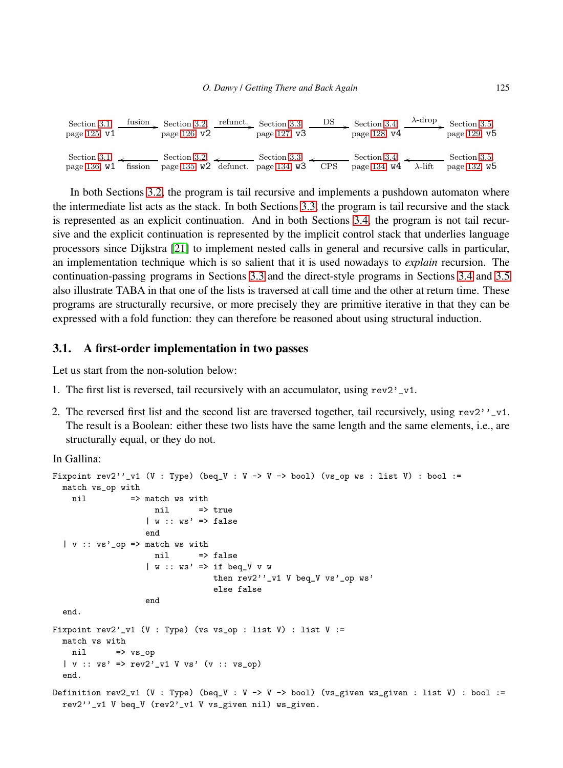| Section 3.1 page 125 v1 | fusion → | Section 3.2 page 126 v2 | refunct. → | Section 3.3 page 127 v3 | DS → | Section 3.4 page 128 v4 | λ-drop → | Section 3.5 page 129 v5 |
|---|---|---|---|---|---|---|---|---|
| Section 3.1 page 136 w1 | ← fission | Section 3.2 page 135 w2 | ← defunct. | Section 3.3 page 134 w3 | ← CPS | Section 3.4 page 134 w4 | ← λ-lift | Section 3.5 page 132 w5 |

In both Sections 3.2, the program is tail recursive and implements a pushdown automaton where the intermediate list acts as the stack. In both Sections 3.3, the program is tail recursive and the stack is represented as an explicit continuation. And in both Sections 3.4, the program is not tail recursive and the explicit continuation is represented by the implicit control stack that underlies language processors since Dijkstra [21] to implement nested calls in general and recursive calls in particular, an implementation technique which is so salient that it is used nowadays to *explain* recursion. The continuation-passing programs in Sections 3.3 and the direct-style programs in Sections 3.4 and 3.5 also illustrate TABA in that one of the lists is traversed at call time and the other at return time. These programs are structurally recursive, or more precisely they are primitive iterative in that they can be expressed with a fold function: they can therefore be reasoned about using structural induction.

## 3.1. A first-order implementation in two passes

Let us start from the non-solution below:

1. The first list is reversed, tail recursively with an accumulator, using `rev2'_v1`.
2. The reversed first list and the second list are traversed together, tail recursively, using `rev2''_v1`. The result is a Boolean: either these two lists have the same length and the same elements, i.e., are structurally equal, or they do not.

In Gallina:

```
Fixpoint rev2''_v1 (V : Type) (beq_V : V -> V -> bool) (vs_op ws : list V) : bool :=
  match vs_op with
    nil         => match ws with
                     nil      => true
                   | w :: ws' => false
                   end
  | v :: vs'_op => match ws with
                     nil      => false
                   | w :: ws' => if beq_V v w
                                 then rev2''_v1 V beq_V vs'_op ws'
                                 else false
                   end
  end.

Fixpoint rev2'_v1 (V : Type) (vs vs_op : list V) : list V :=
  match vs with
    nil      => vs_op
  | v :: vs' => rev2'_v1 V vs' (v :: vs_op)
  end.

Definition rev2_v1 (V : Type) (beq_V : V -> V -> bool) (vs_given ws_given : list V) : bool :=
  rev2''_v1 V beq_V (rev2'_v1 V vs_given nil) ws_given.
```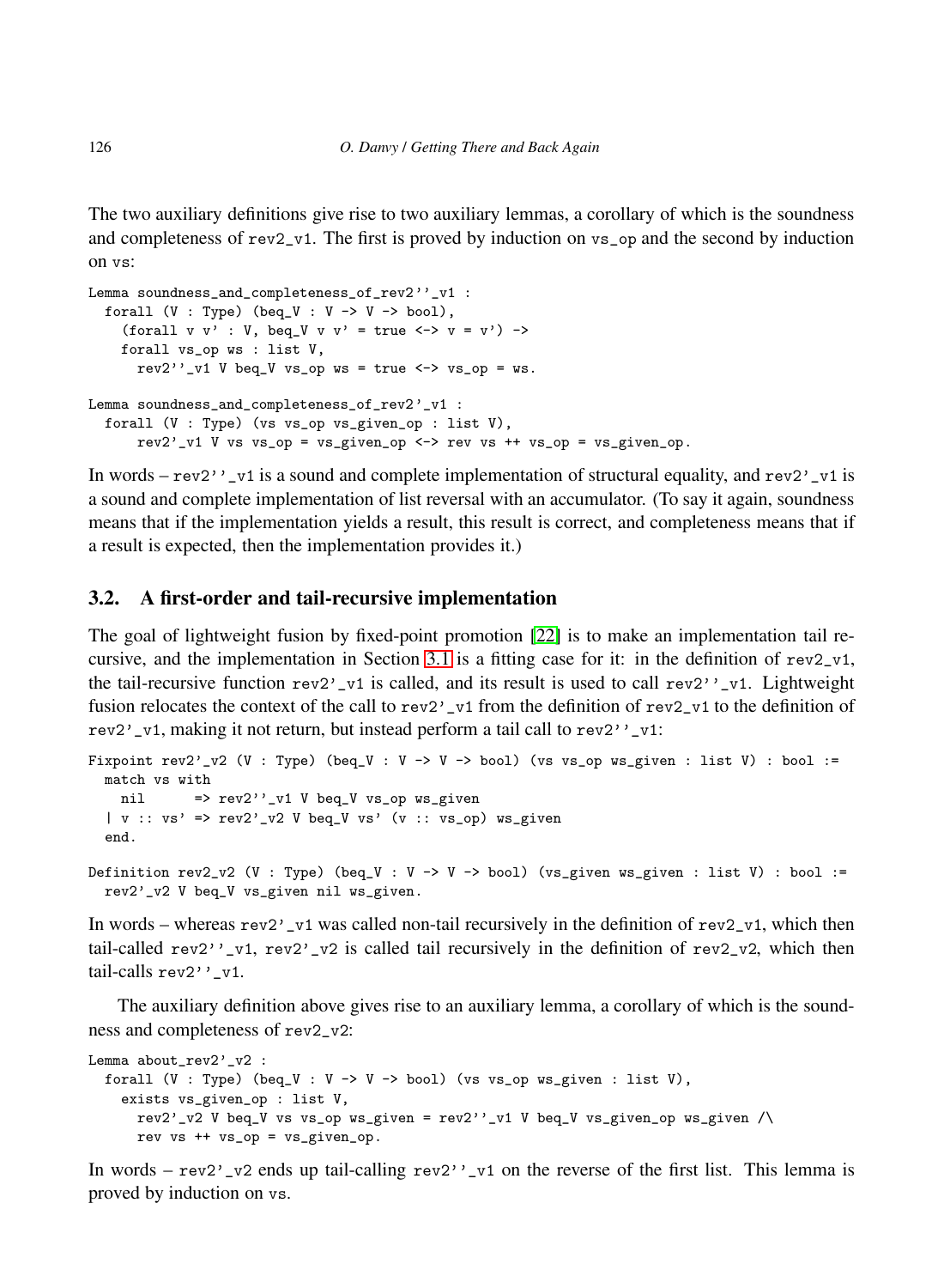The two auxiliary definitions give rise to two auxiliary lemmas, a corollary of which is the soundness and completeness of rev2_v1. The first is proved by induction on vs_op and the second by induction on vs:

```
Lemma soundness_and_completeness_of_rev2''_v1 :
  forall (V : Type) (beq_V : V -> V -> bool),
    (forall v v' : V, beq_V v v' = true <-> v = v') ->
    forall vs_op ws : list V,
      rev2''_v1 V beq_V vs_op ws = true <-> vs_op = ws.

Lemma soundness_and_completeness_of_rev2'_v1 :
  forall (V : Type) (vs vs_op vs_given_op : list V),
      rev2'_v1 V vs vs_op = vs_given_op <-> rev vs ++ vs_op = vs_given_op.
```

In words – rev2''_v1 is a sound and complete implementation of structural equality, and rev2'_v1 is a sound and complete implementation of list reversal with an accumulator. (To say it again, soundness means that if the implementation yields a result, this result is correct, and completeness means that if a result is expected, then the implementation provides it.)

### 3.2. A first-order and tail-recursive implementation

The goal of lightweight fusion by fixed-point promotion [22] is to make an implementation tail recursive, and the implementation in Section 3.1 is a fitting case for it: in the definition of rev2_v1, the tail-recursive function rev2'_v1 is called, and its result is used to call rev2''_v1. Lightweight fusion relocates the context of the call to rev2'_v1 from the definition of rev2_v1 to the definition of rev2'_v1, making it not return, but instead perform a tail call to rev2''_v1:

```
Fixpoint rev2'_v2 (V : Type) (beq_V : V -> V -> bool) (vs vs_op ws_given : list V) : bool :=
  match vs with
    nil      => rev2''_v1 V beq_V vs_op ws_given
  | v :: vs' => rev2'_v2 V beq_V vs' (v :: vs_op) ws_given
  end.

Definition rev2_v2 (V : Type) (beq_V : V -> V -> bool) (vs_given ws_given : list V) : bool :=
  rev2'_v2 V beq_V vs_given nil ws_given.
```

In words – whereas rev2'_v1 was called non-tail recursively in the definition of rev2_v1, which then tail-called rev2''_v1, rev2'_v2 is called tail recursively in the definition of rev2_v2, which then tail-calls rev2''_v1.

The auxiliary definition above gives rise to an auxiliary lemma, a corollary of which is the soundness and completeness of rev2_v2:

```
Lemma about_rev2'_v2 :
  forall (V : Type) (beq_V : V -> V -> bool) (vs vs_op ws_given : list V),
    exists vs_given_op : list V,
      rev2'_v2 V beq_V vs vs_op ws_given = rev2''_v1 V beq_V vs_given_op ws_given /\
      rev vs ++ vs_op = vs_given_op.
```

In words – rev2'_v2 ends up tail-calling rev2''_v1 on the reverse of the first list. This lemma is proved by induction on vs.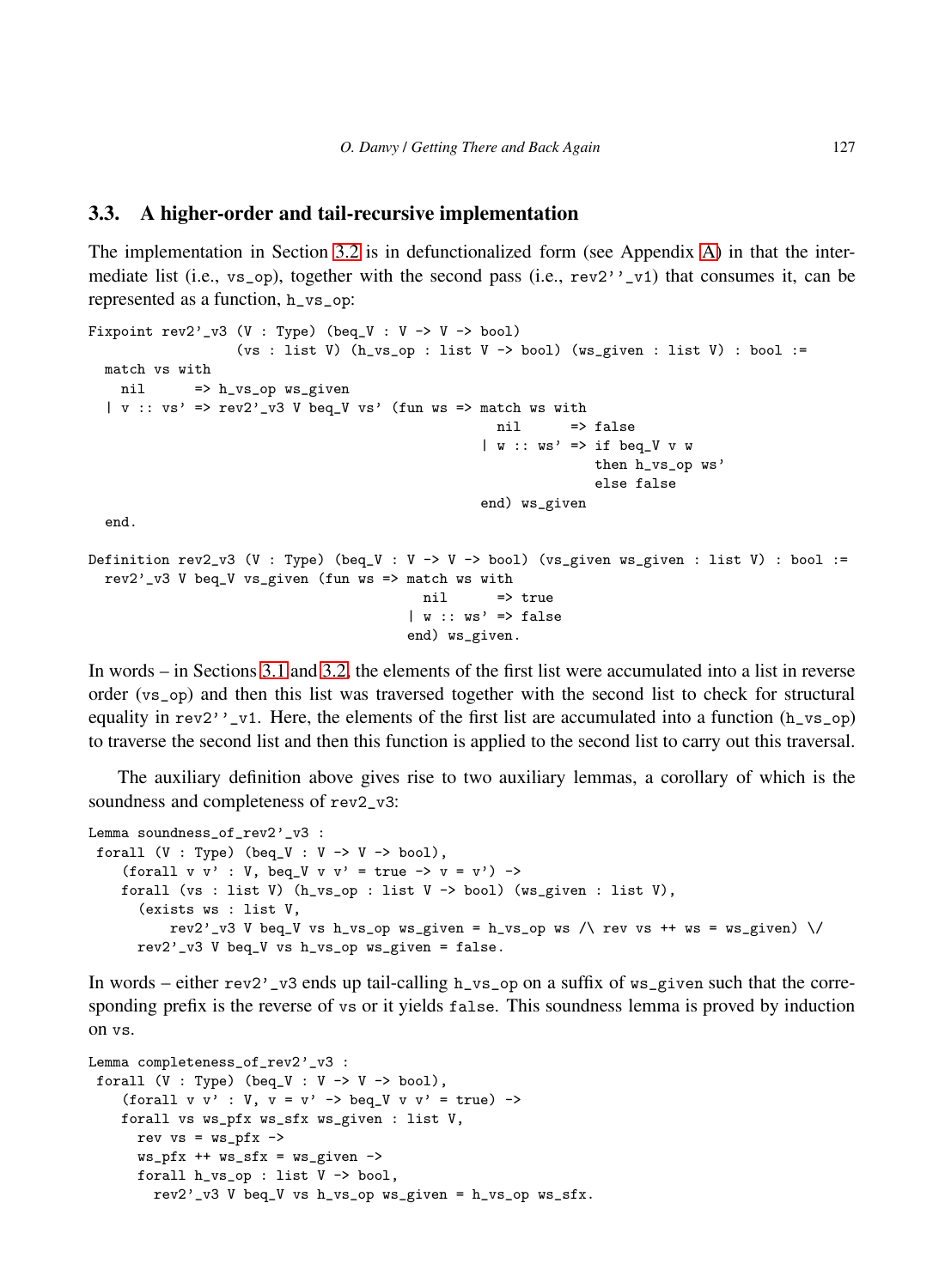### 3.3. A higher-order and tail-recursive implementation

The implementation in Section 3.2 is in defunctionalized form (see Appendix A) in that the intermediate list (i.e., `vs_op`), together with the second pass (i.e., `rev2''_v1`) that consumes it, can be represented as a function, `h_vs_op`:

```
Fixpoint rev2'_v3 (V : Type) (beq_V : V -> V -> bool)
                  (vs : list V) (h_vs_op : list V -> bool) (ws_given : list V) : bool :=
  match vs with
    nil      => h_vs_op ws_given
  | v :: vs' => rev2'_v3 V beq_V vs' (fun ws => match ws with
                                                  nil      => false
                                                | w :: ws' => if beq_V v w
                                                              then h_vs_op ws'
                                                              else false
                                                end) ws_given
  end.

Definition rev2_v3 (V : Type) (beq_V : V -> V -> bool) (vs_given ws_given : list V) : bool :=
  rev2'_v3 V beq_V vs_given (fun ws => match ws with
                                         nil      => true
                                       | w :: ws' => false
                                       end) ws_given.
```

In words – in Sections 3.1 and 3.2, the elements of the first list were accumulated into a list in reverse order (`vs_op`) and then this list was traversed together with the second list to check for structural equality in `rev2''_v1`. Here, the elements of the first list are accumulated into a function (`h_vs_op`) to traverse the second list and then this function is applied to the second list to carry out this traversal.

The auxiliary definition above gives rise to two auxiliary lemmas, a corollary of which is the soundness and completeness of `rev2_v3`:

```
Lemma soundness_of_rev2'_v3 :
 forall (V : Type) (beq_V : V -> V -> bool),
    (forall v v' : V, beq_V v v' = true -> v = v') ->
    forall (vs : list V) (h_vs_op : list V -> bool) (ws_given : list V),
      (exists ws : list V,
          rev2'_v3 V beq_V vs h_vs_op ws_given = h_vs_op ws /\ rev vs ++ ws = ws_given) \/
      rev2'_v3 V beq_V vs h_vs_op ws_given = false.
```

In words – either `rev2'_v3` ends up tail-calling `h_vs_op` on a suffix of `ws_given` such that the corresponding prefix is the reverse of `vs` or it yields `false`. This soundness lemma is proved by induction on `vs`.

```
Lemma completeness_of_rev2'_v3 :
 forall (V : Type) (beq_V : V -> V -> bool),
    (forall v v' : V, v = v' -> beq_V v v' = true) ->
    forall vs ws_pfx ws_sfx ws_given : list V,
      rev vs = ws_pfx ->
      ws_pfx ++ ws_sfx = ws_given ->
      forall h_vs_op : list V -> bool,
        rev2'_v3 V beq_V vs h_vs_op ws_given = h_vs_op ws_sfx.
```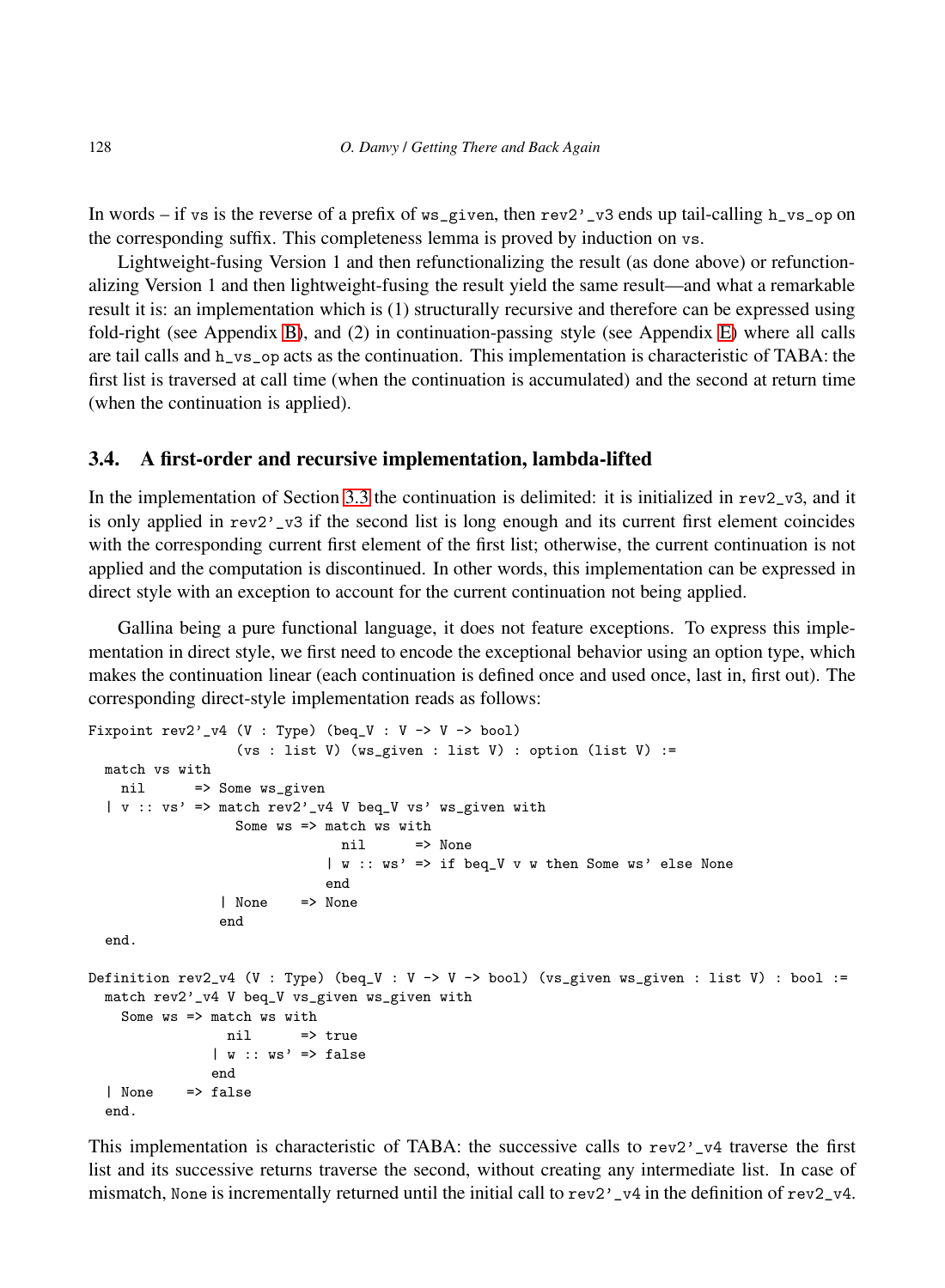In words – if vs is the reverse of a prefix of ws_given, then rev2'_v3 ends up tail-calling h_vs_op on the corresponding suffix. This completeness lemma is proved by induction on vs.

Lightweight-fusing Version 1 and then refunctionalizing the result (as done above) or refunctionalizing Version 1 and then lightweight-fusing the result yield the same result—and what a remarkable result it is: an implementation which is (1) structurally recursive and therefore can be expressed using fold-right (see Appendix B), and (2) in continuation-passing style (see Appendix E) where all calls are tail calls and h_vs_op acts as the continuation. This implementation is characteristic of TABA: the first list is traversed at call time (when the continuation is accumulated) and the second at return time (when the continuation is applied).

### 3.4. A first-order and recursive implementation, lambda-lifted

In the implementation of Section 3.3 the continuation is delimited: it is initialized in rev2_v3, and it is only applied in rev2'_v3 if the second list is long enough and its current first element coincides with the corresponding current first element of the first list; otherwise, the current continuation is not applied and the computation is discontinued. In other words, this implementation can be expressed in direct style with an exception to account for the current continuation not being applied.

Gallina being a pure functional language, it does not feature exceptions. To express this implementation in direct style, we first need to encode the exceptional behavior using an option type, which makes the continuation linear (each continuation is defined once and used once, last in, first out). The corresponding direct-style implementation reads as follows:

```
Fixpoint rev2'_v4 (V : Type) (beq_V : V -> V -> bool)
                  (vs : list V) (ws_given : list V) : option (list V) :=
  match vs with
    nil      => Some ws_given
  | v :: vs' => match rev2'_v4 V beq_V vs' ws_given with
                  Some ws => match ws with
                               nil      => None
                             | w :: ws' => if beq_V v w then Some ws' else None
                             end
                | None    => None
                end
  end.

Definition rev2_v4 (V : Type) (beq_V : V -> V -> bool) (vs_given ws_given : list V) : bool :=
  match rev2'_v4 V beq_V vs_given ws_given with
    Some ws => match ws with
                 nil      => true
               | w :: ws' => false
               end
  | None    => false
  end.
```

This implementation is characteristic of TABA: the successive calls to rev2'_v4 traverse the first list and its successive returns traverse the second, without creating any intermediate list. In case of mismatch, None is incrementally returned until the initial call to rev2'_v4 in the definition of rev2_v4.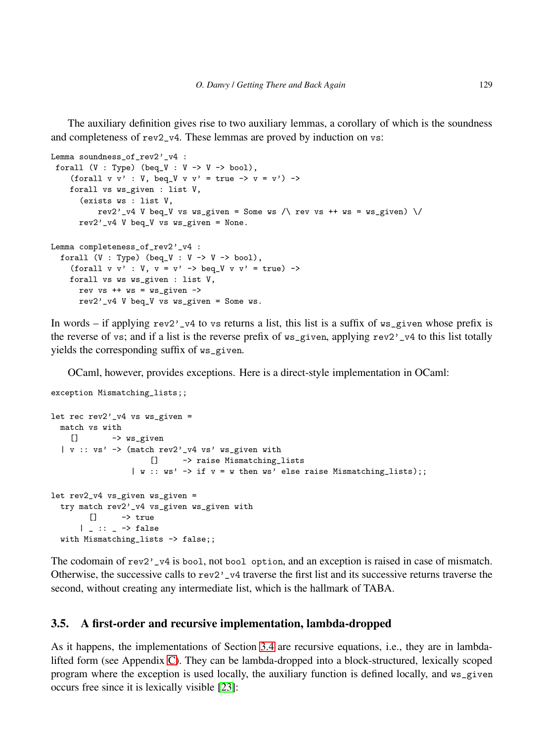The auxiliary definition gives rise to two auxiliary lemmas, a corollary of which is the soundness and completeness of `rev2_v4`. These lemmas are proved by induction on `vs`:

```
Lemma soundness_of_rev2'_v4 :
 forall (V : Type) (beq_V : V -> V -> bool),
    (forall v v' : V, beq_V v v' = true -> v = v') ->
    forall vs ws_given : list V,
      (exists ws : list V,
          rev2'_v4 V beq_V vs ws_given = Some ws /\ rev vs ++ ws = ws_given) \/
      rev2'_v4 V beq_V vs ws_given = None.

Lemma completeness_of_rev2'_v4 :
  forall (V : Type) (beq_V : V -> V -> bool),
    (forall v v' : V, v = v' -> beq_V v v' = true) ->
    forall vs ws ws_given : list V,
      rev vs ++ ws = ws_given ->
      rev2'_v4 V beq_V vs ws_given = Some ws.
```

In words – if applying `rev2'_v4` to `vs` returns a list, this list is a suffix of `ws_given` whose prefix is the reverse of `vs`; and if a list is the reverse prefix of `ws_given`, applying `rev2'_v4` to this list totally yields the corresponding suffix of `ws_given`.

OCaml, however, provides exceptions. Here is a direct-style implementation in OCaml:

```
exception Mismatching_lists;;

let rec rev2'_v4 vs ws_given =
  match vs with
    []       -> ws_given
  | v :: vs' -> (match rev2'_v4 vs' ws_given with
                    []     -> raise Mismatching_lists
                  | w :: ws' -> if v = w then ws' else raise Mismatching_lists);;

let rev2_v4 vs_given ws_given =
  try match rev2'_v4 vs_given ws_given with
        []     -> true
      | _ :: _ -> false
  with Mismatching_lists -> false;;
```

The codomain of `rev2'_v4` is `bool`, not `bool option`, and an exception is raised in case of mismatch. Otherwise, the successive calls to `rev2'_v4` traverse the first list and its successive returns traverse the second, without creating any intermediate list, which is the hallmark of TABA.

## 3.5. A first-order and recursive implementation, lambda-dropped

As it happens, the implementations of Section 3.4 are recursive equations, i.e., they are in lambda-lifted form (see Appendix C). They can be lambda-dropped into a block-structured, lexically scoped program where the exception is used locally, the auxiliary function is defined locally, and `ws_given` occurs free since it is lexically visible [23]: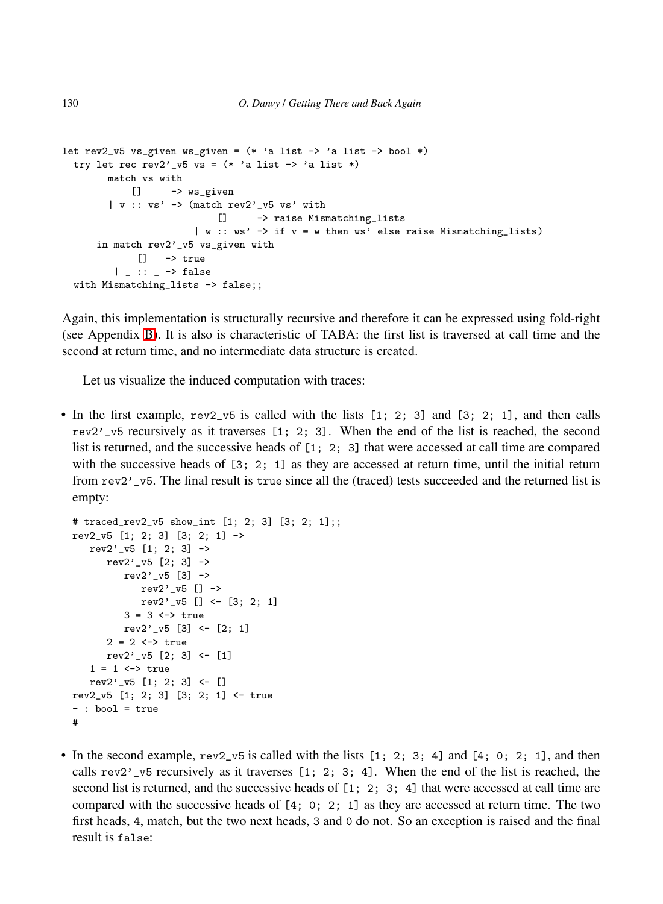```
let rev2_v5 vs_given ws_given = (* 'a list -> 'a list -> bool *)
  try let rec rev2'_v5 vs = (* 'a list -> 'a list *)
        match vs with
            []     -> ws_given
        | v :: vs' -> (match rev2'_v5 vs' with
                           []     -> raise Mismatching_lists
                         | w :: ws' -> if v = w then ws' else raise Mismatching_lists)
      in match rev2'_v5 vs_given with
             []   -> true
         | _ :: _ -> false
  with Mismatching_lists -> false;;
```

Again, this implementation is structurally recursive and therefore it can be expressed using fold-right (see Appendix B). It is also is characteristic of TABA: the first list is traversed at call time and the second at return time, and no intermediate data structure is created.

Let us visualize the induced computation with traces:

- In the first example, `rev2_v5` is called with the lists `[1; 2; 3]` and `[3; 2; 1]`, and then calls `rev2'_v5` recursively as it traverses `[1; 2; 3]`. When the end of the list is reached, the second list is returned, and the successive heads of `[1; 2; 3]` that were accessed at call time are compared with the successive heads of `[3; 2; 1]` as they are accessed at return time, until the initial return from `rev2'_v5`. The final result is `true` since all the (traced) tests succeeded and the returned list is empty:

```
# traced_rev2_v5 show_int [1; 2; 3] [3; 2; 1];;
rev2_v5 [1; 2; 3] [3; 2; 1] ->
   rev2'_v5 [1; 2; 3] ->
      rev2'_v5 [2; 3] ->
         rev2'_v5 [3] ->
            rev2'_v5 [] ->
            rev2'_v5 [] <- [3; 2; 1]
         3 = 3 <-> true
         rev2'_v5 [3] <- [2; 1]
      2 = 2 <-> true
      rev2'_v5 [2; 3] <- [1]
   1 = 1 <-> true
   rev2'_v5 [1; 2; 3] <- []
rev2_v5 [1; 2; 3] [3; 2; 1] <- true
- : bool = true
#
```

- In the second example, `rev2_v5` is called with the lists `[1; 2; 3; 4]` and `[4; 0; 2; 1]`, and then calls `rev2'_v5` recursively as it traverses `[1; 2; 3; 4]`. When the end of the list is reached, the second list is returned, and the successive heads of `[1; 2; 3; 4]` that were accessed at call time are compared with the successive heads of `[4; 0; 2; 1]` as they are accessed at return time. The two first heads, `4`, match, but the two next heads, `3` and `0` do not. So an exception is raised and the final result is `false`: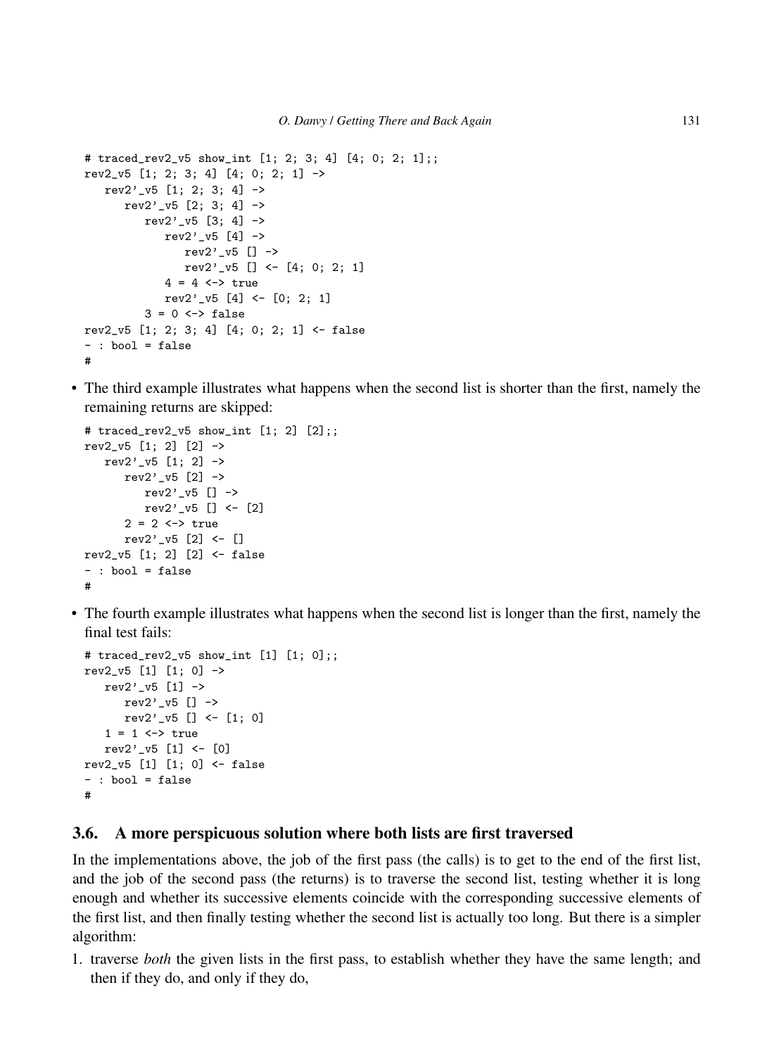```
# traced_rev2_v5 show_int [1; 2; 3; 4] [4; 0; 2; 1];;
rev2_v5 [1; 2; 3; 4] [4; 0; 2; 1] ->
   rev2'_v5 [1; 2; 3; 4] ->
      rev2'_v5 [2; 3; 4] ->
         rev2'_v5 [3; 4] ->
            rev2'_v5 [4] ->
               rev2'_v5 [] ->
               rev2'_v5 [] <- [4; 0; 2; 1]
            4 = 4 <-> true
            rev2'_v5 [4] <- [0; 2; 1]
         3 = 0 <-> false
rev2_v5 [1; 2; 3; 4] [4; 0; 2; 1] <- false
- : bool = false
#
```

- The third example illustrates what happens when the second list is shorter than the first, namely the remaining returns are skipped:

```
# traced_rev2_v5 show_int [1; 2] [2];;
rev2_v5 [1; 2] [2] ->
   rev2'_v5 [1; 2] ->
      rev2'_v5 [2] ->
         rev2'_v5 [] ->
         rev2'_v5 [] <- [2]
      2 = 2 <-> true
      rev2'_v5 [2] <- []
rev2_v5 [1; 2] [2] <- false
- : bool = false
#
```

- The fourth example illustrates what happens when the second list is longer than the first, namely the final test fails:

```
# traced_rev2_v5 show_int [1] [1; 0];;
rev2_v5 [1] [1; 0] ->
   rev2'_v5 [1] ->
      rev2'_v5 [] ->
      rev2'_v5 [] <- [1; 0]
   1 = 1 <-> true
   rev2'_v5 [1] <- [0]
rev2_v5 [1] [1; 0] <- false
- : bool = false
#
```

### 3.6. A more perspicuous solution where both lists are first traversed

In the implementations above, the job of the first pass (the calls) is to get to the end of the first list, and the job of the second pass (the returns) is to traverse the second list, testing whether it is long enough and whether its successive elements coincide with the corresponding successive elements of the first list, and then finally testing whether the second list is actually too long. But there is a simpler algorithm:

1. traverse *both* the given lists in the first pass, to establish whether they have the same length; and then if they do, and only if they do,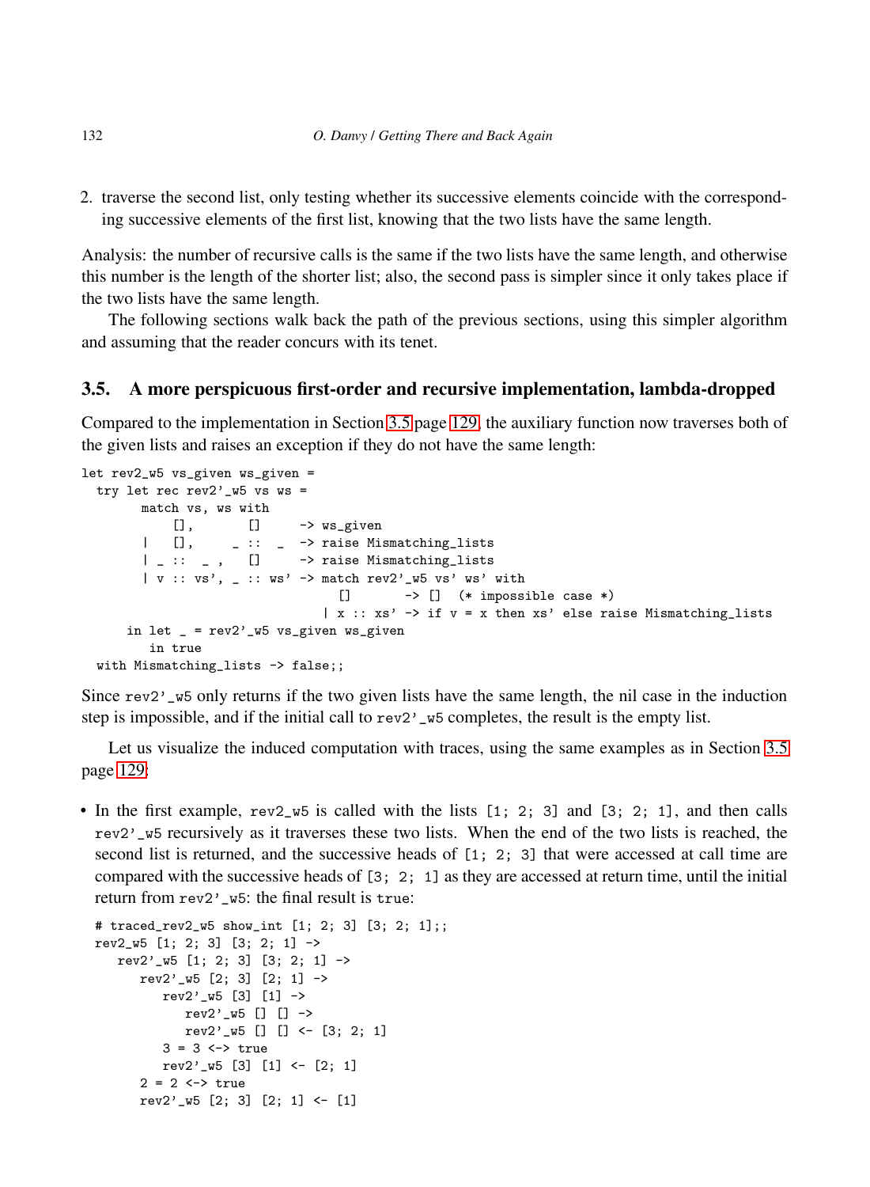2. traverse the second list, only testing whether its successive elements coincide with the corresponding successive elements of the first list, knowing that the two lists have the same length.

Analysis: the number of recursive calls is the same if the two lists have the same length, and otherwise this number is the length of the shorter list; also, the second pass is simpler since it only takes place if the two lists have the same length.

The following sections walk back the path of the previous sections, using this simpler algorithm and assuming that the reader concurs with its tenet.

### 3.5. A more perspicuous first-order and recursive implementation, lambda-dropped

Compared to the implementation in Section 3.5 page 129, the auxiliary function now traverses both of the given lists and raises an exception if they do not have the same length:

```
let rev2_w5 vs_given ws_given =
  try let rec rev2'_w5 vs ws =
        match vs, ws with
            [],       []     -> ws_given
        |   [],     _ ::  _  -> raise Mismatching_lists
        | _ ::  _ ,   []     -> raise Mismatching_lists
        | v :: vs', _ :: ws' -> match rev2'_w5 vs' ws' with
                                  []       -> []  (* impossible case *)
                                | x :: xs' -> if v = x then xs' else raise Mismatching_lists
      in let _ = rev2'_w5 vs_given ws_given
         in true
  with Mismatching_lists -> false;;
```

Since `rev2'_w5` only returns if the two given lists have the same length, the nil case in the induction step is impossible, and if the initial call to `rev2'_w5` completes, the result is the empty list.

Let us visualize the induced computation with traces, using the same examples as in Section 3.5 page 129:

- In the first example, `rev2_w5` is called with the lists `[1; 2; 3]` and `[3; 2; 1]`, and then calls `rev2'_w5` recursively as it traverses these two lists. When the end of the two lists is reached, the second list is returned, and the successive heads of `[1; 2; 3]` that were accessed at call time are compared with the successive heads of `[3; 2; 1]` as they are accessed at return time, until the initial return from `rev2'_w5`: the final result is `true`:

```
# traced_rev2_w5 show_int [1; 2; 3] [3; 2; 1];;
rev2_w5 [1; 2; 3] [3; 2; 1] ->
   rev2'_w5 [1; 2; 3] [3; 2; 1] ->
      rev2'_w5 [2; 3] [2; 1] ->
         rev2'_w5 [3] [1] ->
            rev2'_w5 [] [] ->
            rev2'_w5 [] [] <- [3; 2; 1]
         3 = 3 <-> true
         rev2'_w5 [3] [1] <- [2; 1]
      2 = 2 <-> true
      rev2'_w5 [2; 3] [2; 1] <- [1]
```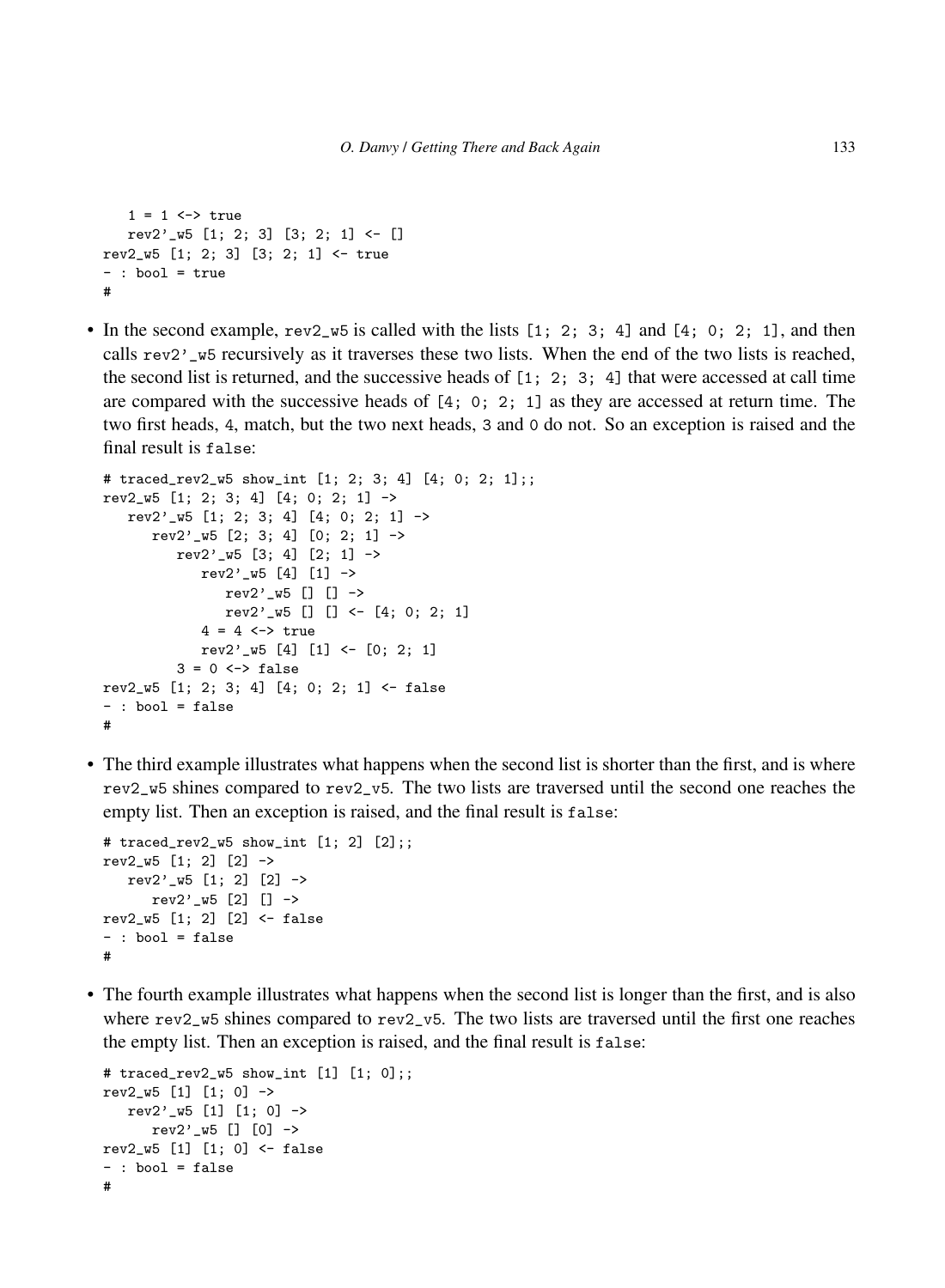```
   1 = 1 <-> true
   rev2'_w5 [1; 2; 3] [3; 2; 1] <- []
rev2_w5 [1; 2; 3] [3; 2; 1] <- true
- : bool = true
#
```

- In the second example, `rev2_w5` is called with the lists `[1; 2; 3; 4]` and `[4; 0; 2; 1]`, and then calls `rev2'_w5` recursively as it traverses these two lists. When the end of the two lists is reached, the second list is returned, and the successive heads of `[1; 2; 3; 4]` that were accessed at call time are compared with the successive heads of `[4; 0; 2; 1]` as they are accessed at return time. The two first heads, `4`, match, but the two next heads, `3` and `0` do not. So an exception is raised and the final result is `false`:

```
# traced_rev2_w5 show_int [1; 2; 3; 4] [4; 0; 2; 1];;
rev2_w5 [1; 2; 3; 4] [4; 0; 2; 1] ->
   rev2'_w5 [1; 2; 3; 4] [4; 0; 2; 1] ->
      rev2'_w5 [2; 3; 4] [0; 2; 1] ->
         rev2'_w5 [3; 4] [2; 1] ->
            rev2'_w5 [4] [1] ->
               rev2'_w5 [] [] ->
               rev2'_w5 [] [] <- [4; 0; 2; 1]
            4 = 4 <-> true
            rev2'_w5 [4] [1] <- [0; 2; 1]
         3 = 0 <-> false
rev2_w5 [1; 2; 3; 4] [4; 0; 2; 1] <- false
- : bool = false
#
```

- The third example illustrates what happens when the second list is shorter than the first, and is where `rev2_w5` shines compared to `rev2_v5`. The two lists are traversed until the second one reaches the empty list. Then an exception is raised, and the final result is `false`:

```
# traced_rev2_w5 show_int [1; 2] [2];;
rev2_w5 [1; 2] [2] ->
   rev2'_w5 [1; 2] [2] ->
      rev2'_w5 [2] [] ->
rev2_w5 [1; 2] [2] <- false
- : bool = false
#
```

- The fourth example illustrates what happens when the second list is longer than the first, and is also where `rev2_w5` shines compared to `rev2_v5`. The two lists are traversed until the first one reaches the empty list. Then an exception is raised, and the final result is `false`:

```
# traced_rev2_w5 show_int [1] [1; 0];;
rev2_w5 [1] [1; 0] ->
   rev2'_w5 [1] [1; 0] ->
      rev2'_w5 [] [0] ->
rev2_w5 [1] [1; 0] <- false
- : bool = false
#
```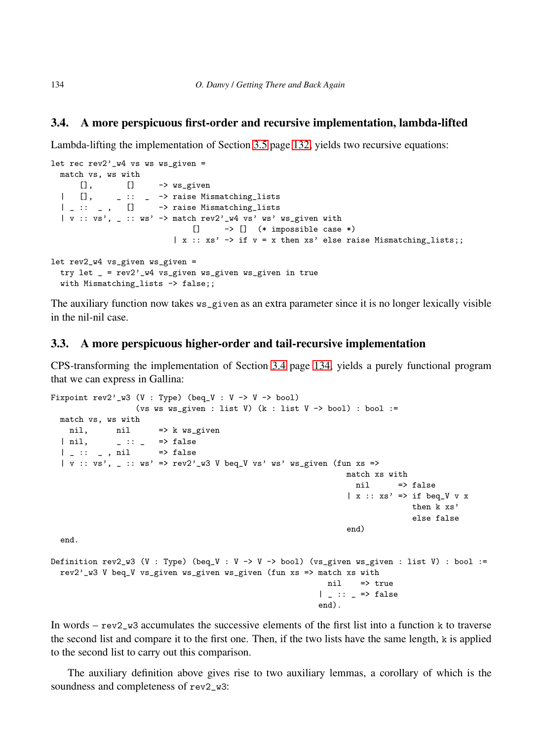### 3.4. A more perspicuous first-order and recursive implementation, lambda-lifted

Lambda-lifting the implementation of Section 3.5 page 132, yields two recursive equations:

```
let rec rev2'_w4 vs ws ws_given =
  match vs, ws with
      [],       []     -> ws_given
  |   [],      _ ::  _  -> raise Mismatching_lists
  | _ ::  _ ,   []     -> raise Mismatching_lists
  | v :: vs', _ :: ws' -> match rev2'_w4 vs' ws' ws_given with
                              []     -> []  (* impossible case *)
                          | x :: xs' -> if v = x then xs' else raise Mismatching_lists;;

let rev2_w4 vs_given ws_given =
  try let _ = rev2'_w4 vs_given ws_given ws_given in true
  with Mismatching_lists -> false;;
```

The auxiliary function now takes ws_given as an extra parameter since it is no longer lexically visible in the nil-nil case.

### 3.3. A more perspicuous higher-order and tail-recursive implementation

CPS-transforming the implementation of Section 3.4 page 134, yields a purely functional program that we can express in Gallina:

```
Fixpoint rev2'_w3 (V : Type) (beq_V : V -> V -> bool)
                  (vs ws ws_given : list V) (k : list V -> bool) : bool :=
  match vs, ws with
    nil,      nil      => k ws_given
  | nil,      _ :: _   => false
  | _ ::  _ , nil      => false
  | v :: vs', _ :: ws' => rev2'_w3 V beq_V vs' ws' ws_given (fun xs =>
                                                              match xs with
                                                                nil      => false
                                                              | x :: xs' => if beq_V v x
                                                                            then k xs'
                                                                            else false
                                                              end)
  end.

Definition rev2_w3 (V : Type) (beq_V : V -> V -> bool) (vs_given ws_given : list V) : bool :=
  rev2'_w3 V beq_V vs_given ws_given ws_given (fun xs => match xs with
                                                          nil    => true
                                                        | _ :: _ => false
                                                        end).
```

In words – rev2_w3 accumulates the successive elements of the first list into a function k to traverse the second list and compare it to the first one. Then, if the two lists have the same length, k is applied to the second list to carry out this comparison.

The auxiliary definition above gives rise to two auxiliary lemmas, a corollary of which is the soundness and completeness of rev2_w3: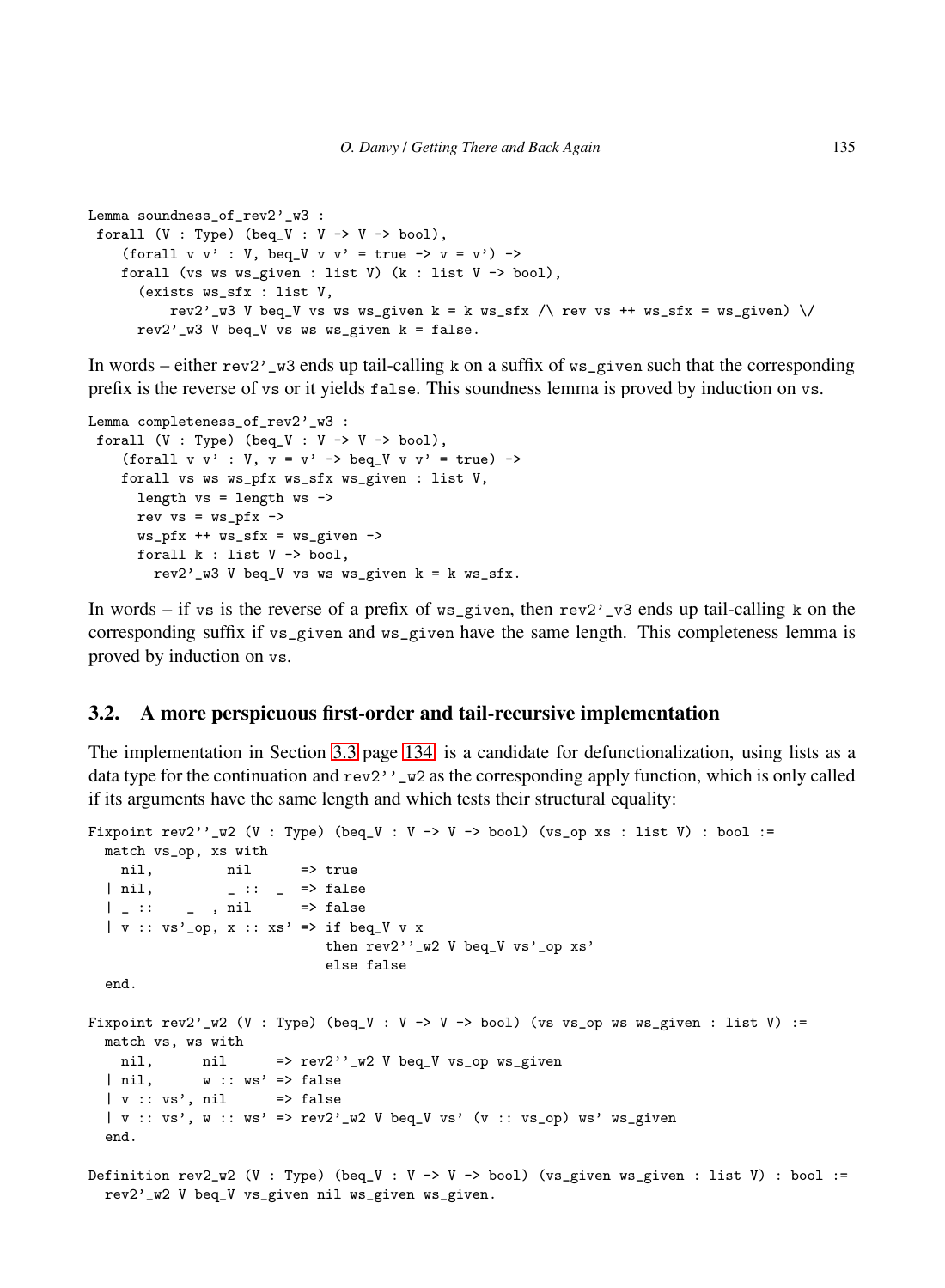```
Lemma soundness_of_rev2'_w3 :
 forall (V : Type) (beq_V : V -> V -> bool),
    (forall v v' : V, beq_V v v' = true -> v = v') ->
    forall (vs ws ws_given : list V) (k : list V -> bool),
      (exists ws_sfx : list V,
          rev2'_w3 V beq_V vs ws ws_given k = k ws_sfx /\ rev vs ++ ws_sfx = ws_given) \/
      rev2'_w3 V beq_V vs ws ws_given k = false.
```

In words – either `rev2'_w3` ends up tail-calling `k` on a suffix of `ws_given` such that the corresponding prefix is the reverse of `vs` or it yields `false`. This soundness lemma is proved by induction on `vs`.

```
Lemma completeness_of_rev2'_w3 :
 forall (V : Type) (beq_V : V -> V -> bool),
    (forall v v' : V, v = v' -> beq_V v v' = true) ->
    forall vs ws ws_pfx ws_sfx ws_given : list V,
      length vs = length ws ->
      rev vs = ws_pfx ->
      ws_pfx ++ ws_sfx = ws_given ->
      forall k : list V -> bool,
        rev2'_w3 V beq_V vs ws ws_given k = k ws_sfx.
```

In words – if `vs` is the reverse of a prefix of `ws_given`, then `rev2'_v3` ends up tail-calling `k` on the corresponding suffix if `vs_given` and `ws_given` have the same length. This completeness lemma is proved by induction on `vs`.

### 3.2. A more perspicuous first-order and tail-recursive implementation

The implementation in Section 3.3 page 134, is a candidate for defunctionalization, using lists as a data type for the continuation and `rev2''_w2` as the corresponding apply function, which is only called if its arguments have the same length and which tests their structural equality:

```
Fixpoint rev2''_w2 (V : Type) (beq_V : V -> V -> bool) (vs_op xs : list V) : bool :=
  match vs_op, xs with
    nil,          nil      => true
  | nil,          _ ::  _  => false
  | _ ::    _   , nil      => false
  | v :: vs'_op, x :: xs' => if beq_V v x
                             then rev2''_w2 V beq_V vs'_op xs'
                             else false
  end.

Fixpoint rev2'_w2 (V : Type) (beq_V : V -> V -> bool) (vs vs_op ws ws_given : list V) :=
  match vs, ws with
    nil,      nil      => rev2''_w2 V beq_V vs_op ws_given
  | nil,      w :: ws' => false
  | v :: vs', nil      => false
  | v :: vs', w :: ws' => rev2'_w2 V beq_V vs' (v :: vs_op) ws' ws_given
  end.

Definition rev2_w2 (V : Type) (beq_V : V -> V -> bool) (vs_given ws_given : list V) : bool :=
  rev2'_w2 V beq_V vs_given nil ws_given ws_given.
```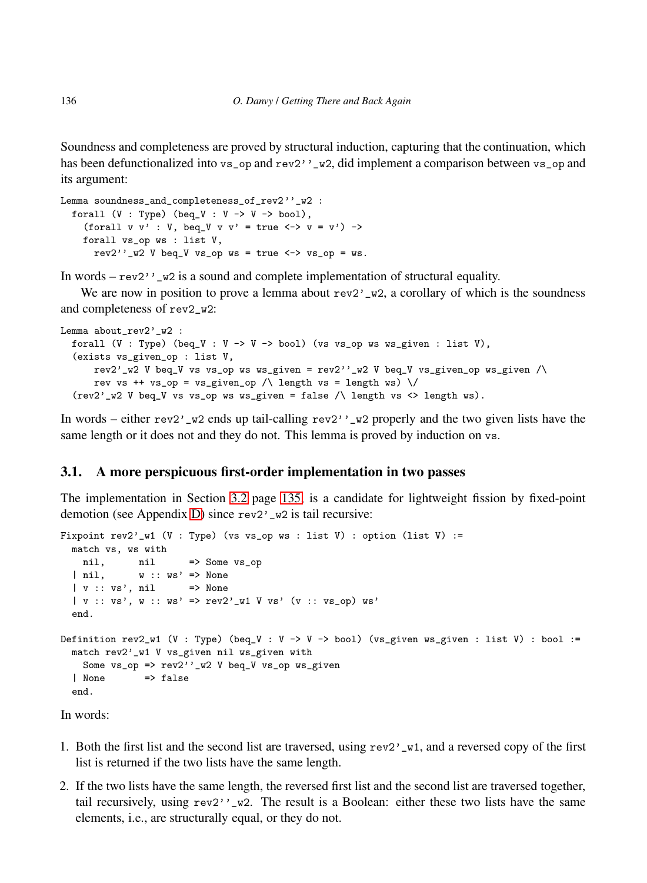Soundness and completeness are proved by structural induction, capturing that the continuation, which has been defunctionalized into `vs_op` and `rev2''_w2`, did implement a comparison between `vs_op` and its argument:

```
Lemma soundness_and_completeness_of_rev2''_w2 :
  forall (V : Type) (beq_V : V -> V -> bool),
    (forall v v' : V, beq_V v v' = true <-> v = v') ->
    forall vs_op ws : list V,
      rev2''_w2 V beq_V vs_op ws = true <-> vs_op = ws.
```

In words – `rev2''_w2` is a sound and complete implementation of structural equality.

We are now in position to prove a lemma about `rev2'_w2`, a corollary of which is the soundness and completeness of `rev2_w2`:

```
Lemma about_rev2'_w2 :
  forall (V : Type) (beq_V : V -> V -> bool) (vs vs_op ws ws_given : list V),
  (exists vs_given_op : list V,
      rev2'_w2 V beq_V vs vs_op ws ws_given = rev2''_w2 V beq_V vs_given_op ws_given /\
      rev vs ++ vs_op = vs_given_op /\ length vs = length ws) \/
  (rev2'_w2 V beq_V vs vs_op ws ws_given = false /\ length vs <> length ws).
```

In words – either `rev2'_w2` ends up tail-calling `rev2''_w2` properly and the two given lists have the same length or it does not and they do not. This lemma is proved by induction on `vs`.

## 3.1. A more perspicuous first-order implementation in two passes

The implementation in Section 3.2 page 135, is a candidate for lightweight fission by fixed-point demotion (see Appendix D) since `rev2'_w2` is tail recursive:

```
Fixpoint rev2'_w1 (V : Type) (vs vs_op ws : list V) : option (list V) :=
  match vs, ws with
    nil,      nil      => Some vs_op
  | nil,      w :: ws' => None
  | v :: vs', nil      => None
  | v :: vs', w :: ws' => rev2'_w1 V vs' (v :: vs_op) ws'
  end.

Definition rev2_w1 (V : Type) (beq_V : V -> V -> bool) (vs_given ws_given : list V) : bool :=
  match rev2'_w1 V vs_given nil ws_given with
    Some vs_op => rev2''_w2 V beq_V vs_op ws_given
  | None       => false
  end.
```

In words:

1. Both the first list and the second list are traversed, using `rev2'_w1`, and a reversed copy of the first list is returned if the two lists have the same length.
2. If the two lists have the same length, the reversed first list and the second list are traversed together, tail recursively, using `rev2''_w2`. The result is a Boolean: either these two lists have the same elements, i.e., are structurally equal, or they do not.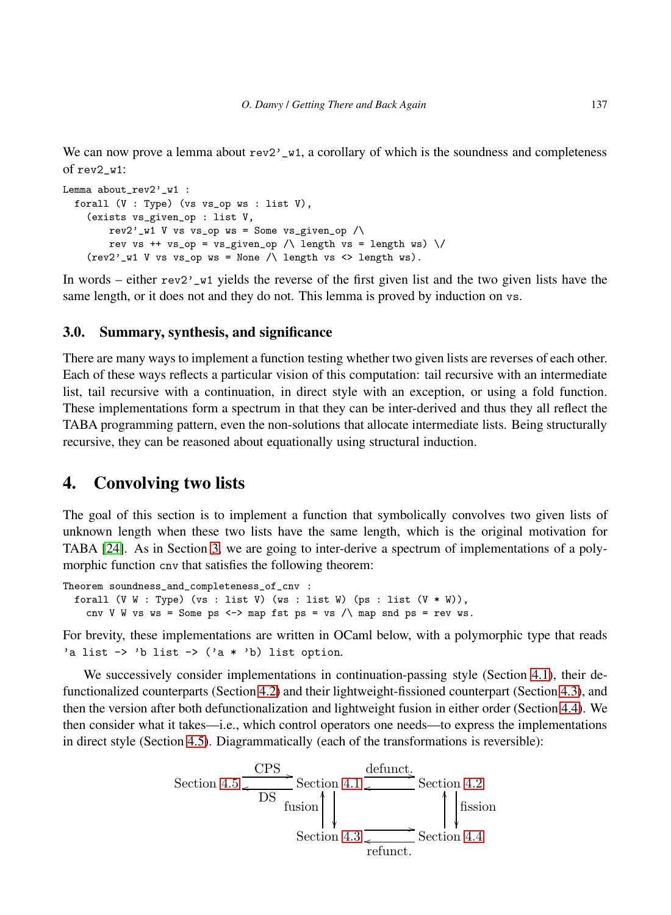We can now prove a lemma about `rev2'_w1`, a corollary of which is the soundness and completeness of `rev2_w1`:

```
Lemma about_rev2'_w1 :
  forall (V : Type) (vs vs_op ws : list V),
    (exists vs_given_op : list V,
        rev2'_w1 V vs vs_op ws = Some vs_given_op /\
        rev vs ++ vs_op = vs_given_op /\ length vs = length ws) \/
    (rev2'_w1 V vs vs_op ws = None /\ length vs <> length ws).
```

In words – either `rev2'_w1` yields the reverse of the first given list and the two given lists have the same length, or it does not and they do not. This lemma is proved by induction on `vs`.

### 3.0. Summary, synthesis, and significance

There are many ways to implement a function testing whether two given lists are reverses of each other. Each of these ways reflects a particular vision of this computation: tail recursive with an intermediate list, tail recursive with a continuation, in direct style with an exception, or using a fold function. These implementations form a spectrum in that they can be inter-derived and thus they all reflect the TABA programming pattern, even the non-solutions that allocate intermediate lists. Being structurally recursive, they can be reasoned about equationally using structural induction.

## 4. Convolving two lists

The goal of this section is to implement a function that symbolically convolves two given lists of unknown length when these two lists have the same length, which is the original motivation for TABA [24]. As in Section 3, we are going to inter-derive a spectrum of implementations of a polymorphic function `cnv` that satisfies the following theorem:

```
Theorem soundness_and_completeness_of_cnv :
  forall (V W : Type) (vs : list V) (ws : list W) (ps : list (V * W)),
    cnv V W vs ws = Some ps <-> map fst ps = vs /\ map snd ps = rev ws.
```

For brevity, these implementations are written in OCaml below, with a polymorphic type that reads `'a list -> 'b list -> ('a * 'b) list option`.

We successively consider implementations in continuation-passing style (Section 4.1), their defunctionalized counterparts (Section 4.2) and their lightweight-fissioned counterpart (Section 4.3), and then the version after both defunctionalization and lightweight fusion in either order (Section 4.4). We then consider what it takes—i.e., which control operators one needs—to express the implementations in direct style (Section 4.5). Diagrammatically (each of the transformations is reversible):

```
             CPS                  defunct.
Section 4.5 ----> Section 4.1 ----------> Section 4.2
            <----             <----------
             DS        ^ |                   ^ |
               fusion  | |                   | | fission
                       | v                   | v
                  Section 4.3 ----------> Section 4.4
                              <----------
                                refunct.
```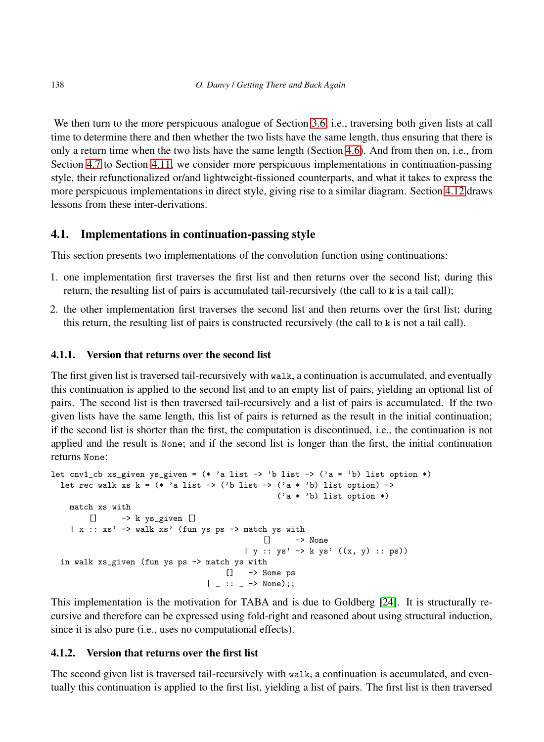We then turn to the more perspicuous analogue of Section 3.6, i.e., traversing both given lists at call time to determine there and then whether the two lists have the same length, thus ensuring that there is only a return time when the two lists have the same length (Section 4.6). And from then on, i.e., from Section 4.7 to Section 4.11, we consider more perspicuous implementations in continuation-passing style, their refunctionalized or/and lightweight-fissioned counterparts, and what it takes to express the more perspicuous implementations in direct style, giving rise to a similar diagram. Section 4.12 draws lessons from these inter-derivations.

## 4.1. Implementations in continuation-passing style

This section presents two implementations of the convolution function using continuations:

1. one implementation first traverses the first list and then returns over the second list; during this return, the resulting list of pairs is accumulated tail-recursively (the call to `k` is a tail call);
2. the other implementation first traverses the second list and then returns over the first list; during this return, the resulting list of pairs is constructed recursively (the call to `k` is not a tail call).

### 4.1.1. Version that returns over the second list

The first given list is traversed tail-recursively with `walk`, a continuation is accumulated, and eventually this continuation is applied to the second list and to an empty list of pairs, yielding an optional list of pairs. The second list is then traversed tail-recursively and a list of pairs is accumulated. If the two given lists have the same length, this list of pairs is returned as the result in the initial continuation; if the second list is shorter than the first, the computation is discontinued, i.e., the continuation is not applied and the result is `None`; and if the second list is longer than the first, the initial continuation returns `None`:

```
let cnv1_cb xs_given ys_given = (* 'a list -> 'b list -> ('a * 'b) list option *)
  let rec walk xs k = (* 'a list -> ('b list -> ('a * 'b) list option) ->
                                                ('a * 'b) list option *)
    match xs with
        []     -> k ys_given []
    | x :: xs' -> walk xs' (fun ys ps -> match ys with
                                             []     -> None
                                         | y :: ys' -> k ys' ((x, y) :: ps))
  in walk xs_given (fun ys ps -> match ys with
                                     []   -> Some ps
                                 | _ :: _ -> None);;
```

This implementation is the motivation for TABA and is due to Goldberg [24]. It is structurally recursive and therefore can be expressed using fold-right and reasoned about using structural induction, since it is also pure (i.e., uses no computational effects).

### 4.1.2. Version that returns over the first list

The second given list is traversed tail-recursively with `walk`, a continuation is accumulated, and eventually this continuation is applied to the first list, yielding a list of pairs. The first list is then traversed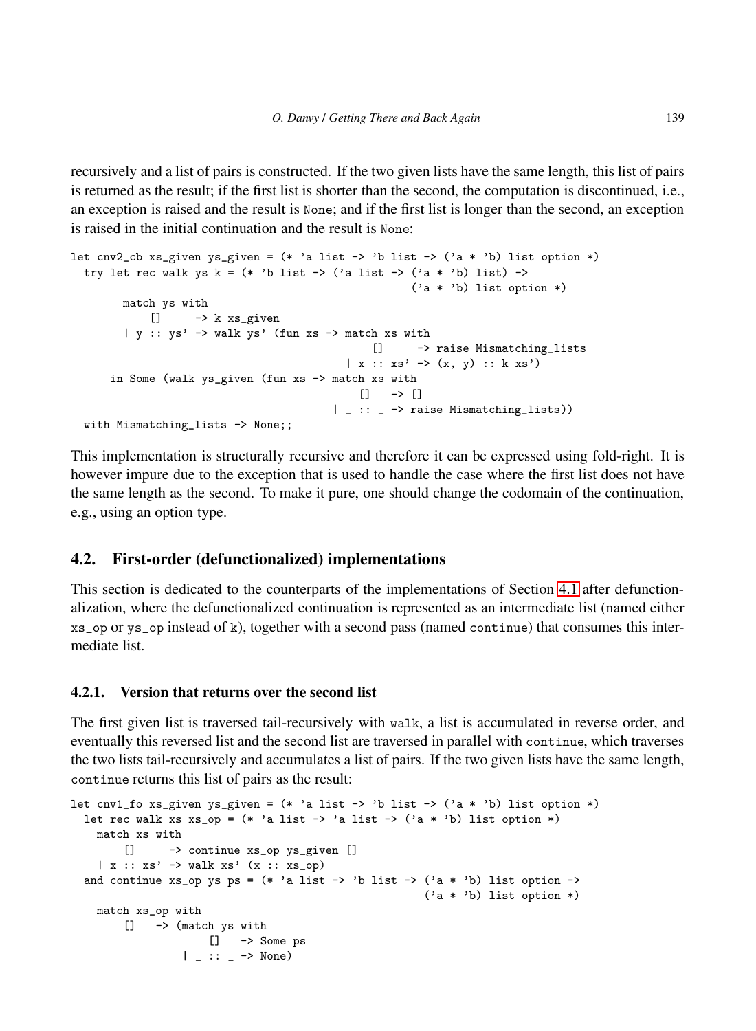recursively and a list of pairs is constructed. If the two given lists have the same length, this list of pairs is returned as the result; if the first list is shorter than the second, the computation is discontinued, i.e., an exception is raised and the result is None; and if the first list is longer than the second, an exception is raised in the initial continuation and the result is None:

```
let cnv2_cb xs_given ys_given = (* 'a list -> 'b list -> ('a * 'b) list option *)
  try let rec walk ys k = (* 'b list -> ('a list -> ('a * 'b) list) ->
                                                     ('a * 'b) list option *)
        match ys with
            []     -> k xs_given
        | y :: ys' -> walk ys' (fun xs -> match xs with
                                            []     -> raise Mismatching_lists
                                          | x :: xs' -> (x, y) :: k xs')
      in Some (walk ys_given (fun xs -> match xs with
                                          []   -> []
                                        | _ :: _ -> raise Mismatching_lists))
  with Mismatching_lists -> None;;
```

This implementation is structurally recursive and therefore it can be expressed using fold-right. It is however impure due to the exception that is used to handle the case where the first list does not have the same length as the second. To make it pure, one should change the codomain of the continuation, e.g., using an option type.

## 4.2. First-order (defunctionalized) implementations

This section is dedicated to the counterparts of the implementations of Section 4.1 after defunctionalization, where the defunctionalized continuation is represented as an intermediate list (named either xs_op or ys_op instead of k), together with a second pass (named continue) that consumes this intermediate list.

### 4.2.1. Version that returns over the second list

The first given list is traversed tail-recursively with walk, a list is accumulated in reverse order, and eventually this reversed list and the second list are traversed in parallel with continue, which traverses the two lists tail-recursively and accumulates a list of pairs. If the two given lists have the same length, continue returns this list of pairs as the result:

```
let cnv1_fo xs_given ys_given = (* 'a list -> 'b list -> ('a * 'b) list option *)
  let rec walk xs xs_op = (* 'a list -> 'a list -> ('a * 'b) list option *)
    match xs with
        []     -> continue xs_op ys_given []
    | x :: xs' -> walk xs' (x :: xs_op)
  and continue xs_op ys ps = (* 'a list -> 'b list -> ('a * 'b) list option ->
                                                         ('a * 'b) list option *)
    match xs_op with
        []   -> (match ys with
                     []   -> Some ps
                 | _ :: _ -> None)
```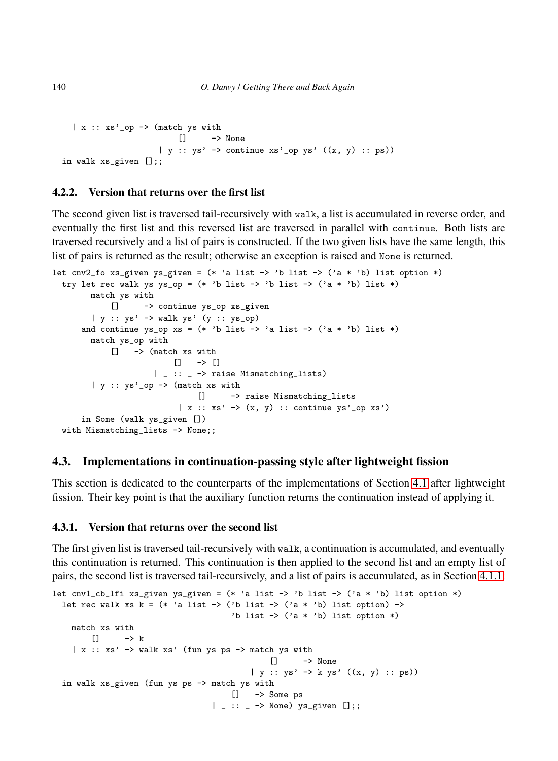```
    | x :: xs'_op -> (match ys with
                        []      -> None
                      | y :: ys' -> continue xs'_op ys' ((x, y) :: ps))
  in walk xs_given [];;
```

### 4.2.2. Version that returns over the first list

The second given list is traversed tail-recursively with `walk`, a list is accumulated in reverse order, and eventually the first list and this reversed list are traversed in parallel with `continue`. Both lists are traversed recursively and a list of pairs is constructed. If the two given lists have the same length, this list of pairs is returned as the result; otherwise an exception is raised and `None` is returned.

```
let cnv2_fo xs_given ys_given = (* 'a list -> 'b list -> ('a * 'b) list option *)
  try let rec walk ys ys_op = (* 'b list -> 'b list -> ('a * 'b) list *)
        match ys with
            []      -> continue ys_op xs_given
        | y :: ys' -> walk ys' (y :: ys_op)
      and continue ys_op xs = (* 'b list -> 'a list -> ('a * 'b) list *)
        match ys_op with
            []   -> (match xs with
                          []   -> []
                      | _ :: _ -> raise Mismatching_lists)
        | y :: ys'_op -> (match xs with
                              []      -> raise Mismatching_lists
                            | x :: xs' -> (x, y) :: continue ys'_op xs')
      in Some (walk ys_given [])
  with Mismatching_lists -> None;;
```

## 4.3. Implementations in continuation-passing style after lightweight fission

This section is dedicated to the counterparts of the implementations of Section 4.1 after lightweight fission. Their key point is that the auxiliary function returns the continuation instead of applying it.

### 4.3.1. Version that returns over the second list

The first given list is traversed tail-recursively with `walk`, a continuation is accumulated, and eventually this continuation is returned. This continuation is then applied to the second list and an empty list of pairs, the second list is traversed tail-recursively, and a list of pairs is accumulated, as in Section 4.1.1:

```
let cnv1_cb_lfi xs_given ys_given = (* 'a list -> 'b list -> ('a * 'b) list option *)
  let rec walk xs k = (* 'a list -> ('b list -> ('a * 'b) list option) ->
                                      'b list -> ('a * 'b) list option *)
    match xs with
        []      -> k
    | x :: xs' -> walk xs' (fun ys ps -> match ys with
                                              []      -> None
                                          | y :: ys' -> k ys' ((x, y) :: ps))
  in walk xs_given (fun ys ps -> match ys with
                                      []   -> Some ps
                                 | _ :: _ -> None) ys_given [];;
```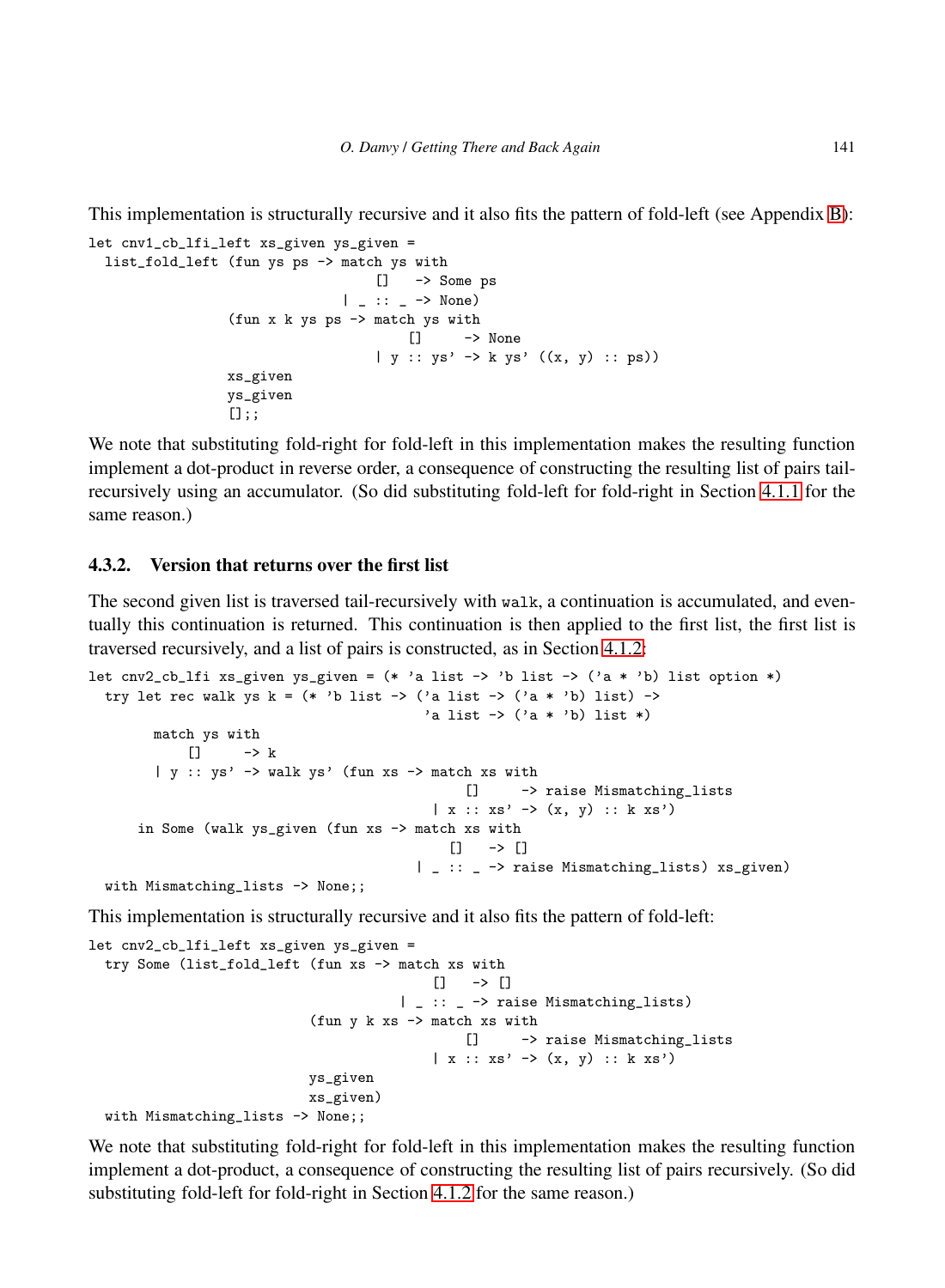This implementation is structurally recursive and it also fits the pattern of fold-left (see Appendix B):

```
let cnv1_cb_lfi_left xs_given ys_given =
  list_fold_left (fun ys ps -> match ys with
                                 []   -> Some ps
                             | _ :: _ -> None)
                 (fun x k ys ps -> match ys with
                                     []     -> None
                                 | y :: ys' -> k ys' ((x, y) :: ps))
                 xs_given
                 ys_given
                 [];;
```

We note that substituting fold-right for fold-left in this implementation makes the resulting function implement a dot-product in reverse order, a consequence of constructing the resulting list of pairs tail-recursively using an accumulator. (So did substituting fold-left for fold-right in Section 4.1.1 for the same reason.)

### 4.3.2. Version that returns over the first list

The second given list is traversed tail-recursively with `walk`, a continuation is accumulated, and eventually this continuation is returned. This continuation is then applied to the first list, the first list is traversed recursively, and a list of pairs is constructed, as in Section 4.1.2:

```
let cnv2_cb_lfi xs_given ys_given = (* 'a list -> 'b list -> ('a * 'b) list option *)
  try let rec walk ys k = (* 'b list -> ('a list -> ('a * 'b) list) ->
                                         'a list -> ('a * 'b) list *)
        match ys with
            []     -> k
        | y :: ys' -> walk ys' (fun xs -> match xs with
                                              []     -> raise Mismatching_lists
                                          | x :: xs' -> (x, y) :: k xs')
      in Some (walk ys_given (fun xs -> match xs with
                                           []   -> []
                                       | _ :: _ -> raise Mismatching_lists) xs_given)
  with Mismatching_lists -> None;;
```

This implementation is structurally recursive and it also fits the pattern of fold-left:

```
let cnv2_cb_lfi_left xs_given ys_given =
  try Some (list_fold_left (fun xs -> match xs with
                                        []   -> []
                                    | _ :: _ -> raise Mismatching_lists)
                           (fun y k xs -> match xs with
                                              []     -> raise Mismatching_lists
                                          | x :: xs' -> (x, y) :: k xs')
                           ys_given
                           xs_given)
  with Mismatching_lists -> None;;
```

We note that substituting fold-right for fold-left in this implementation makes the resulting function implement a dot-product, a consequence of constructing the resulting list of pairs recursively. (So did substituting fold-left for fold-right in Section 4.1.2 for the same reason.)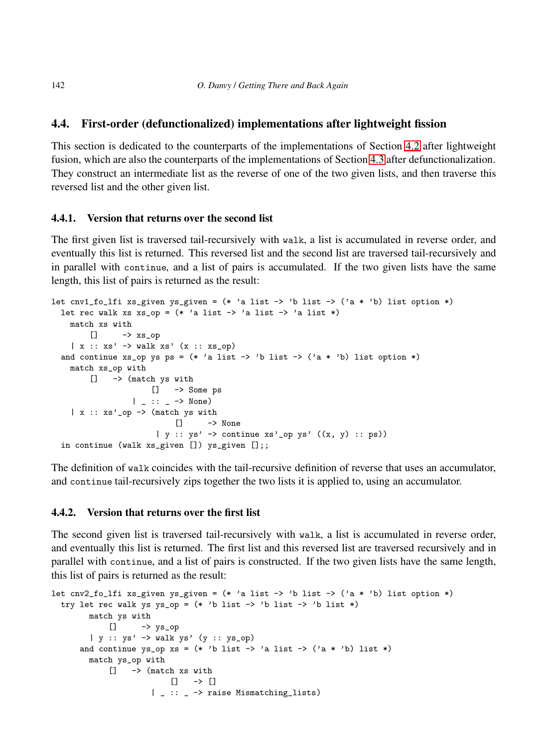### 4.4. First-order (defunctionalized) implementations after lightweight fission

This section is dedicated to the counterparts of the implementations of Section 4.2 after lightweight fusion, which are also the counterparts of the implementations of Section 4.3 after defunctionalization. They construct an intermediate list as the reverse of one of the two given lists, and then traverse this reversed list and the other given list.

#### 4.4.1. Version that returns over the second list

The first given list is traversed tail-recursively with `walk`, a list is accumulated in reverse order, and eventually this list is returned. This reversed list and the second list are traversed tail-recursively and in parallel with `continue`, and a list of pairs is accumulated. If the two given lists have the same length, this list of pairs is returned as the result:

```
let cnv1_fo_lfi xs_given ys_given = (* 'a list -> 'b list -> ('a * 'b) list option *)
  let rec walk xs xs_op = (* 'a list -> 'a list -> 'a list *)
    match xs with
        []      -> xs_op
    | x :: xs' -> walk xs' (x :: xs_op)
  and continue xs_op ys ps = (* 'a list -> 'b list -> ('a * 'b) list option *)
    match xs_op with
        []   -> (match ys with
                     []   -> Some ps
                 | _ :: _ -> None)
    | x :: xs'_op -> (match ys with
                          []      -> None
                      | y :: ys' -> continue xs'_op ys' ((x, y) :: ps))
  in continue (walk xs_given []) ys_given [];;
```

The definition of `walk` coincides with the tail-recursive definition of reverse that uses an accumulator, and `continue` tail-recursively zips together the two lists it is applied to, using an accumulator.

#### 4.4.2. Version that returns over the first list

The second given list is traversed tail-recursively with `walk`, a list is accumulated in reverse order, and eventually this list is returned. The first list and this reversed list are traversed recursively and in parallel with `continue`, and a list of pairs is constructed. If the two given lists have the same length, this list of pairs is returned as the result:

```
let cnv2_fo_lfi xs_given ys_given = (* 'a list -> 'b list -> ('a * 'b) list option *)
  try let rec walk ys ys_op = (* 'b list -> 'b list -> 'b list *)
        match ys with
            []      -> ys_op
        | y :: ys' -> walk ys' (y :: ys_op)
      and continue ys_op xs = (* 'b list -> 'a list -> ('a * 'b) list *)
        match ys_op with
            []   -> (match xs with
                         []   -> []
                     | _ :: _ -> raise Mismatching_lists)
```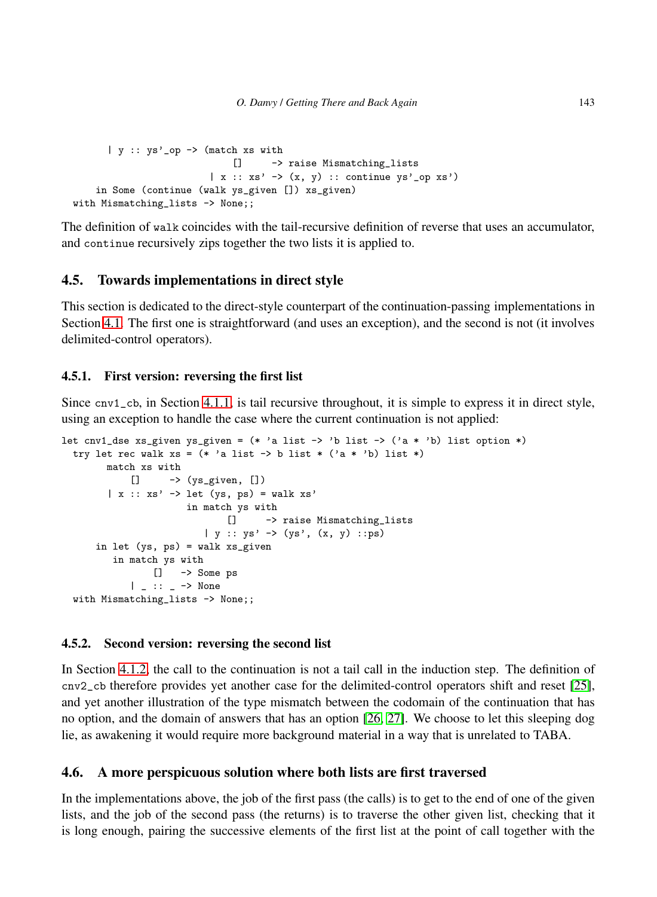```
      | y :: ys'_op -> (match xs with
                           []     -> raise Mismatching_lists
                         | x :: xs' -> (x, y) :: continue ys'_op xs')
    in Some (continue (walk ys_given []) xs_given)
  with Mismatching_lists -> None;;
```

The definition of walk coincides with the tail-recursive definition of reverse that uses an accumulator, and continue recursively zips together the two lists it is applied to.

## 4.5. Towards implementations in direct style

This section is dedicated to the direct-style counterpart of the continuation-passing implementations in Section 4.1. The first one is straightforward (and uses an exception), and the second is not (it involves delimited-control operators).

### 4.5.1. First version: reversing the first list

Since cnv1_cb, in Section 4.1.1, is tail recursive throughout, it is simple to express it in direct style, using an exception to handle the case where the current continuation is not applied:

```
let cnv1_dse xs_given ys_given = (* 'a list -> 'b list -> ('a * 'b) list option *)
  try let rec walk xs = (* 'a list -> b list * ('a * 'b) list *)
        match xs with
            []     -> (ys_given, [])
        | x :: xs' -> let (ys, ps) = walk xs'
                      in match ys with
                             []     -> raise Mismatching_lists
                           | y :: ys' -> (ys', (x, y) ::ps)
      in let (ys, ps) = walk xs_given
         in match ys with
                []   -> Some ps
            | _ :: _ -> None
  with Mismatching_lists -> None;;
```

### 4.5.2. Second version: reversing the second list

In Section 4.1.2, the call to the continuation is not a tail call in the induction step. The definition of cnv2_cb therefore provides yet another case for the delimited-control operators shift and reset [25], and yet another illustration of the type mismatch between the codomain of the continuation that has no option, and the domain of answers that has an option [26, 27]. We choose to let this sleeping dog lie, as awakening it would require more background material in a way that is unrelated to TABA.

## 4.6. A more perspicuous solution where both lists are first traversed

In the implementations above, the job of the first pass (the calls) is to get to the end of one of the given lists, and the job of the second pass (the returns) is to traverse the other given list, checking that it is long enough, pairing the successive elements of the first list at the point of call together with the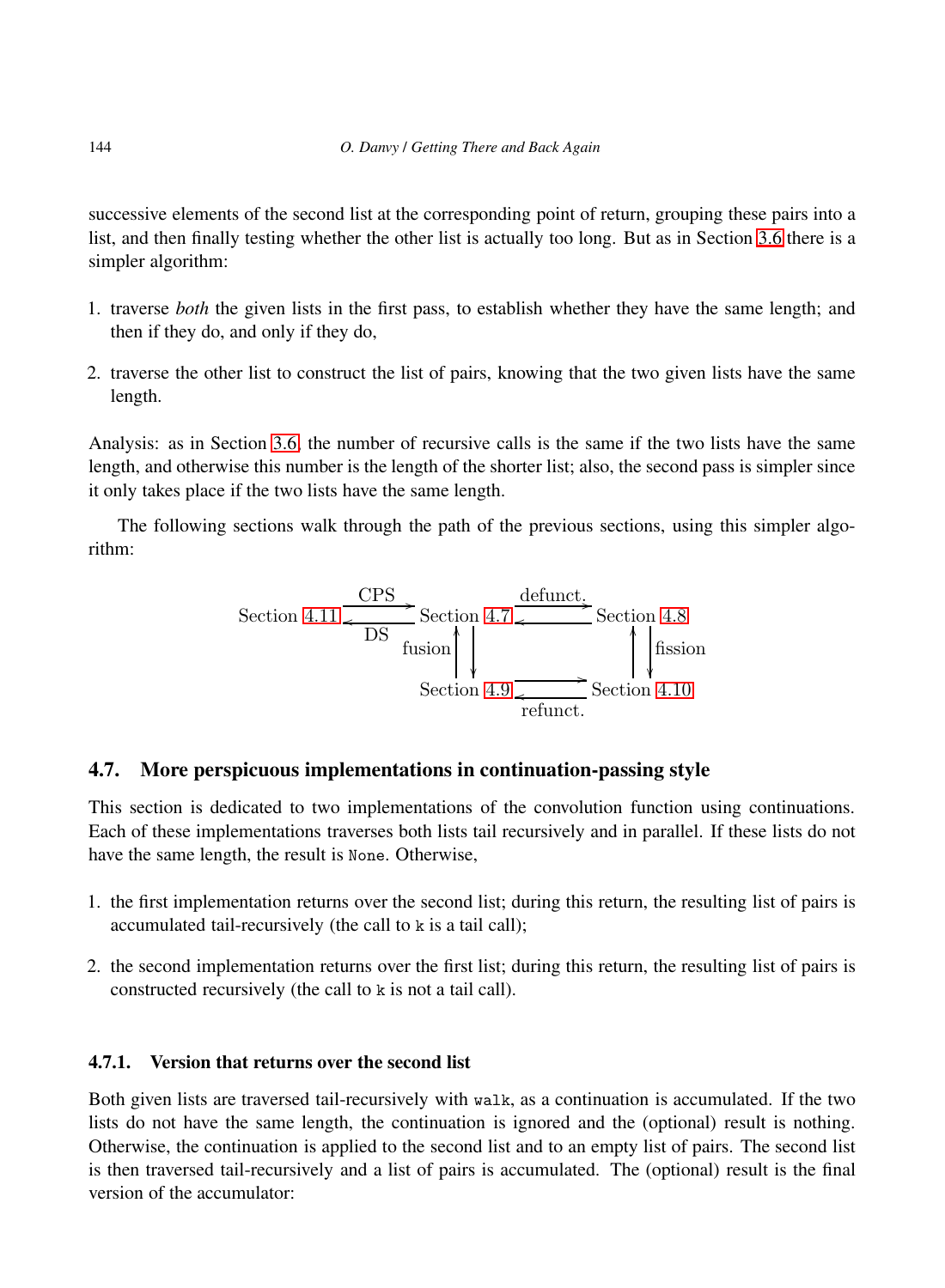successive elements of the second list at the corresponding point of return, grouping these pairs into a list, and then finally testing whether the other list is actually too long. But as in Section 3.6 there is a simpler algorithm:

1. traverse *both* the given lists in the first pass, to establish whether they have the same length; and then if they do, and only if they do,
2. traverse the other list to construct the list of pairs, knowing that the two given lists have the same length.

Analysis: as in Section 3.6, the number of recursive calls is the same if the two lists have the same length, and otherwise this number is the length of the shorter list; also, the second pass is simpler since it only takes place if the two lists have the same length.

The following sections walk through the path of the previous sections, using this simpler algorithm:

```
                 CPS                    defunct.
Section 4.11  ------->  Section 4.7  ------->  Section 4.8
              <-------               <-------
                 DS       fusion ^ |            ^ | fission
                                 | v            | v
                        Section 4.9  ------->  Section 4.10
                                     <-------
                                      refunct.
```

## 4.7. More perspicuous implementations in continuation-passing style

This section is dedicated to two implementations of the convolution function using continuations. Each of these implementations traverses both lists tail recursively and in parallel. If these lists do not have the same length, the result is `None`. Otherwise,

1. the first implementation returns over the second list; during this return, the resulting list of pairs is accumulated tail-recursively (the call to `k` is a tail call);
2. the second implementation returns over the first list; during this return, the resulting list of pairs is constructed recursively (the call to `k` is not a tail call).

### 4.7.1. Version that returns over the second list

Both given lists are traversed tail-recursively with `walk`, as a continuation is accumulated. If the two lists do not have the same length, the continuation is ignored and the (optional) result is nothing. Otherwise, the continuation is applied to the second list and to an empty list of pairs. The second list is then traversed tail-recursively and a list of pairs is accumulated. The (optional) result is the final version of the accumulator: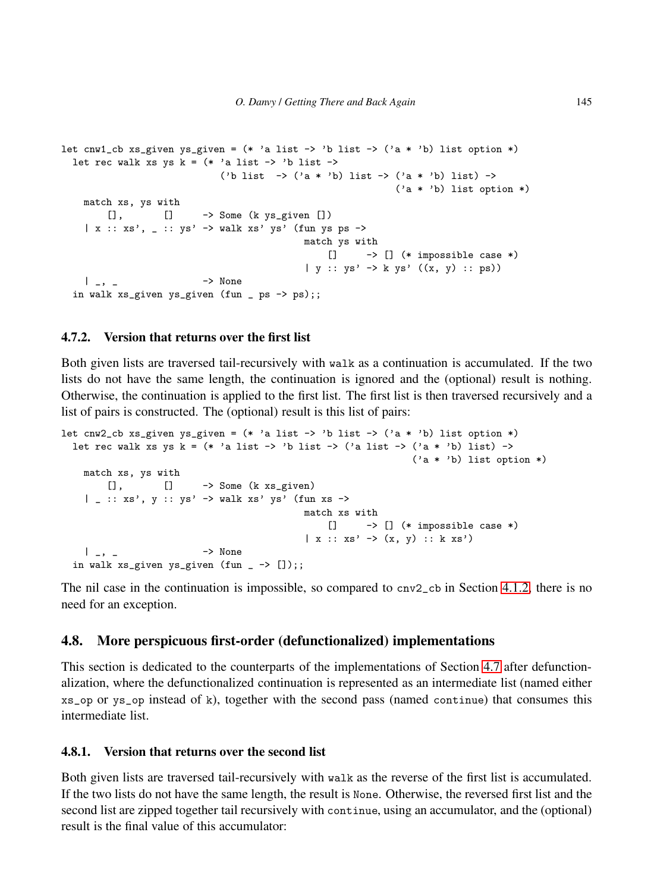```
let cnw1_cb xs_given ys_given = (* 'a list -> 'b list -> ('a * 'b) list option *)
  let rec walk xs ys k = (* 'a list -> 'b list ->
                            ('b list  -> ('a * 'b) list -> ('a * 'b) list) ->
                                                          ('a * 'b) list option *)
    match xs, ys with
        [],       []     -> Some (k ys_given [])
    | x :: xs', _ :: ys' -> walk xs' ys' (fun ys ps ->
                                           match ys with
                                               []     -> [] (* impossible case *)
                                           | y :: ys' -> k ys' ((x, y) :: ps))
    | _, _               -> None
  in walk xs_given ys_given (fun _ ps -> ps);;
```

#### 4.7.2. Version that returns over the first list

Both given lists are traversed tail-recursively with `walk` as a continuation is accumulated. If the two lists do not have the same length, the continuation is ignored and the (optional) result is nothing. Otherwise, the continuation is applied to the first list. The first list is then traversed recursively and a list of pairs is constructed. The (optional) result is this list of pairs:

```
let cnw2_cb xs_given ys_given = (* 'a list -> 'b list -> ('a * 'b) list option *)
  let rec walk xs ys k = (* 'a list -> 'b list -> ('a list -> ('a * 'b) list) ->
                                                             ('a * 'b) list option *)
    match xs, ys with
        [],       []     -> Some (k xs_given)
    | _ :: xs', y :: ys' -> walk xs' ys' (fun xs ->
                                           match xs with
                                               []     -> [] (* impossible case *)
                                           | x :: xs' -> (x, y) :: k xs')
    | _, _               -> None
  in walk xs_given ys_given (fun _ -> []);;
```

The nil case in the continuation is impossible, so compared to `cnv2_cb` in Section 4.1.2, there is no need for an exception.

### 4.8. More perspicuous first-order (defunctionalized) implementations

This section is dedicated to the counterparts of the implementations of Section 4.7 after defunctionalization, where the defunctionalized continuation is represented as an intermediate list (named either `xs_op` or `ys_op` instead of `k`), together with the second pass (named `continue`) that consumes this intermediate list.

#### 4.8.1. Version that returns over the second list

Both given lists are traversed tail-recursively with `walk` as the reverse of the first list is accumulated. If the two lists do not have the same length, the result is `None`. Otherwise, the reversed first list and the second list are zipped together tail recursively with `continue`, using an accumulator, and the (optional) result is the final value of this accumulator: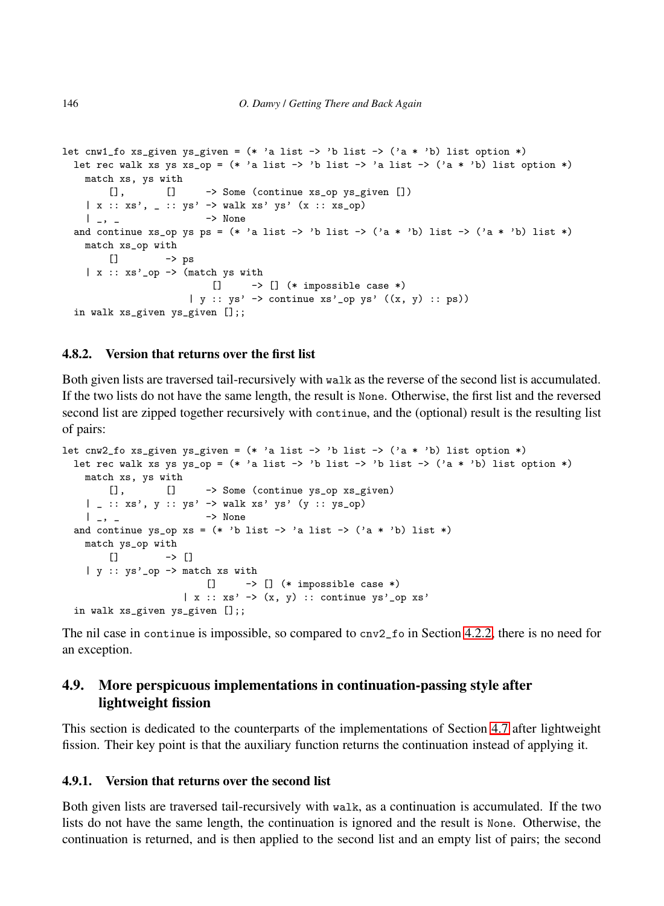```
let cnw1_fo xs_given ys_given = (* 'a list -> 'b list -> ('a * 'b) list option *)
  let rec walk xs ys xs_op = (* 'a list -> 'b list -> 'a list -> ('a * 'b) list option *)
    match xs, ys with
        [],       []     -> Some (continue xs_op ys_given [])
    | x :: xs', _ :: ys' -> walk xs' ys' (x :: xs_op)
    | _, _               -> None
  and continue xs_op ys ps = (* 'a list -> 'b list -> ('a * 'b) list -> ('a * 'b) list *)
    match xs_op with
        []        -> ps
    | x :: xs'_op -> (match ys with
                          []     -> [] (* impossible case *)
                      | y :: ys' -> continue xs'_op ys' ((x, y) :: ps))
  in walk xs_given ys_given [];;
```

### 4.8.2. Version that returns over the first list

Both given lists are traversed tail-recursively with `walk` as the reverse of the second list is accumulated. If the two lists do not have the same length, the result is `None`. Otherwise, the first list and the reversed second list are zipped together recursively with `continue`, and the (optional) result is the resulting list of pairs:

```
let cnw2_fo xs_given ys_given = (* 'a list -> 'b list -> ('a * 'b) list option *)
  let rec walk xs ys ys_op = (* 'a list -> 'b list -> 'b list -> ('a * 'b) list option *)
    match xs, ys with
        [],       []     -> Some (continue ys_op xs_given)
    | _ :: xs', y :: ys' -> walk xs' ys' (y :: ys_op)
    | _, _               -> None
  and continue ys_op xs = (* 'b list -> 'a list -> ('a * 'b) list *)
    match ys_op with
        []        -> []
    | y :: ys'_op -> match xs with
                         []     -> [] (* impossible case *)
                     | x :: xs' -> (x, y) :: continue ys'_op xs'
  in walk xs_given ys_given [];;
```

The nil case in `continue` is impossible, so compared to `cnv2_fo` in Section 4.2.2, there is no need for an exception.

## 4.9. More perspicuous implementations in continuation-passing style after lightweight fission

This section is dedicated to the counterparts of the implementations of Section 4.7 after lightweight fission. Their key point is that the auxiliary function returns the continuation instead of applying it.

### 4.9.1. Version that returns over the second list

Both given lists are traversed tail-recursively with `walk`, as a continuation is accumulated. If the two lists do not have the same length, the continuation is ignored and the result is `None`. Otherwise, the continuation is returned, and is then applied to the second list and an empty list of pairs; the second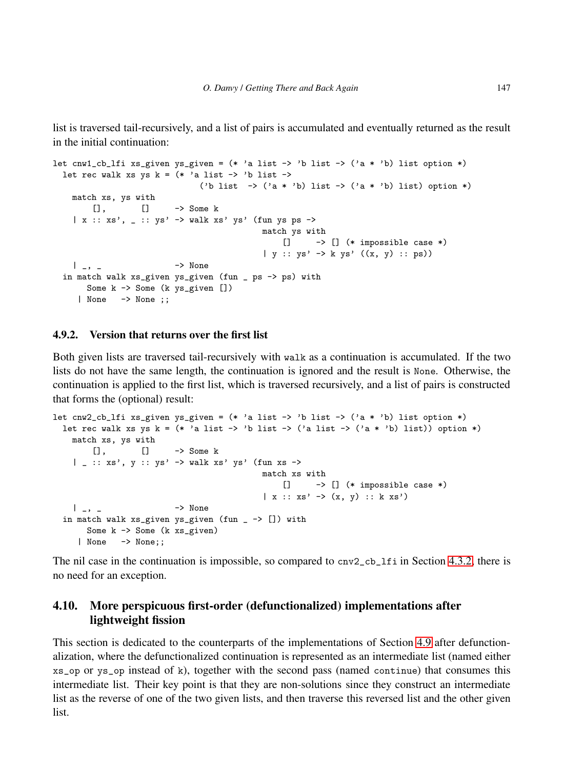list is traversed tail-recursively, and a list of pairs is accumulated and eventually returned as the result in the initial continuation:

```
let cnw1_cb_lfi xs_given ys_given = (* 'a list -> 'b list -> ('a * 'b) list option *)
  let rec walk xs ys k = (* 'a list -> 'b list ->
                            ('b list  -> ('a * 'b) list -> ('a * 'b) list) option *)
    match xs, ys with
        [],       []     -> Some k
    | x :: xs', _ :: ys' -> walk xs' ys' (fun ys ps ->
                                          match ys with
                                              []     -> [] (* impossible case *)
                                          | y :: ys' -> k ys' ((x, y) :: ps))
    | _, _               -> None
  in match walk xs_given ys_given (fun _ ps -> ps) with
       Some k -> Some (k ys_given [])
     | None   -> None ;;
```

### 4.9.2. Version that returns over the first list

Both given lists are traversed tail-recursively with `walk` as a continuation is accumulated. If the two lists do not have the same length, the continuation is ignored and the result is `None`. Otherwise, the continuation is applied to the first list, which is traversed recursively, and a list of pairs is constructed that forms the (optional) result:

```
let cnw2_cb_lfi xs_given ys_given = (* 'a list -> 'b list -> ('a * 'b) list option *)
  let rec walk xs ys k = (* 'a list -> 'b list -> ('a list -> ('a * 'b) list)) option *)
    match xs, ys with
        [],       []     -> Some k
    | _ :: xs', y :: ys' -> walk xs' ys' (fun xs ->
                                          match xs with
                                              []     -> [] (* impossible case *)
                                          | x :: xs' -> (x, y) :: k xs')
    | _, _               -> None
  in match walk xs_given ys_given (fun _ -> []) with
       Some k -> Some (k xs_given)
     | None   -> None;;
```

The nil case in the continuation is impossible, so compared to `cnv2_cb_lfi` in Section 4.3.2, there is no need for an exception.

## 4.10. More perspicuous first-order (defunctionalized) implementations after lightweight fission

This section is dedicated to the counterparts of the implementations of Section 4.9 after defunctionalization, where the defunctionalized continuation is represented as an intermediate list (named either `xs_op` or `ys_op` instead of `k`), together with the second pass (named `continue`) that consumes this intermediate list. Their key point is that they are non-solutions since they construct an intermediate list as the reverse of one of the two given lists, and then traverse this reversed list and the other given list.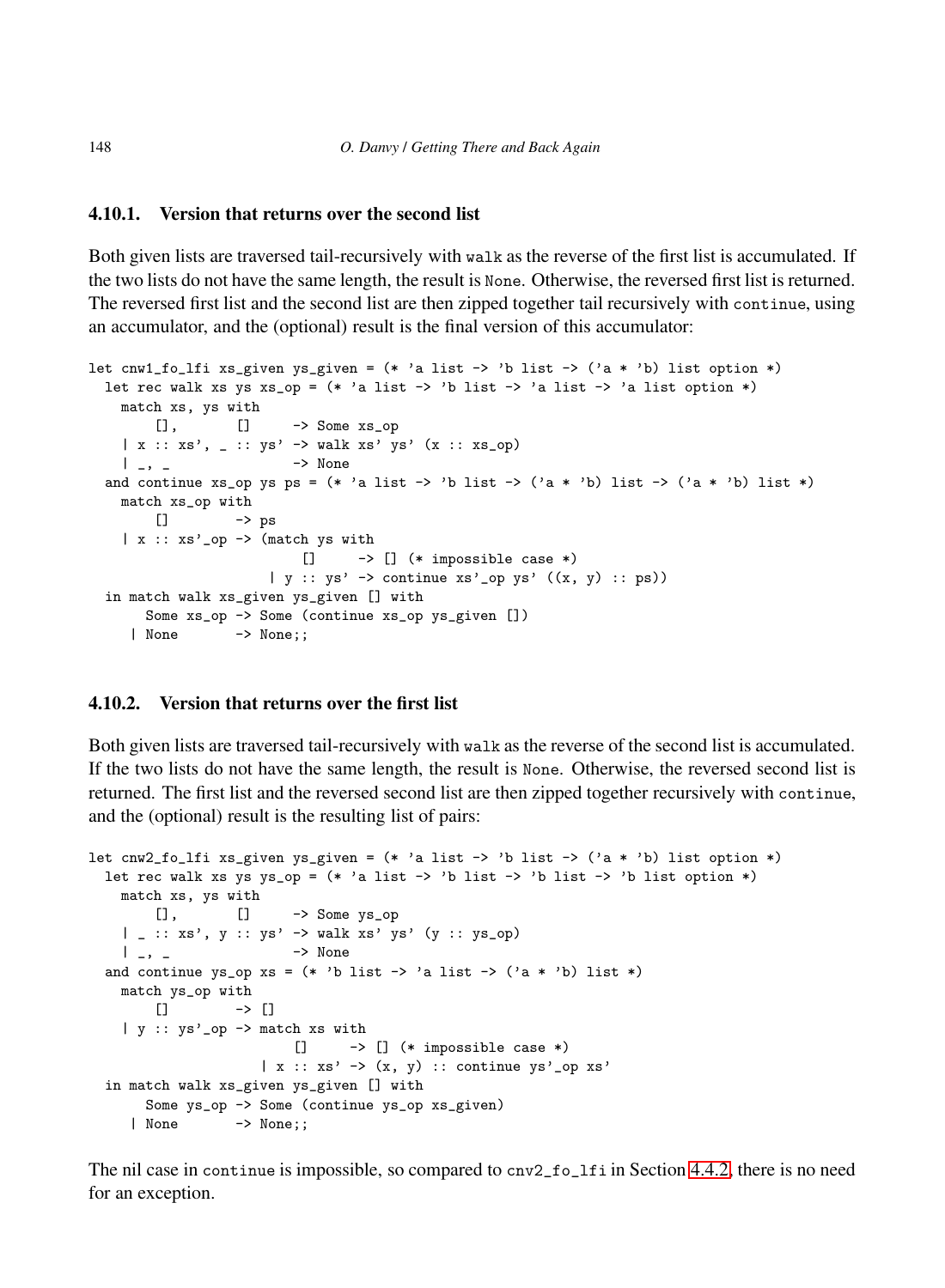### 4.10.1. Version that returns over the second list

Both given lists are traversed tail-recursively with `walk` as the reverse of the first list is accumulated. If the two lists do not have the same length, the result is `None`. Otherwise, the reversed first list is returned. The reversed first list and the second list are then zipped together tail recursively with `continue`, using an accumulator, and the (optional) result is the final version of this accumulator:

```
let cnw1_fo_lfi xs_given ys_given = (* 'a list -> 'b list -> ('a * 'b) list option *)
  let rec walk xs ys xs_op = (* 'a list -> 'b list -> 'a list -> 'a list option *)
    match xs, ys with
        [],       []     -> Some xs_op
    | x :: xs', _ :: ys' -> walk xs' ys' (x :: xs_op)
    | _, _               -> None
  and continue xs_op ys ps = (* 'a list -> 'b list -> ('a * 'b) list -> ('a * 'b) list *)
    match xs_op with
        []        -> ps
    | x :: xs'_op -> (match ys with
                          []     -> [] (* impossible case *)
                      | y :: ys' -> continue xs'_op ys' ((x, y) :: ps))
  in match walk xs_given ys_given [] with
       Some xs_op -> Some (continue xs_op ys_given [])
     | None       -> None;;
```

### 4.10.2. Version that returns over the first list

Both given lists are traversed tail-recursively with `walk` as the reverse of the second list is accumulated. If the two lists do not have the same length, the result is `None`. Otherwise, the reversed second list is returned. The first list and the reversed second list are then zipped together recursively with `continue`, and the (optional) result is the resulting list of pairs:

```
let cnw2_fo_lfi xs_given ys_given = (* 'a list -> 'b list -> ('a * 'b) list option *)
  let rec walk xs ys ys_op = (* 'a list -> 'b list -> 'b list -> 'b list option *)
    match xs, ys with
        [],       []     -> Some ys_op
    | _ :: xs', y :: ys' -> walk xs' ys' (y :: ys_op)
    | _, _               -> None
  and continue ys_op xs = (* 'b list -> 'a list -> ('a * 'b) list *)
    match ys_op with
        []        -> []
    | y :: ys'_op -> match xs with
                         []     -> [] (* impossible case *)
                     | x :: xs' -> (x, y) :: continue ys'_op xs'
  in match walk xs_given ys_given [] with
       Some ys_op -> Some (continue ys_op xs_given)
     | None       -> None;;
```

The nil case in `continue` is impossible, so compared to `cnv2_fo_lfi` in Section 4.4.2, there is no need for an exception.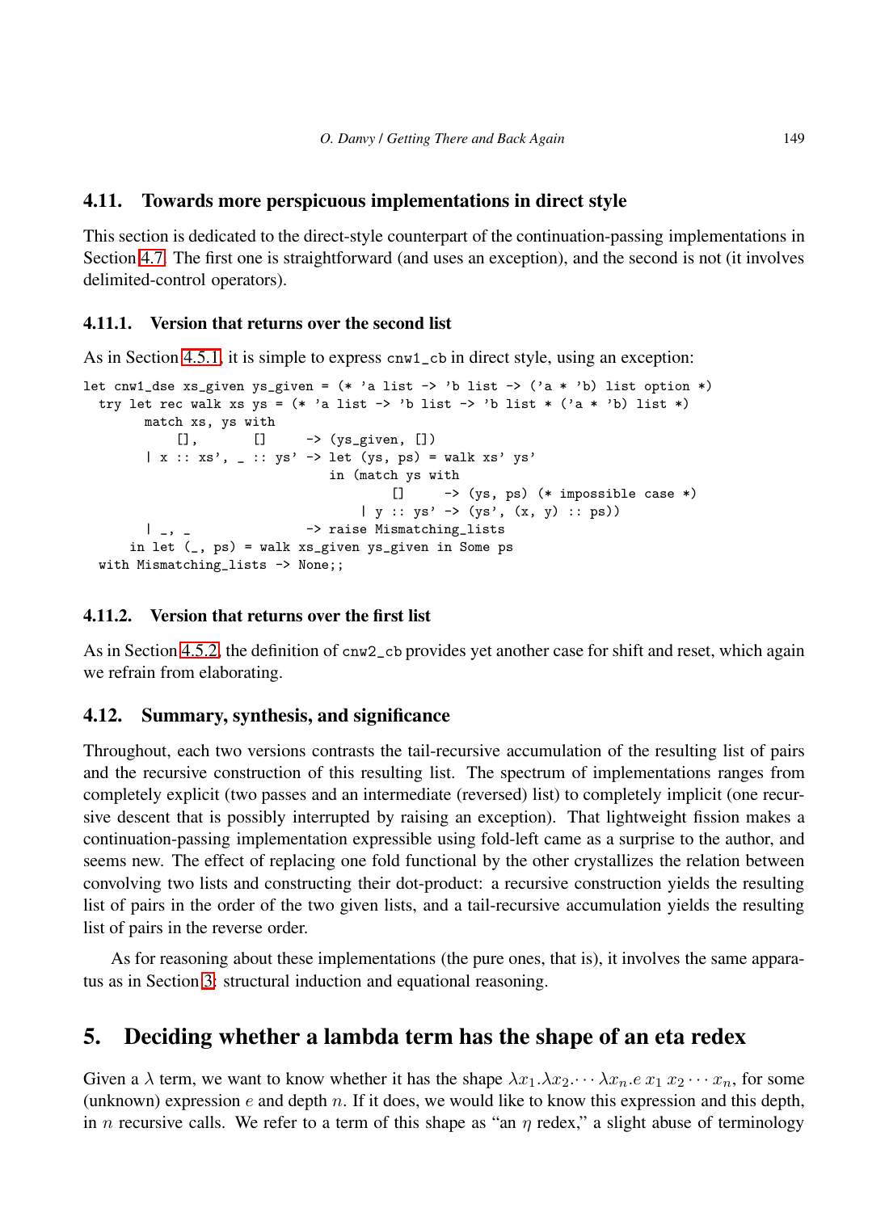## 4.11. Towards more perspicuous implementations in direct style

This section is dedicated to the direct-style counterpart of the continuation-passing implementations in Section 4.7. The first one is straightforward (and uses an exception), and the second is not (it involves delimited-control operators).

### 4.11.1. Version that returns over the second list

As in Section 4.5.1, it is simple to express `cnw1_cb` in direct style, using an exception:

```
let cnw1_dse xs_given ys_given = (* 'a list -> 'b list -> ('a * 'b) list option *)
  try let rec walk xs ys = (* 'a list -> 'b list -> 'b list * ('a * 'b) list *)
        match xs, ys with
            [],       []     -> (ys_given, [])
        | x :: xs', _ :: ys' -> let (ys, ps) = walk xs' ys'
                                in (match ys with
                                        []     -> (ys, ps) (* impossible case *)
                                    | y :: ys' -> (ys', (x, y) :: ps))
        | _, _               -> raise Mismatching_lists
      in let (_, ps) = walk xs_given ys_given in Some ps
  with Mismatching_lists -> None;;
```

### 4.11.2. Version that returns over the first list

As in Section 4.5.2, the definition of `cnw2_cb` provides yet another case for shift and reset, which again we refrain from elaborating.

## 4.12. Summary, synthesis, and significance

Throughout, each two versions contrasts the tail-recursive accumulation of the resulting list of pairs and the recursive construction of this resulting list. The spectrum of implementations ranges from completely explicit (two passes and an intermediate (reversed) list) to completely implicit (one recursive descent that is possibly interrupted by raising an exception). That lightweight fission makes a continuation-passing implementation expressible using fold-left came as a surprise to the author, and seems new. The effect of replacing one fold functional by the other crystallizes the relation between convolving two lists and constructing their dot-product: a recursive construction yields the resulting list of pairs in the order of the two given lists, and a tail-recursive accumulation yields the resulting list of pairs in the reverse order.

As for reasoning about these implementations (the pure ones, that is), it involves the same apparatus as in Section 3: structural induction and equational reasoning.

# 5. Deciding whether a lambda term has the shape of an eta redex

Given a $\lambda$ term, we want to know whether it has the shape $\lambda x_1.\lambda x_2.\cdots\lambda x_n.e\;x_1\;x_2\cdots x_n$, for some (unknown) expression $e$ and depth $n$. If it does, we would like to know this expression and this depth, in $n$ recursive calls. We refer to a term of this shape as "an $\eta$ redex," a slight abuse of terminology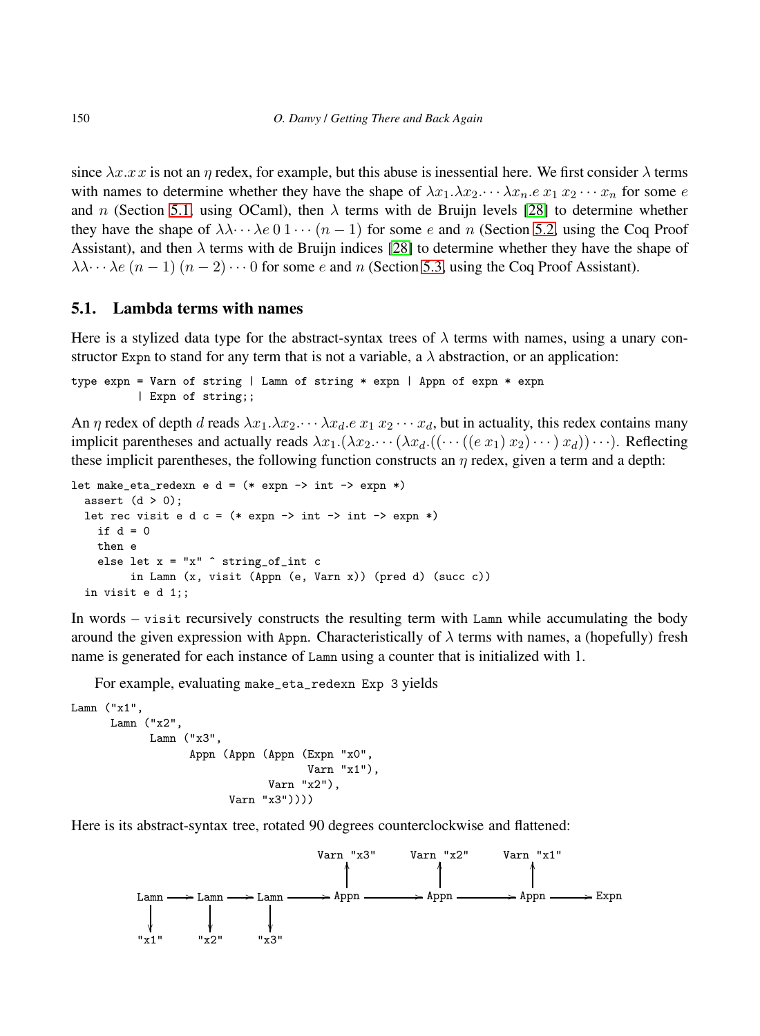since $\lambda x.x\,x$ is not an $\eta$ redex, for example, but this abuse is inessential here. We first consider $\lambda$ terms with names to determine whether they have the shape of $\lambda x_1.\lambda x_2.\cdots\lambda x_n.e\,x_1\,x_2\cdots x_n$ for some $e$ and $n$ (Section 5.1, using OCaml), then $\lambda$ terms with de Bruijn levels [28] to determine whether they have the shape of $\lambda\lambda\cdots\lambda e\,0\,1\cdots(n-1)$ for some $e$ and $n$ (Section 5.2, using the Coq Proof Assistant), and then $\lambda$ terms with de Bruijn indices [28] to determine whether they have the shape of $\lambda\lambda\cdots\lambda e\,(n-1)\,(n-2)\cdots 0$ for some $e$ and $n$ (Section 5.3, using the Coq Proof Assistant).

## 5.1. Lambda terms with names

Here is a stylized data type for the abstract-syntax trees of $\lambda$ terms with names, using a unary constructor `Expn` to stand for any term that is not a variable, a $\lambda$ abstraction, or an application:

```
type expn = Varn of string | Lamn of string * expn | Appn of expn * expn
          | Expn of string;;
```

An $\eta$ redex of depth $d$ reads $\lambda x_1.\lambda x_2.\cdots\lambda x_d.e\,x_1\,x_2\cdots x_d$, but in actuality, this redex contains many implicit parentheses and actually reads $\lambda x_1.(\lambda x_2.\cdots(\lambda x_d.((\cdots((e\,x_1)\,x_2)\cdots)\,x_d))\cdots)$. Reflecting these implicit parentheses, the following function constructs an $\eta$ redex, given a term and a depth:

```
let make_eta_redexn e d = (* expn -> int -> expn *)
  assert (d > 0);
  let rec visit e d c = (* expn -> int -> int -> expn *)
    if d = 0
    then e
    else let x = "x" ^ string_of_int c
         in Lamn (x, visit (Appn (e, Varn x)) (pred d) (succ c))
  in visit e d 1;;
```

In words – `visit` recursively constructs the resulting term with `Lamn` while accumulating the body around the given expression with `Appn`. Characteristically of $\lambda$ terms with names, a (hopefully) fresh name is generated for each instance of `Lamn` using a counter that is initialized with 1.

For example, evaluating `make_eta_redexn Exp 3` yields

```
Lamn ("x1",
      Lamn ("x2",
            Lamn ("x3",
                  Appn (Appn (Appn (Expn "x0",
                                    Varn "x1"),
                              Varn "x2"),
                        Varn "x3"))))
```

Here is its abstract-syntax tree, rotated 90 degrees counterclockwise and flattened:

```
                                  Varn "x3"     Varn "x2"     Varn "x1"
                                      ^             ^             ^
                                      |             |             |
Lamn ---> Lamn ---> Lamn ---------> Appn -------> Appn -------> Appn -------> Expn
 |         |         |
 v         v         v
"x1"      "x2"      "x3"
```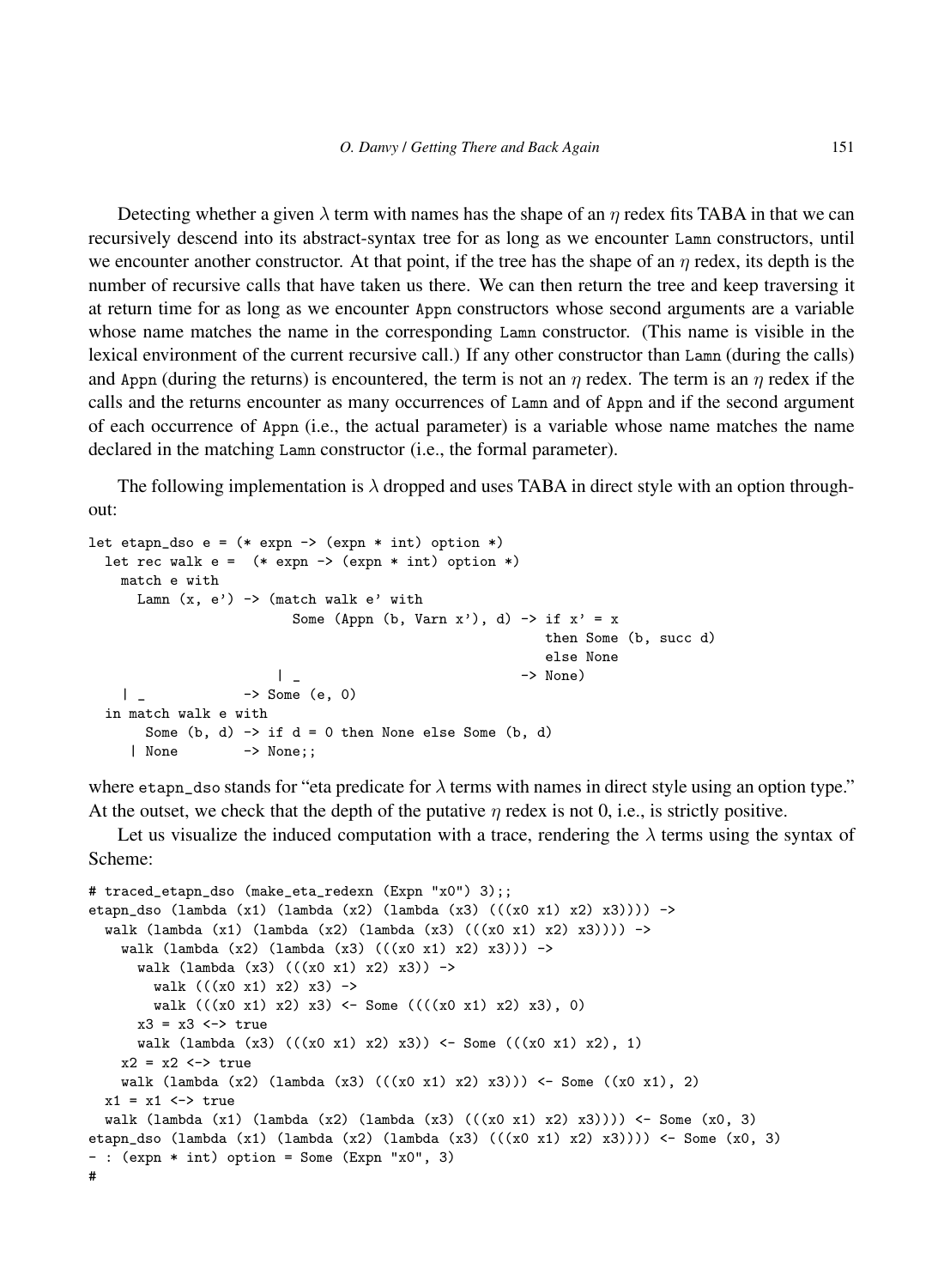Detecting whether a given $\lambda$ term with names has the shape of an $\eta$ redex fits TABA in that we can recursively descend into its abstract-syntax tree for as long as we encounter `Lamn` constructors, until we encounter another constructor. At that point, if the tree has the shape of an $\eta$ redex, its depth is the number of recursive calls that have taken us there. We can then return the tree and keep traversing it at return time for as long as we encounter `Appn` constructors whose second arguments are a variable whose name matches the name in the corresponding `Lamn` constructor. (This name is visible in the lexical environment of the current recursive call.) If any other constructor than `Lamn` (during the calls) and `Appn` (during the returns) is encountered, the term is not an $\eta$ redex. The term is an $\eta$ redex if the calls and the returns encounter as many occurrences of `Lamn` and of `Appn` and if the second argument of each occurrence of `Appn` (i.e., the actual parameter) is a variable whose name matches the name declared in the matching `Lamn` constructor (i.e., the formal parameter).

The following implementation is $\lambda$ dropped and uses TABA in direct style with an option throughout:

```
let etapn_dso e = (* expn -> (expn * int) option *)
  let rec walk e =  (* expn -> (expn * int) option *)
    match e with
      Lamn (x, e') -> (match walk e' with
                         Some (Appn (b, Varn x'), d) -> if x' = x
                                                         then Some (b, succ d)
                                                         else None
                       | _                           -> None)
    | _            -> Some (e, 0)
  in match walk e with
       Some (b, d) -> if d = 0 then None else Some (b, d)
     | None        -> None;;
```

where `etapn_dso` stands for "eta predicate for $\lambda$ terms with names in direct style using an option type." At the outset, we check that the depth of the putative $\eta$ redex is not 0, i.e., is strictly positive.

Let us visualize the induced computation with a trace, rendering the $\lambda$ terms using the syntax of Scheme:

```
# traced_etapn_dso (make_eta_redexn (Expn "x0") 3);;
etapn_dso (lambda (x1) (lambda (x2) (lambda (x3) (((x0 x1) x2) x3)))) ->
  walk (lambda (x1) (lambda (x2) (lambda (x3) (((x0 x1) x2) x3)))) ->
    walk (lambda (x2) (lambda (x3) (((x0 x1) x2) x3))) ->
      walk (lambda (x3) (((x0 x1) x2) x3)) ->
        walk (((x0 x1) x2) x3) ->
        walk (((x0 x1) x2) x3) <- Some ((((x0 x1) x2) x3), 0)
      x3 = x3 <-> true
      walk (lambda (x3) (((x0 x1) x2) x3)) <- Some (((x0 x1) x2), 1)
    x2 = x2 <-> true
    walk (lambda (x2) (lambda (x3) (((x0 x1) x2) x3))) <- Some ((x0 x1), 2)
  x1 = x1 <-> true
  walk (lambda (x1) (lambda (x2) (lambda (x3) (((x0 x1) x2) x3)))) <- Some (x0, 3)
etapn_dso (lambda (x1) (lambda (x2) (lambda (x3) (((x0 x1) x2) x3)))) <- Some (x0, 3)
- : (expn * int) option = Some (Expn "x0", 3)
#
```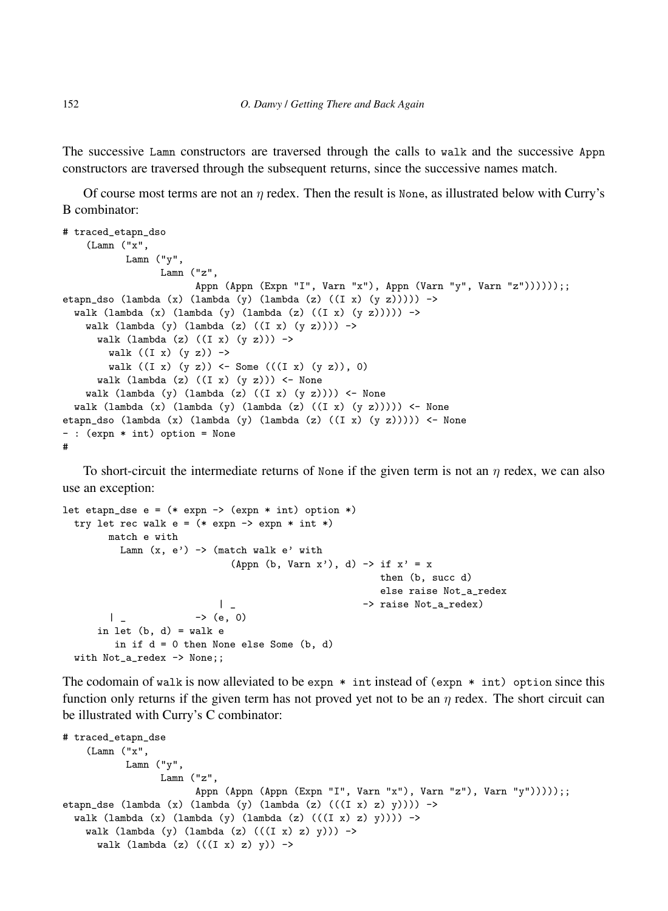The successive `Lamn` constructors are traversed through the calls to `walk` and the successive `Appn` constructors are traversed through the subsequent returns, since the successive names match.

Of course most terms are not an $\eta$ redex. Then the result is `None`, as illustrated below with Curry's B combinator:

```
# traced_etapn_dso
    (Lamn ("x",
           Lamn ("y",
                 Lamn ("z",
                       Appn (Appn (Expn "I", Varn "x"), Appn (Varn "y", Varn "z"))))));;
etapn_dso (lambda (x) (lambda (y) (lambda (z) ((I x) (y z))))) ->
  walk (lambda (x) (lambda (y) (lambda (z) ((I x) (y z))))) ->
    walk (lambda (y) (lambda (z) ((I x) (y z)))) ->
      walk (lambda (z) ((I x) (y z))) ->
        walk ((I x) (y z)) ->
        walk ((I x) (y z)) <- Some (((I x) (y z)), 0)
      walk (lambda (z) ((I x) (y z))) <- None
    walk (lambda (y) (lambda (z) ((I x) (y z)))) <- None
  walk (lambda (x) (lambda (y) (lambda (z) ((I x) (y z))))) <- None
etapn_dso (lambda (x) (lambda (y) (lambda (z) ((I x) (y z))))) <- None
- : (expn * int) option = None
#
```

To short-circuit the intermediate returns of `None` if the given term is not an $\eta$ redex, we can also use an exception:

```
let etapn_dse e = (* expn -> (expn * int) option *)
  try let rec walk e = (* expn -> expn * int *)
        match e with
          Lamn (x, e') -> (match walk e' with
                              (Appn (b, Varn x'), d) -> if x' = x
                                                        then (b, succ d)
                                                        else raise Not_a_redex
                            | _                      -> raise Not_a_redex)
        | _            -> (e, 0)
      in let (b, d) = walk e
         in if d = 0 then None else Some (b, d)
  with Not_a_redex -> None;;
```

The codomain of `walk` is now alleviated to be `expn * int` instead of `(expn * int) option` since this function only returns if the given term has not proved yet not to be an $\eta$ redex. The short circuit can be illustrated with Curry's C combinator:

```
# traced_etapn_dse
    (Lamn ("x",
           Lamn ("y",
                 Lamn ("z",
                       Appn (Appn (Appn (Expn "I", Varn "x"), Varn "z"), Varn "y")))));;
etapn_dse (lambda (x) (lambda (y) (lambda (z) (((I x) z) y)))) ->
  walk (lambda (x) (lambda (y) (lambda (z) (((I x) z) y)))) ->
    walk (lambda (y) (lambda (z) (((I x) z) y))) ->
      walk (lambda (z) (((I x) z) y)) ->
```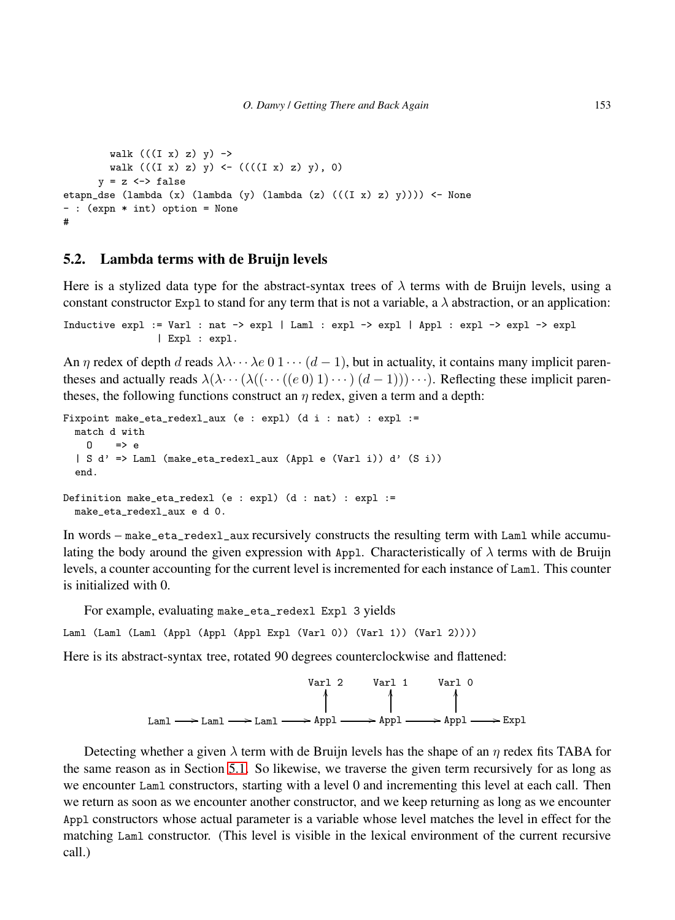```
        walk (((I x) z) y) ->
        walk (((I x) z) y) <- ((((I x) z) y), 0)
      y = z <-> false
etapn_dse (lambda (x) (lambda (y) (lambda (z) (((I x) z) y)))) <- None
- : (expn * int) option = None
#
```

## 5.2. Lambda terms with de Bruijn levels

Here is a stylized data type for the abstract-syntax trees of $\lambda$ terms with de Bruijn levels, using a constant constructor `Expl` to stand for any term that is not a variable, a $\lambda$ abstraction, or an application:

```
Inductive expl := Varl : nat -> expl | Laml : expl -> expl | Appl : expl -> expl -> expl
               | Expl : expl.
```

An $\eta$ redex of depth $d$ reads $\lambda\lambda \cdots \lambda e\, 0\, 1 \cdots (d-1)$, but in actuality, it contains many implicit parentheses and actually reads $\lambda(\lambda \cdots (\lambda((\cdots((e\, 0)\, 1) \cdots)\, (d-1))) \cdots)$. Reflecting these implicit parentheses, the following functions construct an $\eta$ redex, given a term and a depth:

```
Fixpoint make_eta_redexl_aux (e : expl) (d i : nat) : expl :=
  match d with
    O    => e
  | S d' => Laml (make_eta_redexl_aux (Appl e (Varl i)) d' (S i))
  end.

Definition make_eta_redexl (e : expl) (d : nat) : expl :=
  make_eta_redexl_aux e d 0.
```

In words – `make_eta_redexl_aux` recursively constructs the resulting term with `Laml` while accumulating the body around the given expression with `Appl`. Characteristically of $\lambda$ terms with de Bruijn levels, a counter accounting for the current level is incremented for each instance of `Laml`. This counter is initialized with 0.

For example, evaluating `make_eta_redexl Expl 3` yields

```
Laml (Laml (Laml (Appl (Appl (Appl Expl (Varl 0)) (Varl 1)) (Varl 2))))
```

Here is its abstract-syntax tree, rotated 90 degrees counterclockwise and flattened:

```
                         Varl 2     Varl 1     Varl 0
                           ^          ^          ^
                           |          |          |
Laml ---> Laml ---> Laml ---> Appl ----> Appl ----> Appl ----> Expl
```

Detecting whether a given $\lambda$ term with de Bruijn levels has the shape of an $\eta$ redex fits TABA for the same reason as in Section 5.1. So likewise, we traverse the given term recursively for as long as we encounter `Laml` constructors, starting with a level 0 and incrementing this level at each call. Then we return as soon as we encounter another constructor, and we keep returning as long as we encounter `Appl` constructors whose actual parameter is a variable whose level matches the level in effect for the matching `Laml` constructor. (This level is visible in the lexical environment of the current recursive call.)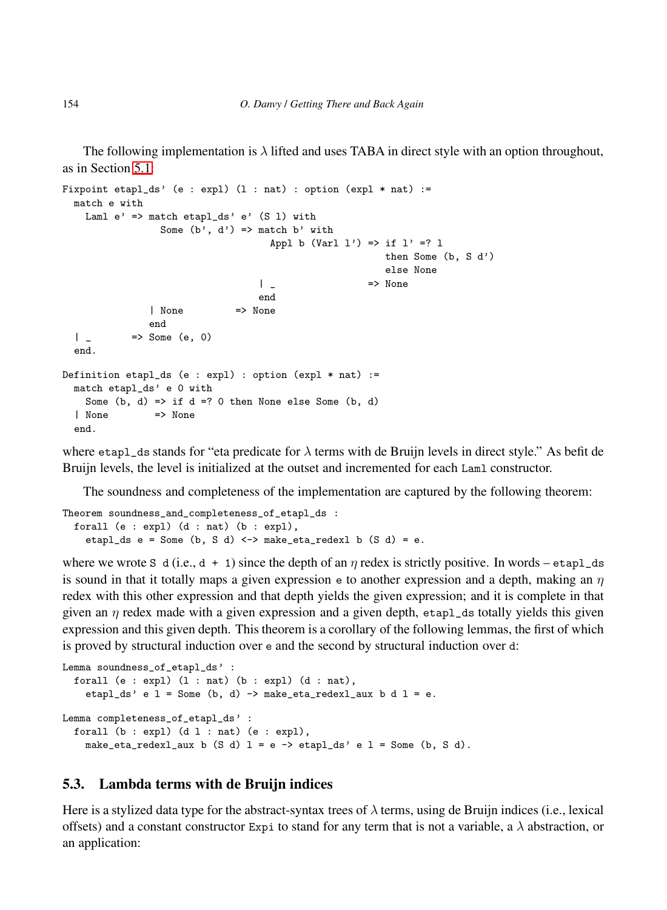The following implementation is λ lifted and uses TABA in direct style with an option throughout, as in Section 5.1:

```
Fixpoint etapl_ds' (e : expl) (l : nat) : option (expl * nat) :=
  match e with
    Laml e' => match etapl_ds' e' (S l) with
                 Some (b', d') => match b' with
                                    Appl b (Varl l') => if l' =? l
                                                        then Some (b, S d')
                                                        else None
                                  | _                => None
                                  end
               | None          => None
               end
  | _       => Some (e, 0)
  end.

Definition etapl_ds (e : expl) : option (expl * nat) :=
  match etapl_ds' e 0 with
    Some (b, d) => if d =? 0 then None else Some (b, d)
  | None        => None
  end.
```

where `etapl_ds` stands for "eta predicate for λ terms with de Bruijn levels in direct style." As befit de Bruijn levels, the level is initialized at the outset and incremented for each `Laml` constructor.

The soundness and completeness of the implementation are captured by the following theorem:

```
Theorem soundness_and_completeness_of_etapl_ds :
  forall (e : expl) (d : nat) (b : expl),
    etapl_ds e = Some (b, S d) <-> make_eta_redexl b (S d) = e.
```

where we wrote `S d` (i.e., `d + 1`) since the depth of an $\eta$ redex is strictly positive. In words – `etapl_ds` is sound in that it totally maps a given expression `e` to another expression and a depth, making an $\eta$ redex with this other expression and that depth yields the given expression; and it is complete in that given an $\eta$ redex made with a given expression and a given depth, `etapl_ds` totally yields this given expression and this given depth. This theorem is a corollary of the following lemmas, the first of which is proved by structural induction over `e` and the second by structural induction over `d`:

```
Lemma soundness_of_etapl_ds' :
  forall (e : expl) (l : nat) (b : expl) (d : nat),
    etapl_ds' e l = Some (b, d) -> make_eta_redexl_aux b d l = e.

Lemma completeness_of_etapl_ds' :
  forall (b : expl) (d l : nat) (e : expl),
    make_eta_redexl_aux b (S d) l = e -> etapl_ds' e l = Some (b, S d).
```

## 5.3. Lambda terms with de Bruijn indices

Here is a stylized data type for the abstract-syntax trees of λ terms, using de Bruijn indices (i.e., lexical offsets) and a constant constructor `Expi` to stand for any term that is not a variable, a λ abstraction, or an application: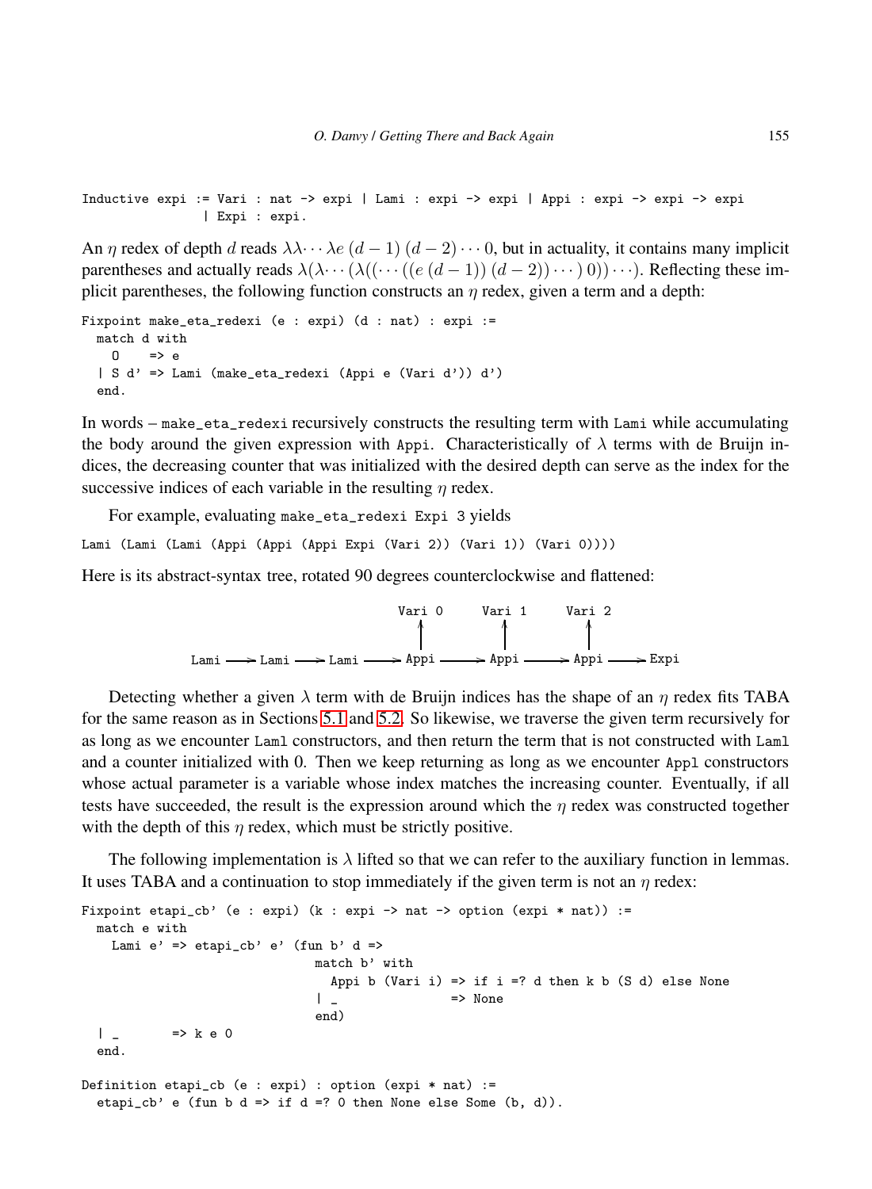```
Inductive expi := Vari : nat -> expi | Lami : expi -> expi | Appi : expi -> expi -> expi
                | Expi : expi.
```

An $\eta$ redex of depth $d$ reads $\lambda\lambda\cdots\lambda e\,(d-1)\,(d-2)\cdots 0$, but in actuality, it contains many implicit parentheses and actually reads $\lambda(\lambda\cdots(\lambda((\cdots((e\,(d-1))\,(d-2))\cdots)\,0))\cdots)$. Reflecting these implicit parentheses, the following function constructs an $\eta$ redex, given a term and a depth:

```
Fixpoint make_eta_redexi (e : expi) (d : nat) : expi :=
  match d with
    O    => e
  | S d' => Lami (make_eta_redexi (Appi e (Vari d')) d')
  end.
```

In words – `make_eta_redexi` recursively constructs the resulting term with `Lami` while accumulating the body around the given expression with `Appi`. Characteristically of $\lambda$ terms with de Bruijn indices, the decreasing counter that was initialized with the desired depth can serve as the index for the successive indices of each variable in the resulting $\eta$ redex.

For example, evaluating `make_eta_redexi Expi 3` yields

```
Lami (Lami (Lami (Appi (Appi (Appi Expi (Vari 2)) (Vari 1)) (Vari 0))))
```

Here is its abstract-syntax tree, rotated 90 degrees counterclockwise and flattened:

```
                             Vari 0      Vari 1      Vari 2
                               ^           ^           ^
                               |           |           |
Lami ---> Lami ---> Lami ---> Appi -----> Appi -----> Appi -----> Expi
```

Detecting whether a given $\lambda$ term with de Bruijn indices has the shape of an $\eta$ redex fits TABA for the same reason as in Sections 5.1 and 5.2. So likewise, we traverse the given term recursively for as long as we encounter `Laml` constructors, and then return the term that is not constructed with `Laml` and a counter initialized with 0. Then we keep returning as long as we encounter `Appl` constructors whose actual parameter is a variable whose index matches the increasing counter. Eventually, if all tests have succeeded, the result is the expression around which the $\eta$ redex was constructed together with the depth of this $\eta$ redex, which must be strictly positive.

The following implementation is $\lambda$ lifted so that we can refer to the auxiliary function in lemmas. It uses TABA and a continuation to stop immediately if the given term is not an $\eta$ redex:

```
Fixpoint etapi_cb' (e : expi) (k : expi -> nat -> option (expi * nat)) :=
  match e with
    Lami e' => etapi_cb' e' (fun b' d =>
                              match b' with
                                Appi b (Vari i) => if i =? d then k b (S d) else None
                              | _               => None
                              end)
  | _       => k e 0
  end.

Definition etapi_cb (e : expi) : option (expi * nat) :=
  etapi_cb' e (fun b d => if d =? 0 then None else Some (b, d)).
```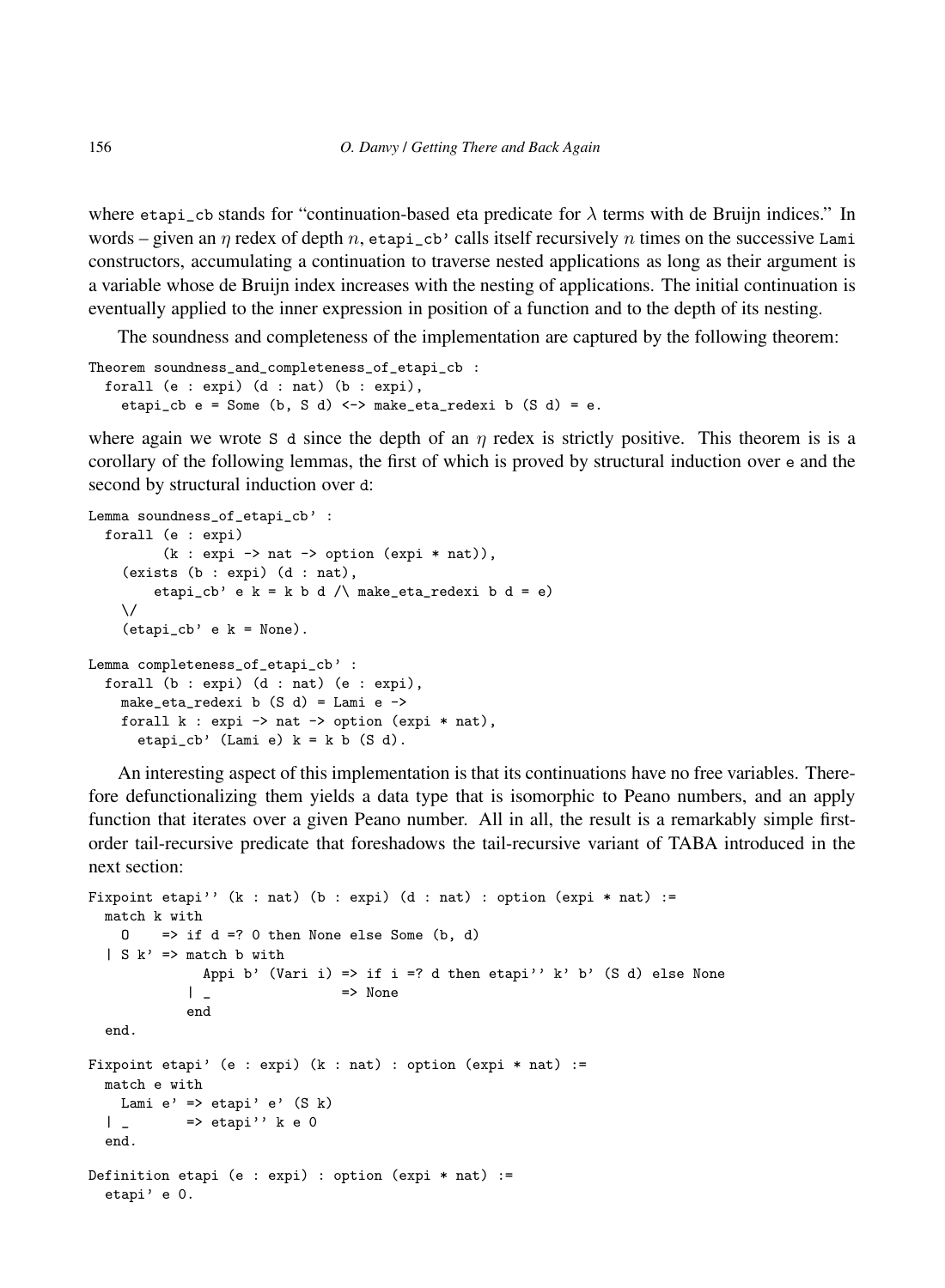where `etapi_cb` stands for "continuation-based eta predicate for $\lambda$ terms with de Bruijn indices." In words – given an $\eta$ redex of depth $n$, `etapi_cb'` calls itself recursively $n$ times on the successive `Lami` constructors, accumulating a continuation to traverse nested applications as long as their argument is a variable whose de Bruijn index increases with the nesting of applications. The initial continuation is eventually applied to the inner expression in position of a function and to the depth of its nesting.

The soundness and completeness of the implementation are captured by the following theorem:

```
Theorem soundness_and_completeness_of_etapi_cb :
  forall (e : expi) (d : nat) (b : expi),
    etapi_cb e = Some (b, S d) <-> make_eta_redexi b (S d) = e.
```

where again we wrote `S d` since the depth of an $\eta$ redex is strictly positive. This theorem is is a corollary of the following lemmas, the first of which is proved by structural induction over `e` and the second by structural induction over `d`:

```
Lemma soundness_of_etapi_cb' :
  forall (e : expi)
         (k : expi -> nat -> option (expi * nat)),
    (exists (b : expi) (d : nat),
        etapi_cb' e k = k b d /\ make_eta_redexi b d = e)
    \/
    (etapi_cb' e k = None).

Lemma completeness_of_etapi_cb' :
  forall (b : expi) (d : nat) (e : expi),
    make_eta_redexi b (S d) = Lami e ->
    forall k : expi -> nat -> option (expi * nat),
      etapi_cb' (Lami e) k = k b (S d).
```

An interesting aspect of this implementation is that its continuations have no free variables. Therefore defunctionalizing them yields a data type that is isomorphic to Peano numbers, and an apply function that iterates over a given Peano number. All in all, the result is a remarkably simple first-order tail-recursive predicate that foreshadows the tail-recursive variant of TABA introduced in the next section:

```
Fixpoint etapi'' (k : nat) (b : expi) (d : nat) : option (expi * nat) :=
  match k with
    O    => if d =? 0 then None else Some (b, d)
  | S k' => match b with
              Appi b' (Vari i) => if i =? d then etapi'' k' b' (S d) else None
            | _                => None
            end
  end.

Fixpoint etapi' (e : expi) (k : nat) : option (expi * nat) :=
  match e with
    Lami e' => etapi' e' (S k)
  | _       => etapi'' k e 0
  end.

Definition etapi (e : expi) : option (expi * nat) :=
  etapi' e 0.
```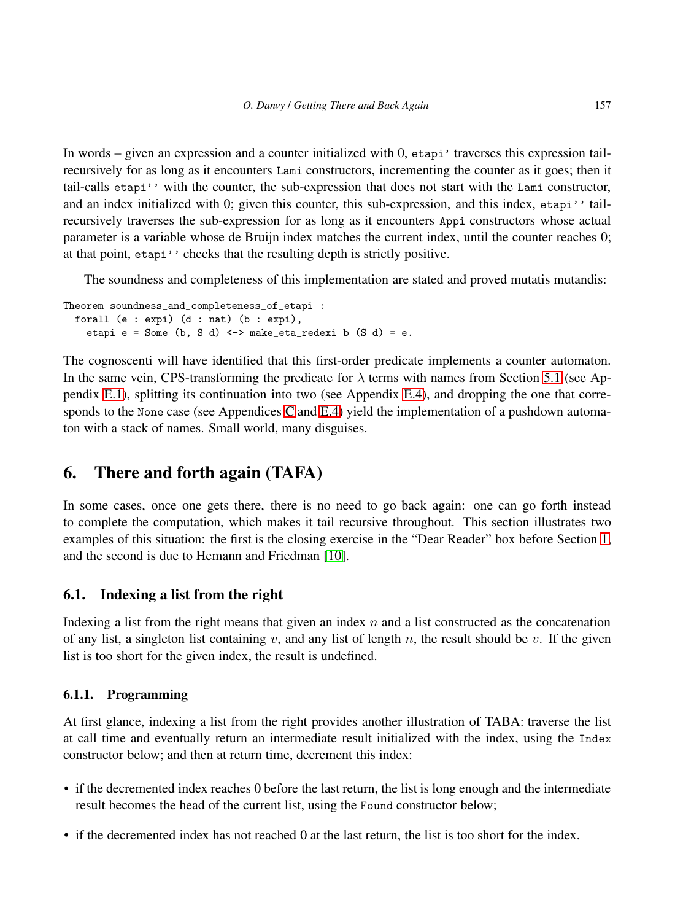In words – given an expression and a counter initialized with 0, `etapi'` traverses this expression tail-recursively for as long as it encounters `Lami` constructors, incrementing the counter as it goes; then it tail-calls `etapi''` with the counter, the sub-expression that does not start with the `Lami` constructor, and an index initialized with 0; given this counter, this sub-expression, and this index, `etapi''` tail-recursively traverses the sub-expression for as long as it encounters `Appi` constructors whose actual parameter is a variable whose de Bruijn index matches the current index, until the counter reaches 0; at that point, `etapi''` checks that the resulting depth is strictly positive.

The soundness and completeness of this implementation are stated and proved mutatis mutandis:

```
Theorem soundness_and_completeness_of_etapi :
  forall (e : expi) (d : nat) (b : expi),
    etapi e = Some (b, S d) <-> make_eta_redexi b (S d) = e.
```

The cognoscenti will have identified that this first-order predicate implements a counter automaton. In the same vein, CPS-transforming the predicate for $\lambda$ terms with names from Section 5.1 (see Appendix E.1), splitting its continuation into two (see Appendix E.4), and dropping the one that corresponds to the `None` case (see Appendices C and E.4) yield the implementation of a pushdown automaton with a stack of names. Small world, many disguises.

## 6. There and forth again (TAFA)

In some cases, once one gets there, there is no need to go back again: one can go forth instead to complete the computation, which makes it tail recursive throughout. This section illustrates two examples of this situation: the first is the closing exercise in the "Dear Reader" box before Section 1, and the second is due to Hemann and Friedman [10].

### 6.1. Indexing a list from the right

Indexing a list from the right means that given an index $n$ and a list constructed as the concatenation of any list, a singleton list containing $v$, and any list of length $n$, the result should be $v$. If the given list is too short for the given index, the result is undefined.

#### 6.1.1. Programming

At first glance, indexing a list from the right provides another illustration of TABA: traverse the list at call time and eventually return an intermediate result initialized with the index, using the `Index` constructor below; and then at return time, decrement this index:

- if the decremented index reaches 0 before the last return, the list is long enough and the intermediate result becomes the head of the current list, using the `Found` constructor below;
- if the decremented index has not reached 0 at the last return, the list is too short for the index.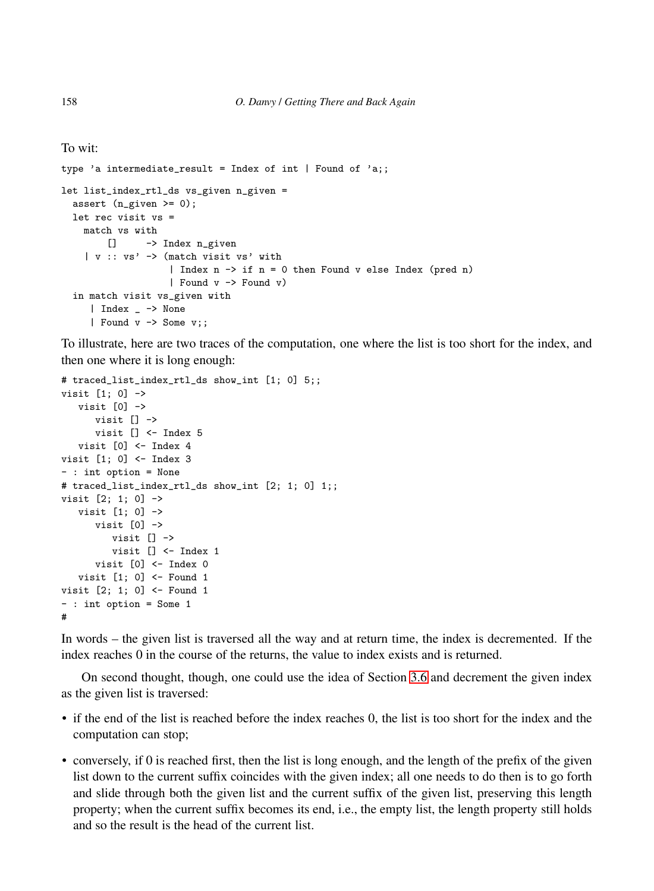To wit:

```
type 'a intermediate_result = Index of int | Found of 'a;;

let list_index_rtl_ds vs_given n_given =
  assert (n_given >= 0);
  let rec visit vs =
    match vs with
        []     -> Index n_given
    | v :: vs' -> (match visit vs' with
                   | Index n -> if n = 0 then Found v else Index (pred n)
                   | Found v -> Found v)
  in match visit vs_given with
     | Index _ -> None
     | Found v -> Some v;;
```

To illustrate, here are two traces of the computation, one where the list is too short for the index, and then one where it is long enough:

```
# traced_list_index_rtl_ds show_int [1; 0] 5;;
visit [1; 0] ->
   visit [0] ->
      visit [] ->
      visit [] <- Index 5
   visit [0] <- Index 4
visit [1; 0] <- Index 3
- : int option = None
# traced_list_index_rtl_ds show_int [2; 1; 0] 1;;
visit [2; 1; 0] ->
   visit [1; 0] ->
      visit [0] ->
         visit [] ->
         visit [] <- Index 1
      visit [0] <- Index 0
   visit [1; 0] <- Found 1
visit [2; 1; 0] <- Found 1
- : int option = Some 1
#
```

In words – the given list is traversed all the way and at return time, the index is decremented. If the index reaches 0 in the course of the returns, the value to index exists and is returned.

On second thought, though, one could use the idea of Section 3.6 and decrement the given index as the given list is traversed:

- if the end of the list is reached before the index reaches 0, the list is too short for the index and the computation can stop;
- conversely, if 0 is reached first, then the list is long enough, and the length of the prefix of the given list down to the current suffix coincides with the given index; all one needs to do then is to go forth and slide through both the given list and the current suffix of the given list, preserving this length property; when the current suffix becomes its end, i.e., the empty list, the length property still holds and so the result is the head of the current list.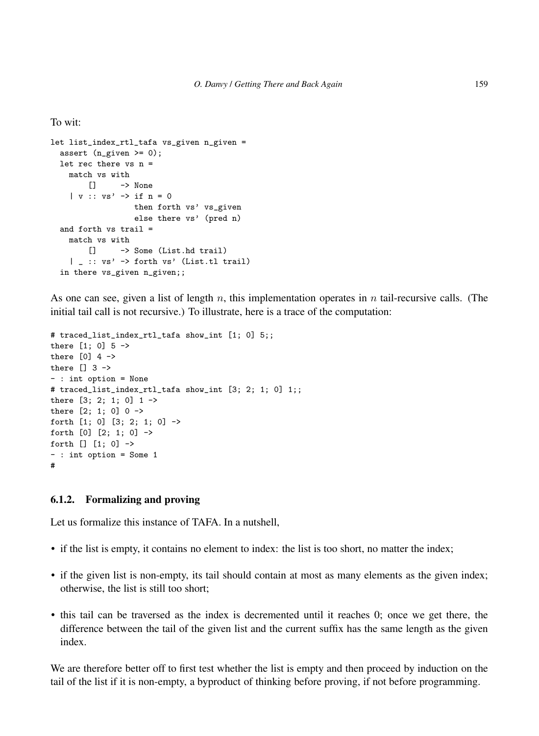To wit:

```
let list_index_rtl_tafa vs_given n_given =
  assert (n_given >= 0);
  let rec there vs n =
    match vs with
        []      -> None
    | v :: vs' -> if n = 0
                  then forth vs' vs_given
                  else there vs' (pred n)
  and forth vs trail =
    match vs with
        []      -> Some (List.hd trail)
    | _ :: vs' -> forth vs' (List.tl trail)
  in there vs_given n_given;;
```

As one can see, given a list of length $n$, this implementation operates in $n$ tail-recursive calls. (The initial tail call is not recursive.) To illustrate, here is a trace of the computation:

```
# traced_list_index_rtl_tafa show_int [1; 0] 5;;
there [1; 0] 5 ->
there [0] 4 ->
there [] 3 ->
- : int option = None
# traced_list_index_rtl_tafa show_int [3; 2; 1; 0] 1;;
there [3; 2; 1; 0] 1 ->
there [2; 1; 0] 0 ->
forth [1; 0] [3; 2; 1; 0] ->
forth [0] [2; 1; 0] ->
forth [] [1; 0] ->
- : int option = Some 1
#
```

### 6.1.2. Formalizing and proving

Let us formalize this instance of TAFA. In a nutshell,

- if the list is empty, it contains no element to index: the list is too short, no matter the index;
- if the given list is non-empty, its tail should contain at most as many elements as the given index; otherwise, the list is still too short;
- this tail can be traversed as the index is decremented until it reaches 0; once we get there, the difference between the tail of the given list and the current suffix has the same length as the given index.

We are therefore better off to first test whether the list is empty and then proceed by induction on the tail of the list if it is non-empty, a byproduct of thinking before proving, if not before programming.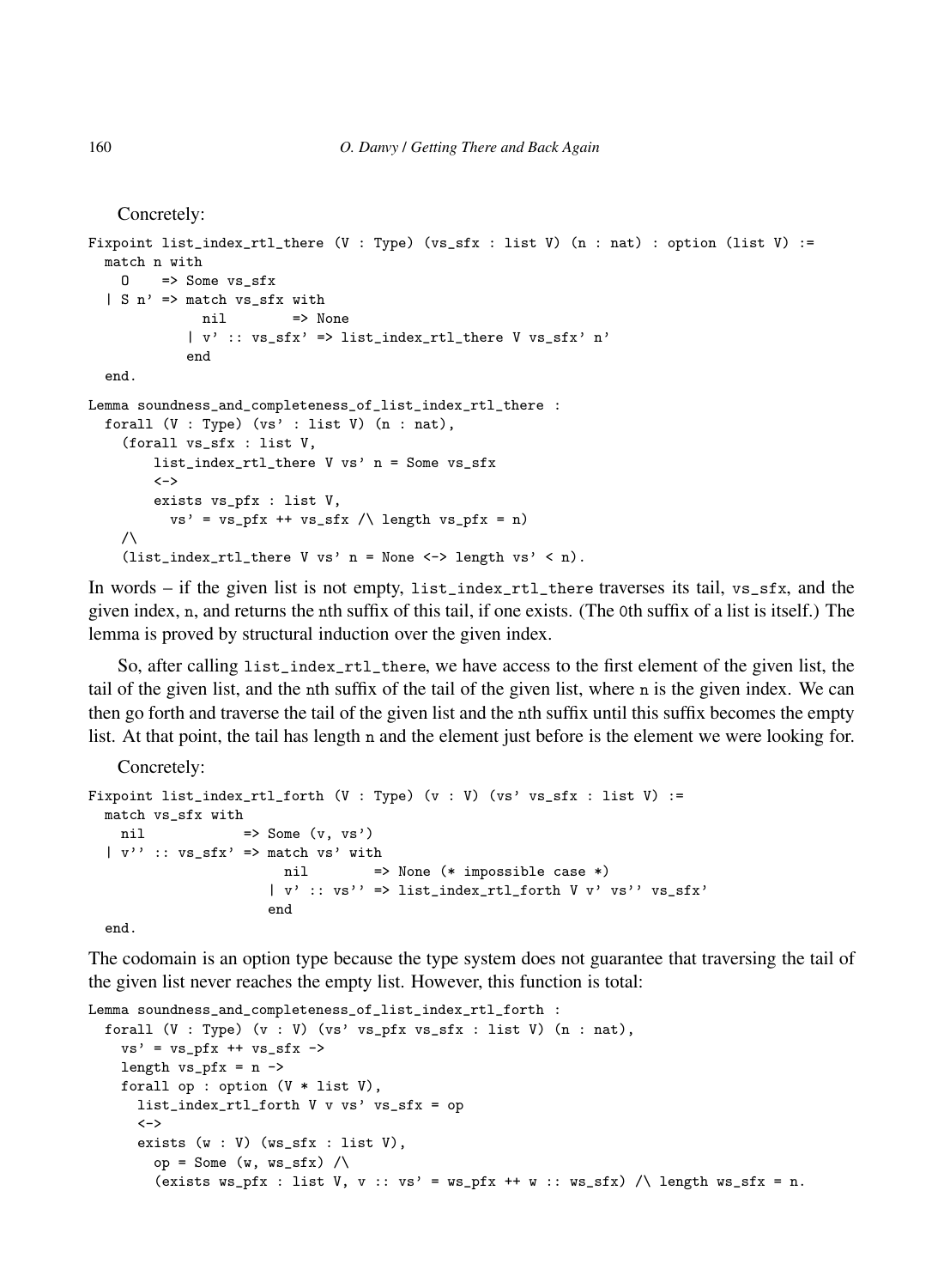Concretely:

```
Fixpoint list_index_rtl_there (V : Type) (vs_sfx : list V) (n : nat) : option (list V) :=
  match n with
    O    => Some vs_sfx
  | S n' => match vs_sfx with
              nil        => None
            | v' :: vs_sfx' => list_index_rtl_there V vs_sfx' n'
            end
  end.

Lemma soundness_and_completeness_of_list_index_rtl_there :
  forall (V : Type) (vs' : list V) (n : nat),
    (forall vs_sfx : list V,
        list_index_rtl_there V vs' n = Some vs_sfx
        <->
        exists vs_pfx : list V,
          vs' = vs_pfx ++ vs_sfx /\ length vs_pfx = n)
    /\
    (list_index_rtl_there V vs' n = None <-> length vs' < n).
```

In words – if the given list is not empty, `list_index_rtl_there` traverses its tail, `vs_sfx`, and the given index, `n`, and returns the `n`th suffix of this tail, if one exists. (The `0`th suffix of a list is itself.) The lemma is proved by structural induction over the given index.

So, after calling `list_index_rtl_there`, we have access to the first element of the given list, the tail of the given list, and the `n`th suffix of the tail of the given list, where `n` is the given index. We can then go forth and traverse the tail of the given list and the `n`th suffix until this suffix becomes the empty list. At that point, the tail has length `n` and the element just before is the element we were looking for.

Concretely:

```
Fixpoint list_index_rtl_forth (V : Type) (v : V) (vs' vs_sfx : list V) :=
  match vs_sfx with
    nil            => Some (v, vs')
  | v'' :: vs_sfx' => match vs' with
                        nil        => None (* impossible case *)
                      | v' :: vs'' => list_index_rtl_forth V v' vs'' vs_sfx'
                      end
  end.
```

The codomain is an option type because the type system does not guarantee that traversing the tail of the given list never reaches the empty list. However, this function is total:

```
Lemma soundness_and_completeness_of_list_index_rtl_forth :
  forall (V : Type) (v : V) (vs' vs_pfx vs_sfx : list V) (n : nat),
    vs' = vs_pfx ++ vs_sfx ->
    length vs_pfx = n ->
    forall op : option (V * list V),
      list_index_rtl_forth V v vs' vs_sfx = op
      <->
      exists (w : V) (ws_sfx : list V),
        op = Some (w, ws_sfx) /\
        (exists ws_pfx : list V, v :: vs' = ws_pfx ++ w :: ws_sfx) /\ length ws_sfx = n.
```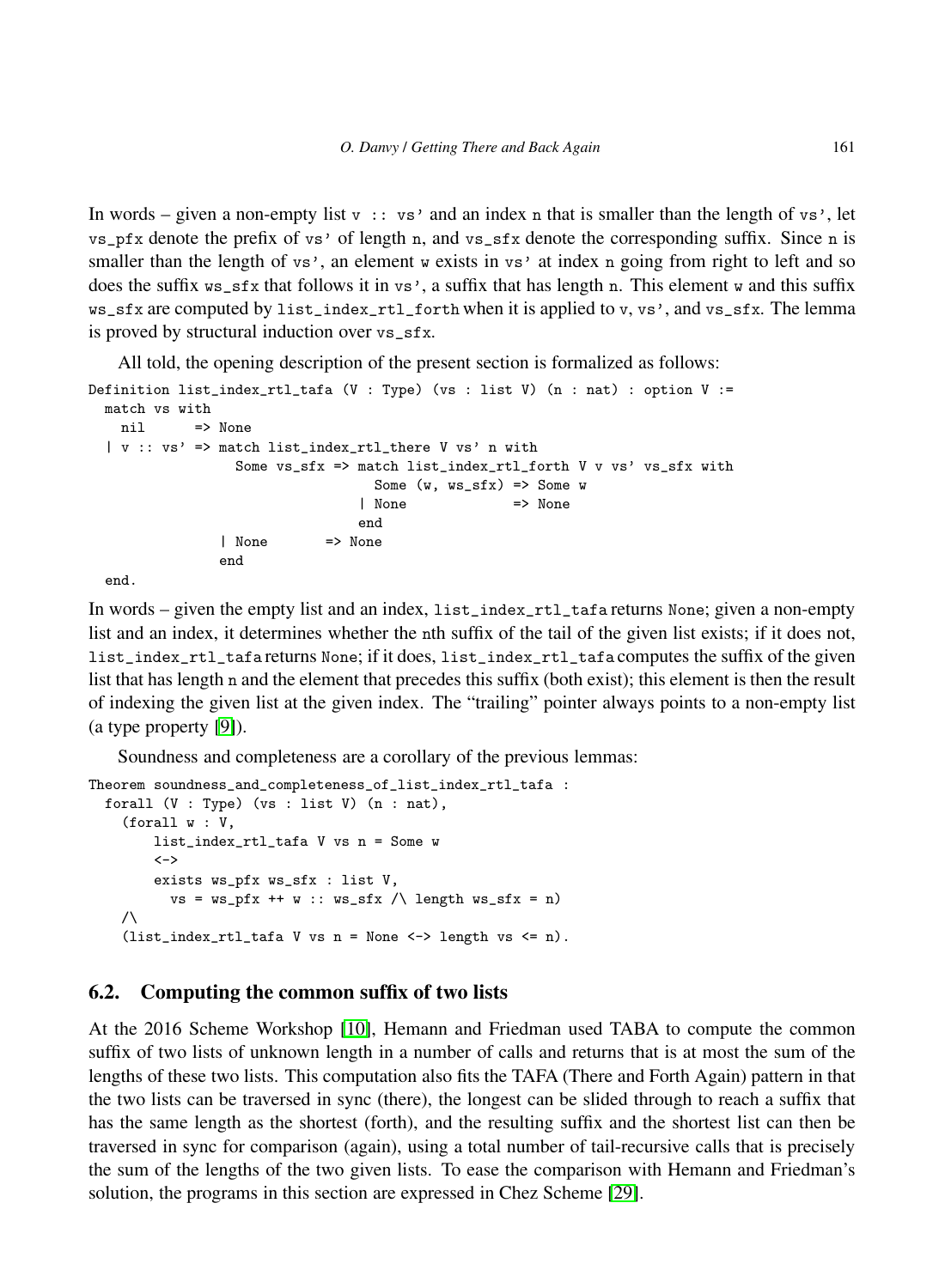In words – given a non-empty list `v :: vs'` and an index `n` that is smaller than the length of `vs'`, let `vs_pfx` denote the prefix of `vs'` of length `n`, and `vs_sfx` denote the corresponding suffix. Since `n` is smaller than the length of `vs'`, an element `w` exists in `vs'` at index `n` going from right to left and so does the suffix `ws_sfx` that follows it in `vs'`, a suffix that has length `n`. This element `w` and this suffix `ws_sfx` are computed by `list_index_rtl_forth` when it is applied to `v`, `vs'`, and `vs_sfx`. The lemma is proved by structural induction over `vs_sfx`.

All told, the opening description of the present section is formalized as follows:

```
Definition list_index_rtl_tafa (V : Type) (vs : list V) (n : nat) : option V :=
  match vs with
    nil      => None
  | v :: vs' => match list_index_rtl_there V vs' n with
                  Some vs_sfx => match list_index_rtl_forth V v vs' vs_sfx with
                                   Some (w, ws_sfx) => Some w
                                 | None             => None
                                 end
                | None       => None
                end
  end.
```

In words – given the empty list and an index, `list_index_rtl_tafa` returns `None`; given a non-empty list and an index, it determines whether the nth suffix of the tail of the given list exists; if it does not, `list_index_rtl_tafa` returns `None`; if it does, `list_index_rtl_tafa` computes the suffix of the given list that has length `n` and the element that precedes this suffix (both exist); this element is then the result of indexing the given list at the given index. The "trailing" pointer always points to a non-empty list (a type property [9]).

Soundness and completeness are a corollary of the previous lemmas:

```
Theorem soundness_and_completeness_of_list_index_rtl_tafa :
  forall (V : Type) (vs : list V) (n : nat),
    (forall w : V,
        list_index_rtl_tafa V vs n = Some w
        <->
        exists ws_pfx ws_sfx : list V,
          vs = ws_pfx ++ w :: ws_sfx /\ length ws_sfx = n)
    /\
    (list_index_rtl_tafa V vs n = None <-> length vs <= n).
```

### 6.2. Computing the common suffix of two lists

At the 2016 Scheme Workshop [10], Hemann and Friedman used TABA to compute the common suffix of two lists of unknown length in a number of calls and returns that is at most the sum of the lengths of these two lists. This computation also fits the TAFA (There and Forth Again) pattern in that the two lists can be traversed in sync (there), the longest can be slided through to reach a suffix that has the same length as the shortest (forth), and the resulting suffix and the shortest list can then be traversed in sync for comparison (again), using a total number of tail-recursive calls that is precisely the sum of the lengths of the two given lists. To ease the comparison with Hemann and Friedman's solution, the programs in this section are expressed in Chez Scheme [29].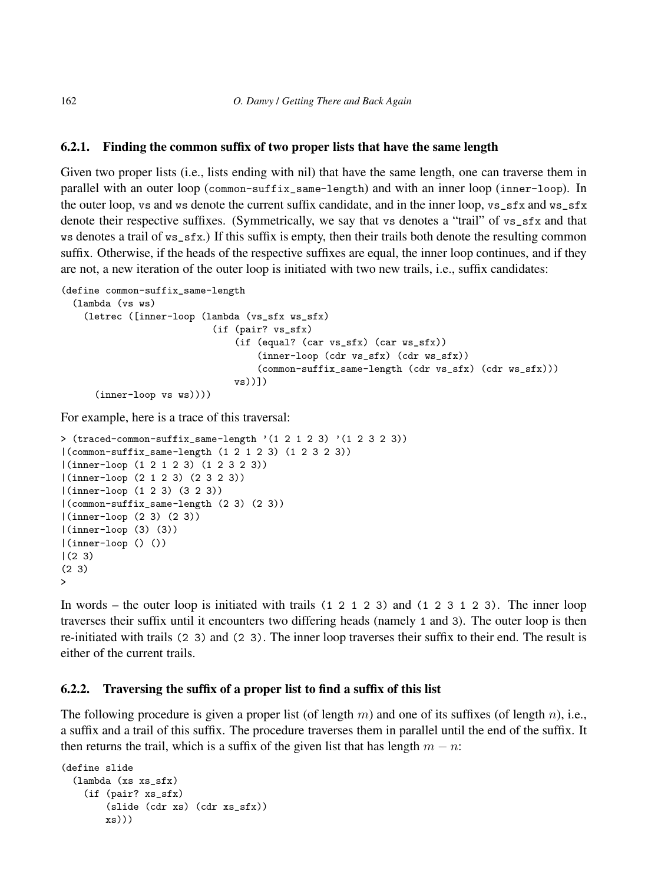### 6.2.1. Finding the common suffix of two proper lists that have the same length

Given two proper lists (i.e., lists ending with nil) that have the same length, one can traverse them in parallel with an outer loop (`common-suffix_same-length`) and with an inner loop (`inner-loop`). In the outer loop, `vs` and `ws` denote the current suffix candidate, and in the inner loop, `vs_sfx` and `ws_sfx` denote their respective suffixes. (Symmetrically, we say that `vs` denotes a "trail" of `vs_sfx` and that `ws` denotes a trail of `ws_sfx`.) If this suffix is empty, then their trails both denote the resulting common suffix. Otherwise, if the heads of the respective suffixes are equal, the inner loop continues, and if they are not, a new iteration of the outer loop is initiated with two new trails, i.e., suffix candidates:

```
(define common-suffix_same-length
  (lambda (vs ws)
    (letrec ([inner-loop (lambda (vs_sfx ws_sfx)
                           (if (pair? vs_sfx)
                               (if (equal? (car vs_sfx) (car ws_sfx))
                                   (inner-loop (cdr vs_sfx) (cdr ws_sfx))
                                   (common-suffix_same-length (cdr vs_sfx) (cdr ws_sfx)))
                               vs))])
      (inner-loop vs ws))))
```

For example, here is a trace of this traversal:

```
> (traced-common-suffix_same-length '(1 2 1 2 3) '(1 2 3 2 3))
|(common-suffix_same-length (1 2 1 2 3) (1 2 3 2 3))
|(inner-loop (1 2 1 2 3) (1 2 3 2 3))
|(inner-loop (2 1 2 3) (2 3 2 3))
|(inner-loop (1 2 3) (3 2 3))
|(common-suffix_same-length (2 3) (2 3))
|(inner-loop (2 3) (2 3))
|(inner-loop (3) (3))
|(inner-loop () ())
|(2 3)
(2 3)
>
```

In words – the outer loop is initiated with trails `(1 2 1 2 3)` and `(1 2 3 1 2 3)`. The inner loop traverses their suffix until it encounters two differing heads (namely `1` and `3`). The outer loop is then re-initiated with trails `(2 3)` and `(2 3)`. The inner loop traverses their suffix to their end. The result is either of the current trails.

### 6.2.2. Traversing the suffix of a proper list to find a suffix of this list

The following procedure is given a proper list (of length $m$) and one of its suffixes (of length $n$), i.e., a suffix and a trail of this suffix. The procedure traverses them in parallel until the end of the suffix. It then returns the trail, which is a suffix of the given list that has length $m - n$:

```
(define slide
  (lambda (xs xs_sfx)
    (if (pair? xs_sfx)
        (slide (cdr xs) (cdr xs_sfx))
        xs)))
```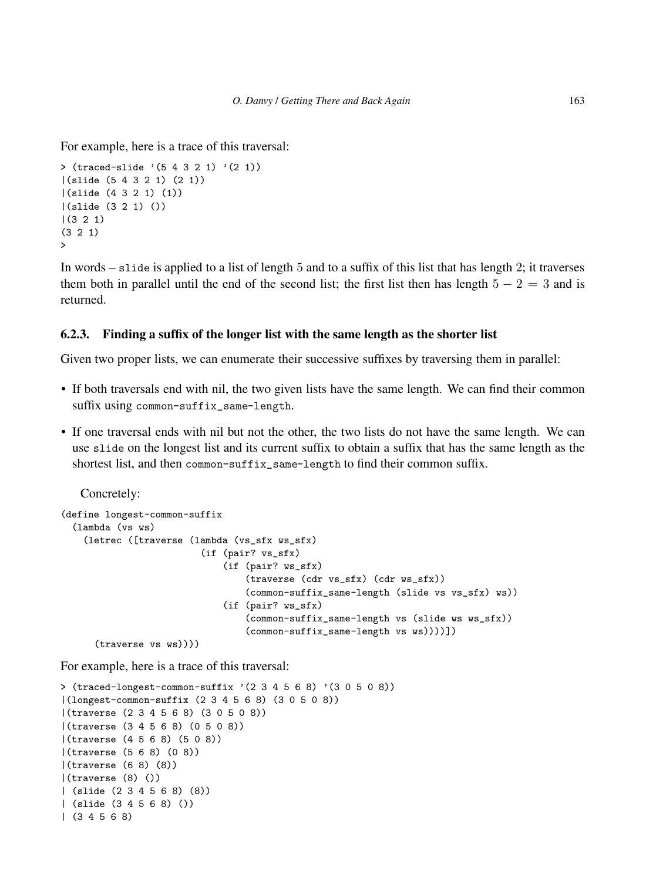For example, here is a trace of this traversal:

```
> (traced-slide '(5 4 3 2 1) '(2 1))
|(slide (5 4 3 2 1) (2 1))
|(slide (4 3 2 1) (1))
|(slide (3 2 1) ())
|(3 2 1)
(3 2 1)
>
```

In words – `slide` is applied to a list of length 5 and to a suffix of this list that has length 2; it traverses them both in parallel until the end of the second list; the first list then has length $5 - 2 = 3$ and is returned.

### 6.2.3. Finding a suffix of the longer list with the same length as the shorter list

Given two proper lists, we can enumerate their successive suffixes by traversing them in parallel:

- If both traversals end with nil, the two given lists have the same length. We can find their common suffix using `common-suffix_same-length`.
- If one traversal ends with nil but not the other, the two lists do not have the same length. We can use `slide` on the longest list and its current suffix to obtain a suffix that has the same length as the shortest list, and then `common-suffix_same-length` to find their common suffix.

Concretely:

```
(define longest-common-suffix
  (lambda (vs ws)
    (letrec ([traverse (lambda (vs_sfx ws_sfx)
                         (if (pair? vs_sfx)
                             (if (pair? ws_sfx)
                                 (traverse (cdr vs_sfx) (cdr ws_sfx))
                                 (common-suffix_same-length (slide vs vs_sfx) ws))
                             (if (pair? ws_sfx)
                                 (common-suffix_same-length vs (slide ws ws_sfx))
                                 (common-suffix_same-length vs ws))))])
      (traverse vs ws))))
```

For example, here is a trace of this traversal:

```
> (traced-longest-common-suffix '(2 3 4 5 6 8) '(3 0 5 0 8))
|(longest-common-suffix (2 3 4 5 6 8) (3 0 5 0 8))
|(traverse (2 3 4 5 6 8) (3 0 5 0 8))
|(traverse (3 4 5 6 8) (0 5 0 8))
|(traverse (4 5 6 8) (5 0 8))
|(traverse (5 6 8) (0 8))
|(traverse (6 8) (8))
|(traverse (8) ())
| (slide (2 3 4 5 6 8) (8))
| (slide (3 4 5 6 8) ())
| (3 4 5 6 8)
```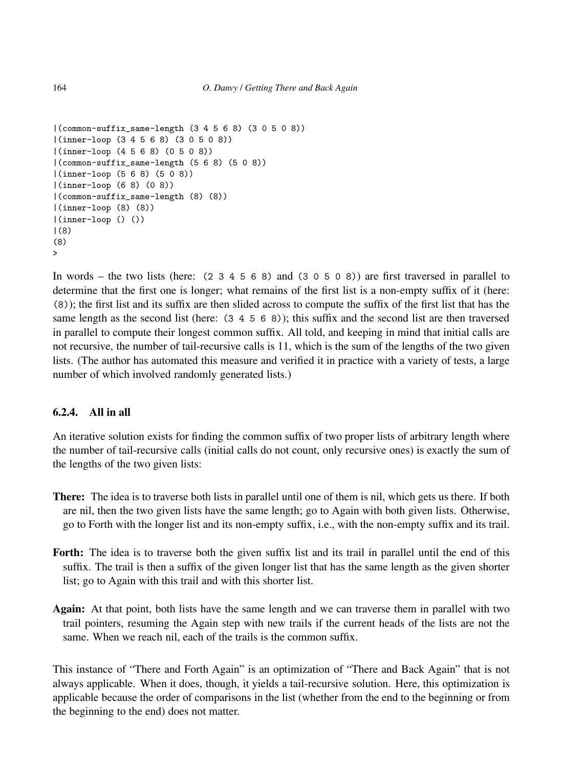```
|(common-suffix_same-length (3 4 5 6 8) (3 0 5 0 8))
|(inner-loop (3 4 5 6 8) (3 0 5 0 8))
|(inner-loop (4 5 6 8) (0 5 0 8))
|(common-suffix_same-length (5 6 8) (5 0 8))
|(inner-loop (5 6 8) (5 0 8))
|(inner-loop (6 8) (0 8))
|(common-suffix_same-length (8) (8))
|(inner-loop (8) (8))
|(inner-loop () ())
|(8)
(8)
>
```

In words – the two lists (here: `(2 3 4 5 6 8)` and `(3 0 5 0 8)`) are first traversed in parallel to determine that the first one is longer; what remains of the first list is a non-empty suffix of it (here: `(8)`); the first list and its suffix are then slided across to compute the suffix of the first list that has the same length as the second list (here: `(3 4 5 6 8)`); this suffix and the second list are then traversed in parallel to compute their longest common suffix. All told, and keeping in mind that initial calls are not recursive, the number of tail-recursive calls is 11, which is the sum of the lengths of the two given lists. (The author has automated this measure and verified it in practice with a variety of tests, a large number of which involved randomly generated lists.)

### 6.2.4. All in all

An iterative solution exists for finding the common suffix of two proper lists of arbitrary length where the number of tail-recursive calls (initial calls do not count, only recursive ones) is exactly the sum of the lengths of the two given lists:

**There:** The idea is to traverse both lists in parallel until one of them is nil, which gets us there. If both are nil, then the two given lists have the same length; go to Again with both given lists. Otherwise, go to Forth with the longer list and its non-empty suffix, i.e., with the non-empty suffix and its trail.

**Forth:** The idea is to traverse both the given suffix list and its trail in parallel until the end of this suffix. The trail is then a suffix of the given longer list that has the same length as the given shorter list; go to Again with this trail and with this shorter list.

**Again:** At that point, both lists have the same length and we can traverse them in parallel with two trail pointers, resuming the Again step with new trails if the current heads of the lists are not the same. When we reach nil, each of the trails is the common suffix.

This instance of "There and Forth Again" is an optimization of "There and Back Again" that is not always applicable. When it does, though, it yields a tail-recursive solution. Here, this optimization is applicable because the order of comparisons in the list (whether from the end to the beginning or from the beginning to the end) does not matter.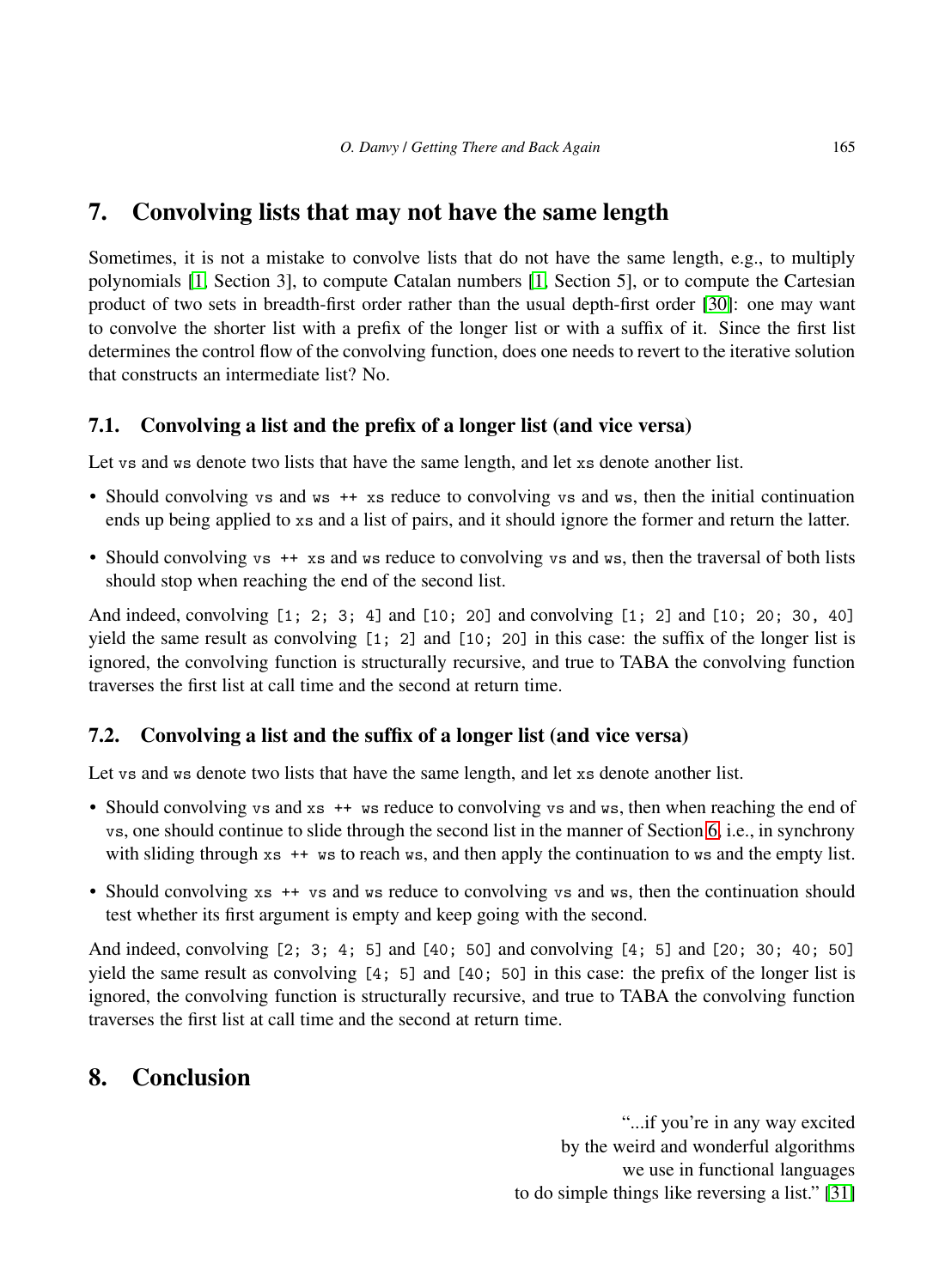## 7. Convolving lists that may not have the same length

Sometimes, it is not a mistake to convolve lists that do not have the same length, e.g., to multiply polynomials [1, Section 3], to compute Catalan numbers [1, Section 5], or to compute the Cartesian product of two sets in breadth-first order rather than the usual depth-first order [30]: one may want to convolve the shorter list with a prefix of the longer list or with a suffix of it. Since the first list determines the control flow of the convolving function, does one needs to revert to the iterative solution that constructs an intermediate list? No.

### 7.1. Convolving a list and the prefix of a longer list (and vice versa)

Let `vs` and `ws` denote two lists that have the same length, and let `xs` denote another list.

- Should convolving `vs` and `ws ++ xs` reduce to convolving `vs` and `ws`, then the initial continuation ends up being applied to `xs` and a list of pairs, and it should ignore the former and return the latter.
- Should convolving `vs ++ xs` and `ws` reduce to convolving `vs` and `ws`, then the traversal of both lists should stop when reaching the end of the second list.

And indeed, convolving `[1; 2; 3; 4]` and `[10; 20]` and convolving `[1; 2]` and `[10; 20; 30, 40]` yield the same result as convolving `[1; 2]` and `[10; 20]` in this case: the suffix of the longer list is ignored, the convolving function is structurally recursive, and true to TABA the convolving function traverses the first list at call time and the second at return time.

### 7.2. Convolving a list and the suffix of a longer list (and vice versa)

Let `vs` and `ws` denote two lists that have the same length, and let `xs` denote another list.

- Should convolving `vs` and `xs ++ ws` reduce to convolving `vs` and `ws`, then when reaching the end of `vs`, one should continue to slide through the second list in the manner of Section 6, i.e., in synchrony with sliding through `xs ++ ws` to reach `ws`, and then apply the continuation to `ws` and the empty list.
- Should convolving `xs ++ vs` and `ws` reduce to convolving `vs` and `ws`, then the continuation should test whether its first argument is empty and keep going with the second.

And indeed, convolving `[2; 3; 4; 5]` and `[40; 50]` and convolving `[4; 5]` and `[20; 30; 40; 50]` yield the same result as convolving `[4; 5]` and `[40; 50]` in this case: the prefix of the longer list is ignored, the convolving function is structurally recursive, and true to TABA the convolving function traverses the first list at call time and the second at return time.

## 8. Conclusion

> "...if you're in any way excited
> by the weird and wonderful algorithms
> we use in functional languages
> to do simple things like reversing a list." [31]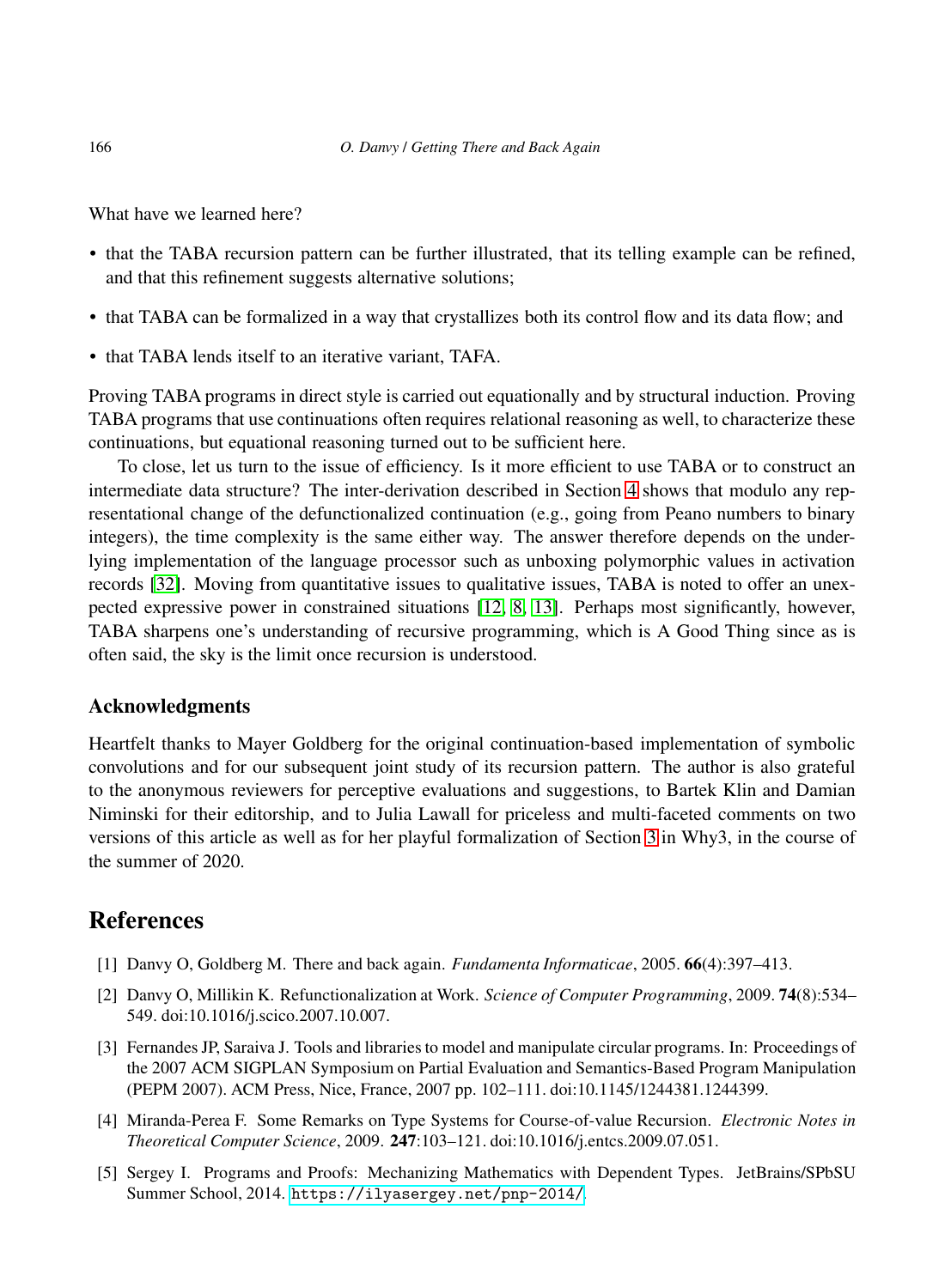What have we learned here?

- that the TABA recursion pattern can be further illustrated, that its telling example can be refined, and that this refinement suggests alternative solutions;
- that TABA can be formalized in a way that crystallizes both its control flow and its data flow; and
- that TABA lends itself to an iterative variant, TAFA.

Proving TABA programs in direct style is carried out equationally and by structural induction. Proving TABA programs that use continuations often requires relational reasoning as well, to characterize these continuations, but equational reasoning turned out to be sufficient here.

To close, let us turn to the issue of efficiency. Is it more efficient to use TABA or to construct an intermediate data structure? The inter-derivation described in Section 4 shows that modulo any representational change of the defunctionalized continuation (e.g., going from Peano numbers to binary integers), the time complexity is the same either way. The answer therefore depends on the underlying implementation of the language processor such as unboxing polymorphic values in activation records [32]. Moving from quantitative issues to qualitative issues, TABA is noted to offer an unexpected expressive power in constrained situations [12, 8, 13]. Perhaps most significantly, however, TABA sharpens one's understanding of recursive programming, which is A Good Thing since as is often said, the sky is the limit once recursion is understood.

### Acknowledgments

Heartfelt thanks to Mayer Goldberg for the original continuation-based implementation of symbolic convolutions and for our subsequent joint study of its recursion pattern. The author is also grateful to the anonymous reviewers for perceptive evaluations and suggestions, to Bartek Klin and Damian Niminski for their editorship, and to Julia Lawall for priceless and multi-faceted comments on two versions of this article as well as for her playful formalization of Section 3 in Why3, in the course of the summer of 2020.

## References

[1] Danvy O, Goldberg M. There and back again. *Fundamenta Informaticae*, 2005. **66**(4):397–413.

[2] Danvy O, Millikin K. Refunctionalization at Work. *Science of Computer Programming*, 2009. **74**(8):534–549. doi:10.1016/j.scico.2007.10.007.

[3] Fernandes JP, Saraiva J. Tools and libraries to model and manipulate circular programs. In: Proceedings of the 2007 ACM SIGPLAN Symposium on Partial Evaluation and Semantics-Based Program Manipulation (PEPM 2007). ACM Press, Nice, France, 2007 pp. 102–111. doi:10.1145/1244381.1244399.

[4] Miranda-Perea F. Some Remarks on Type Systems for Course-of-value Recursion. *Electronic Notes in Theoretical Computer Science*, 2009. **247**:103–121. doi:10.1016/j.entcs.2009.07.051.

[5] Sergey I. Programs and Proofs: Mechanizing Mathematics with Dependent Types. JetBrains/SPbSU Summer School, 2014. `https://ilyasergey.net/pnp-2014/`.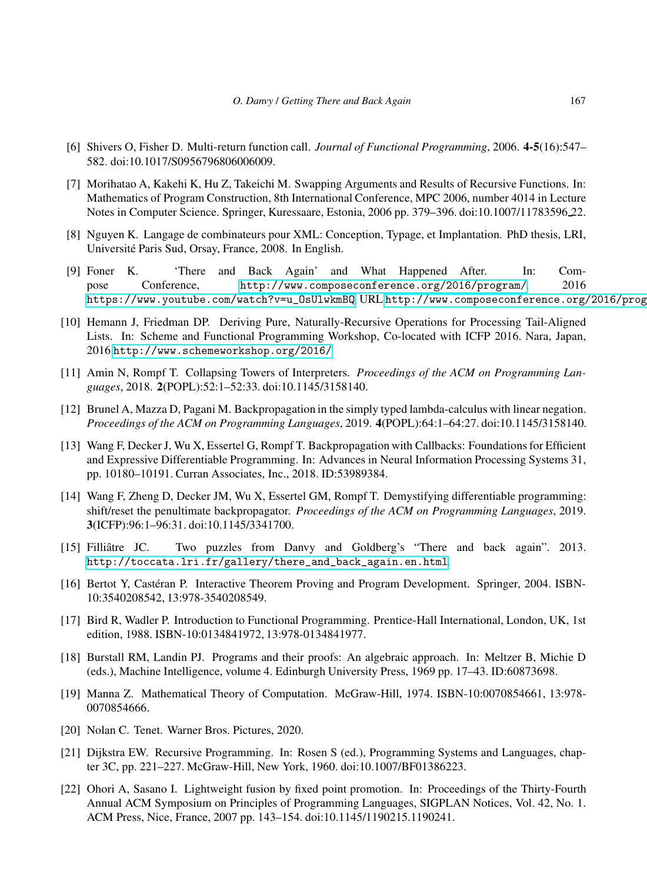[6] Shivers O, Fisher D. Multi-return function call. *Journal of Functional Programming*, 2006. **4-5**(16):547–582. doi:10.1017/S0956796806006009.

[7] Morihatao A, Kakehi K, Hu Z, Takeichi M. Swapping Arguments and Results of Recursive Functions. In: Mathematics of Program Construction, 8th International Conference, MPC 2006, number 4014 in Lecture Notes in Computer Science. Springer, Kuressaare, Estonia, 2006 pp. 379–396. doi:10.1007/11783596_22.

[8] Nguyen K. Langage de combinateurs pour XML: Conception, Typage, et Implantation. PhD thesis, LRI, Université Paris Sud, Orsay, France, 2008. In English.

[9] Foner K. 'There and Back Again' and What Happened After. In: Compose Conference, http://www.composeconference.org/2016/program/. 2016 https://www.youtube.com/watch?v=u_OsUlwkmBQ. URL http://www.composeconference.org/2016/prog

[10] Hemann J, Friedman DP. Deriving Pure, Naturally-Recursive Operations for Processing Tail-Aligned Lists. In: Scheme and Functional Programming Workshop, Co-located with ICFP 2016. Nara, Japan, 2016 http://www.schemeworkshop.org/2016/.

[11] Amin N, Rompf T. Collapsing Towers of Interpreters. *Proceedings of the ACM on Programming Languages*, 2018. **2**(POPL):52:1–52:33. doi:10.1145/3158140.

[12] Brunel A, Mazza D, Pagani M. Backpropagation in the simply typed lambda-calculus with linear negation. *Proceedings of the ACM on Programming Languages*, 2019. **4**(POPL):64:1–64:27. doi:10.1145/3158140.

[13] Wang F, Decker J, Wu X, Essertel G, Rompf T. Backpropagation with Callbacks: Foundations for Efficient and Expressive Differentiable Programming. In: Advances in Neural Information Processing Systems 31, pp. 10180–10191. Curran Associates, Inc., 2018. ID:53989384.

[14] Wang F, Zheng D, Decker JM, Wu X, Essertel GM, Rompf T. Demystifying differentiable programming: shift/reset the penultimate backpropagator. *Proceedings of the ACM on Programming Languages*, 2019. **3**(ICFP):96:1–96:31. doi:10.1145/3341700.

[15] Filliâtre JC. Two puzzles from Danvy and Goldberg's "There and back again". 2013. http://toccata.lri.fr/gallery/there_and_back_again.en.html.

[16] Bertot Y, Castéran P. Interactive Theorem Proving and Program Development. Springer, 2004. ISBN-10:3540208542, 13:978-3540208549.

[17] Bird R, Wadler P. Introduction to Functional Programming. Prentice-Hall International, London, UK, 1st edition, 1988. ISBN-10:0134841972, 13:978-0134841977.

[18] Burstall RM, Landin PJ. Programs and their proofs: An algebraic approach. In: Meltzer B, Michie D (eds.), Machine Intelligence, volume 4. Edinburgh University Press, 1969 pp. 17–43. ID:60873698.

[19] Manna Z. Mathematical Theory of Computation. McGraw-Hill, 1974. ISBN-10:0070854661, 13:978-0070854666.

[20] Nolan C. Tenet. Warner Bros. Pictures, 2020.

[21] Dijkstra EW. Recursive Programming. In: Rosen S (ed.), Programming Systems and Languages, chapter 3C, pp. 221–227. McGraw-Hill, New York, 1960. doi:10.1007/BF01386223.

[22] Ohori A, Sasano I. Lightweight fusion by fixed point promotion. In: Proceedings of the Thirty-Fourth Annual ACM Symposium on Principles of Programming Languages, SIGPLAN Notices, Vol. 42, No. 1. ACM Press, Nice, France, 2007 pp. 143–154. doi:10.1145/1190215.1190241.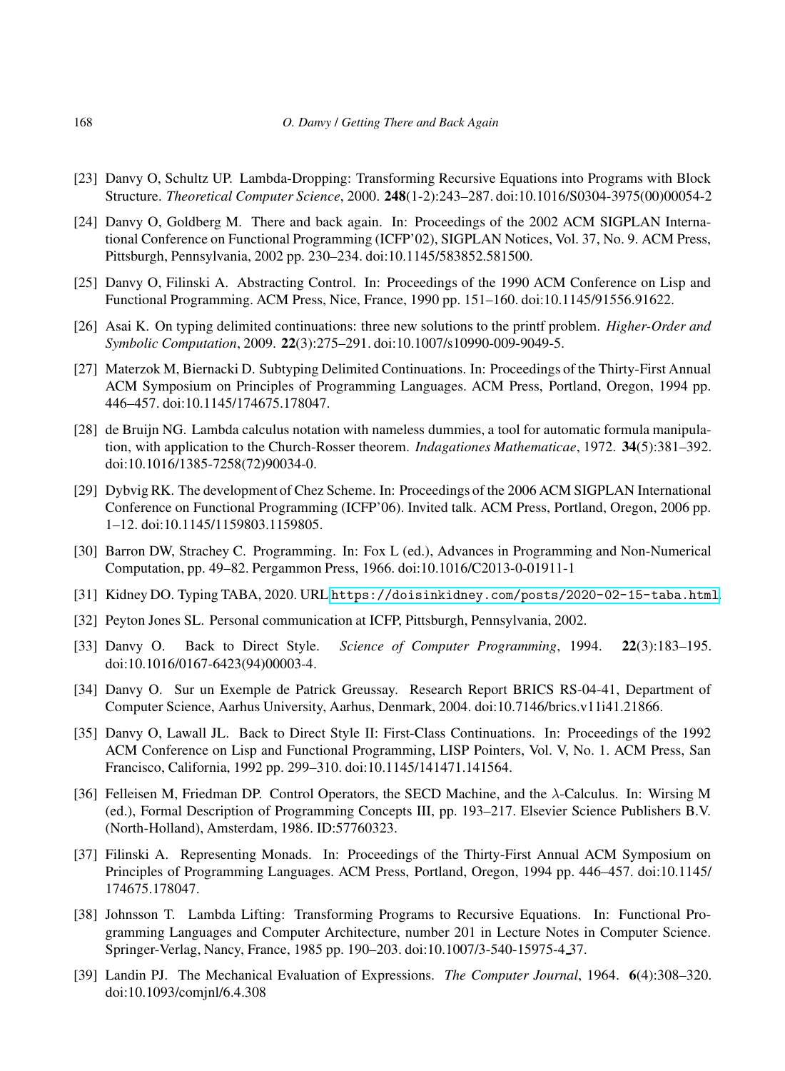[23] Danvy O, Schultz UP. Lambda-Dropping: Transforming Recursive Equations into Programs with Block Structure. *Theoretical Computer Science*, 2000. **248**(1-2):243–287. doi:10.1016/S0304-3975(00)00054-2

[24] Danvy O, Goldberg M. There and back again. In: Proceedings of the 2002 ACM SIGPLAN International Conference on Functional Programming (ICFP'02), SIGPLAN Notices, Vol. 37, No. 9. ACM Press, Pittsburgh, Pennsylvania, 2002 pp. 230–234. doi:10.1145/583852.581500.

[25] Danvy O, Filinski A. Abstracting Control. In: Proceedings of the 1990 ACM Conference on Lisp and Functional Programming. ACM Press, Nice, France, 1990 pp. 151–160. doi:10.1145/91556.91622.

[26] Asai K. On typing delimited continuations: three new solutions to the printf problem. *Higher-Order and Symbolic Computation*, 2009. **22**(3):275–291. doi:10.1007/s10990-009-9049-5.

[27] Materzok M, Biernacki D. Subtyping Delimited Continuations. In: Proceedings of the Thirty-First Annual ACM Symposium on Principles of Programming Languages. ACM Press, Portland, Oregon, 1994 pp. 446–457. doi:10.1145/174675.178047.

[28] de Bruijn NG. Lambda calculus notation with nameless dummies, a tool for automatic formula manipulation, with application to the Church-Rosser theorem. *Indagationes Mathematicae*, 1972. **34**(5):381–392. doi:10.1016/1385-7258(72)90034-0.

[29] Dybvig RK. The development of Chez Scheme. In: Proceedings of the 2006 ACM SIGPLAN International Conference on Functional Programming (ICFP'06). Invited talk. ACM Press, Portland, Oregon, 2006 pp. 1–12. doi:10.1145/1159803.1159805.

[30] Barron DW, Strachey C. Programming. In: Fox L (ed.), Advances in Programming and Non-Numerical Computation, pp. 49–82. Pergammon Press, 1966. doi:10.1016/C2013-0-01911-1

[31] Kidney DO. Typing TABA, 2020. URL `https://doisinkidney.com/posts/2020-02-15-taba.html`.

[32] Peyton Jones SL. Personal communication at ICFP, Pittsburgh, Pennsylvania, 2002.

[33] Danvy O. Back to Direct Style. *Science of Computer Programming*, 1994. **22**(3):183–195. doi:10.1016/0167-6423(94)00003-4.

[34] Danvy O. Sur un Exemple de Patrick Greussay. Research Report BRICS RS-04-41, Department of Computer Science, Aarhus University, Aarhus, Denmark, 2004. doi:10.7146/brics.v11i41.21866.

[35] Danvy O, Lawall JL. Back to Direct Style II: First-Class Continuations. In: Proceedings of the 1992 ACM Conference on Lisp and Functional Programming, LISP Pointers, Vol. V, No. 1. ACM Press, San Francisco, California, 1992 pp. 299–310. doi:10.1145/141471.141564.

[36] Felleisen M, Friedman DP. Control Operators, the SECD Machine, and the $\lambda$-Calculus. In: Wirsing M (ed.), Formal Description of Programming Concepts III, pp. 193–217. Elsevier Science Publishers B.V. (North-Holland), Amsterdam, 1986. ID:57760323.

[37] Filinski A. Representing Monads. In: Proceedings of the Thirty-First Annual ACM Symposium on Principles of Programming Languages. ACM Press, Portland, Oregon, 1994 pp. 446–457. doi:10.1145/174675.178047.

[38] Johnsson T. Lambda Lifting: Transforming Programs to Recursive Equations. In: Functional Programming Languages and Computer Architecture, number 201 in Lecture Notes in Computer Science. Springer-Verlag, Nancy, France, 1985 pp. 190–203. doi:10.1007/3-540-15975-4_37.

[39] Landin PJ. The Mechanical Evaluation of Expressions. *The Computer Journal*, 1964. **6**(4):308–320. doi:10.1093/comjnl/6.4.308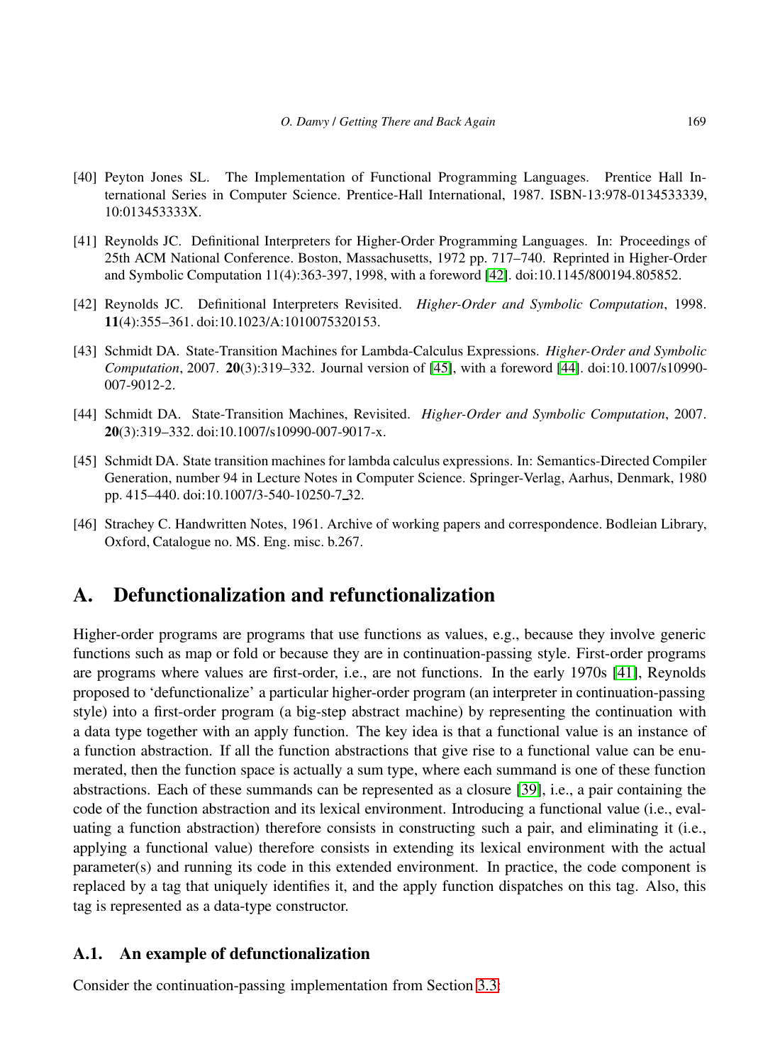[40] Peyton Jones SL. The Implementation of Functional Programming Languages. Prentice Hall International Series in Computer Science. Prentice-Hall International, 1987. ISBN-13:978-0134533339, 10:013453333X.

[41] Reynolds JC. Definitional Interpreters for Higher-Order Programming Languages. In: Proceedings of 25th ACM National Conference. Boston, Massachusetts, 1972 pp. 717–740. Reprinted in Higher-Order and Symbolic Computation 11(4):363-397, 1998, with a foreword [42]. doi:10.1145/800194.805852.

[42] Reynolds JC. Definitional Interpreters Revisited. *Higher-Order and Symbolic Computation*, 1998. **11**(4):355–361. doi:10.1023/A:1010075320153.

[43] Schmidt DA. State-Transition Machines for Lambda-Calculus Expressions. *Higher-Order and Symbolic Computation*, 2007. **20**(3):319–332. Journal version of [45], with a foreword [44]. doi:10.1007/s10990-007-9012-2.

[44] Schmidt DA. State-Transition Machines, Revisited. *Higher-Order and Symbolic Computation*, 2007. **20**(3):319–332. doi:10.1007/s10990-007-9017-x.

[45] Schmidt DA. State transition machines for lambda calculus expressions. In: Semantics-Directed Compiler Generation, number 94 in Lecture Notes in Computer Science. Springer-Verlag, Aarhus, Denmark, 1980 pp. 415–440. doi:10.1007/3-540-10250-7_32.

[46] Strachey C. Handwritten Notes, 1961. Archive of working papers and correspondence. Bodleian Library, Oxford, Catalogue no. MS. Eng. misc. b.267.

# A. Defunctionalization and refunctionalization

Higher-order programs are programs that use functions as values, e.g., because they involve generic functions such as map or fold or because they are in continuation-passing style. First-order programs are programs where values are first-order, i.e., are not functions. In the early 1970s [41], Reynolds proposed to 'defunctionalize' a particular higher-order program (an interpreter in continuation-passing style) into a first-order program (a big-step abstract machine) by representing the continuation with a data type together with an apply function. The key idea is that a functional value is an instance of a function abstraction. If all the function abstractions that give rise to a functional value can be enumerated, then the function space is actually a sum type, where each summand is one of these function abstractions. Each of these summands can be represented as a closure [39], i.e., a pair containing the code of the function abstraction and its lexical environment. Introducing a functional value (i.e., evaluating a function abstraction) therefore consists in constructing such a pair, and eliminating it (i.e., applying a functional value) therefore consists in extending its lexical environment with the actual parameter(s) and running its code in this extended environment. In practice, the code component is replaced by a tag that uniquely identifies it, and the apply function dispatches on this tag. Also, this tag is represented as a data-type constructor.

## A.1. An example of defunctionalization

Consider the continuation-passing implementation from Section 3.3: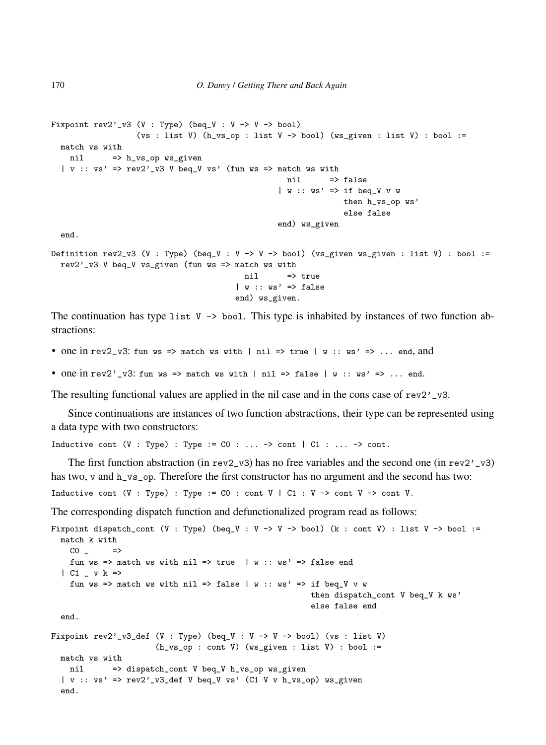```
Fixpoint rev2'_v3 (V : Type) (beq_V : V -> V -> bool)
                  (vs : list V) (h_vs_op : list V -> bool) (ws_given : list V) : bool :=
  match vs with
    nil      => h_vs_op ws_given
  | v :: vs' => rev2'_v3 V beq_V vs' (fun ws => match ws with
                                                  nil      => false
                                                | w :: ws' => if beq_V v w
                                                              then h_vs_op ws'
                                                              else false
                                                end) ws_given
  end.

Definition rev2_v3 (V : Type) (beq_V : V -> V -> bool) (vs_given ws_given : list V) : bool :=
  rev2'_v3 V beq_V vs_given (fun ws => match ws with
                                         nil      => true
                                       | w :: ws' => false
                                       end) ws_given.
```

The continuation has type `list V -> bool`. This type is inhabited by instances of two function abstractions:

- one in `rev2_v3`: `fun ws => match ws with | nil => true | w :: ws' => ... end`, and
- one in `rev2'_v3`: `fun ws => match ws with | nil => false | w :: ws' => ... end`.

The resulting functional values are applied in the nil case and in the cons case of `rev2'_v3`.

Since continuations are instances of two function abstractions, their type can be represented using a data type with two constructors:

```
Inductive cont (V : Type) : Type := C0 : ... -> cont | C1 : ... -> cont.
```

The first function abstraction (in `rev2_v3`) has no free variables and the second one (in `rev2'_v3`) has two, `v` and `h_vs_op`. Therefore the first constructor has no argument and the second has two:

```
Inductive cont (V : Type) : Type := C0 : cont V | C1 : V -> cont V -> cont V.
```

The corresponding dispatch function and defunctionalized program read as follows:

```
Fixpoint dispatch_cont (V : Type) (beq_V : V -> V -> bool) (k : cont V) : list V -> bool :=
  match k with
    C0 _     =>
    fun ws => match ws with nil => true  | w :: ws' => false end
  | C1 _ v k =>
    fun ws => match ws with nil => false | w :: ws' => if beq_V v w
                                                       then dispatch_cont V beq_V k ws'
                                                       else false end
  end.

Fixpoint rev2'_v3_def (V : Type) (beq_V : V -> V -> bool) (vs : list V)
                      (h_vs_op : cont V) (ws_given : list V) : bool :=
  match vs with
    nil      => dispatch_cont V beq_V h_vs_op ws_given
  | v :: vs' => rev2'_v3_def V beq_V vs' (C1 V v h_vs_op) ws_given
  end.
```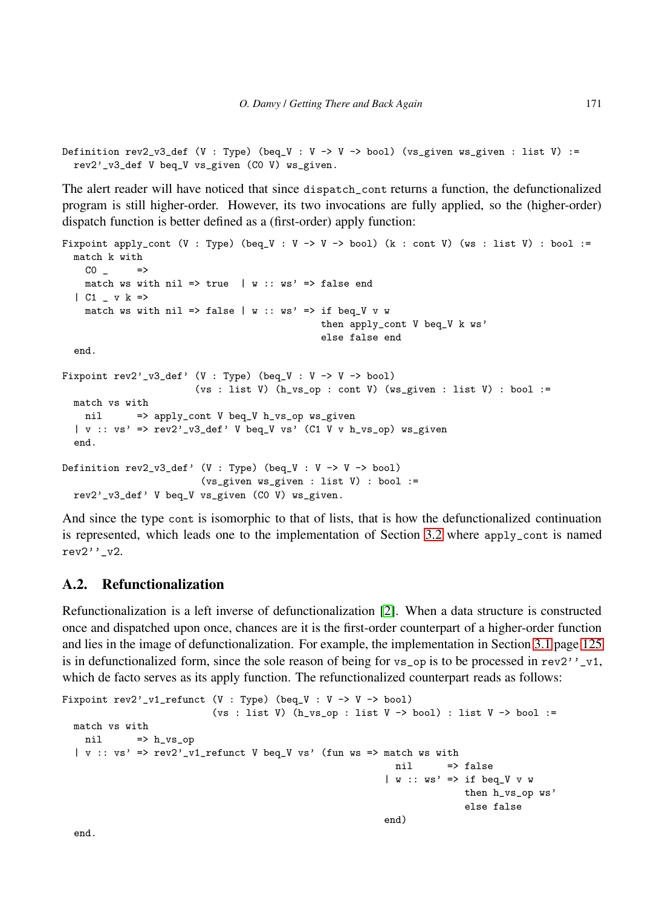```
Definition rev2_v3_def (V : Type) (beq_V : V -> V -> bool) (vs_given ws_given : list V) :=
  rev2'_v3_def V beq_V vs_given (C0 V) ws_given.
```

The alert reader will have noticed that since `dispatch_cont` returns a function, the defunctionalized program is still higher-order. However, its two invocations are fully applied, so the (higher-order) dispatch function is better defined as a (first-order) apply function:

```
Fixpoint apply_cont (V : Type) (beq_V : V -> V -> bool) (k : cont V) (ws : list V) : bool :=
  match k with
    C0 _     =>
    match ws with nil => true  | w :: ws' => false end
  | C1 _ v k =>
    match ws with nil => false | w :: ws' => if beq_V v w
                                              then apply_cont V beq_V k ws'
                                              else false end
  end.

Fixpoint rev2'_v3_def' (V : Type) (beq_V : V -> V -> bool)
                       (vs : list V) (h_vs_op : cont V) (ws_given : list V) : bool :=
  match vs with
    nil      => apply_cont V beq_V h_vs_op ws_given
  | v :: vs' => rev2'_v3_def' V beq_V vs' (C1 V v h_vs_op) ws_given
  end.

Definition rev2_v3_def' (V : Type) (beq_V : V -> V -> bool)
                        (vs_given ws_given : list V) : bool :=
  rev2'_v3_def' V beq_V vs_given (C0 V) ws_given.
```

And since the type `cont` is isomorphic to that of lists, that is how the defunctionalized continuation is represented, which leads one to the implementation of Section 3.2 where `apply_cont` is named `rev2''_v2`.

## A.2. Refunctionalization

Refunctionalization is a left inverse of defunctionalization [2]. When a data structure is constructed once and dispatched upon once, chances are it is the first-order counterpart of a higher-order function and lies in the image of defunctionalization. For example, the implementation in Section 3.1 page 125 is in defunctionalized form, since the sole reason of being for `vs_op` is to be processed in `rev2''_v1`, which de facto serves as its apply function. The refunctionalized counterpart reads as follows:

```
Fixpoint rev2'_v1_refunct (V : Type) (beq_V : V -> V -> bool)
                          (vs : list V) (h_vs_op : list V -> bool) : list V -> bool :=
  match vs with
    nil      => h_vs_op
  | v :: vs' => rev2'_v1_refunct V beq_V vs' (fun ws => match ws with
                                                           nil      => false
                                                         | w :: ws' => if beq_V v w
                                                                       then h_vs_op ws'
                                                                       else false
                                                         end)
  end.
```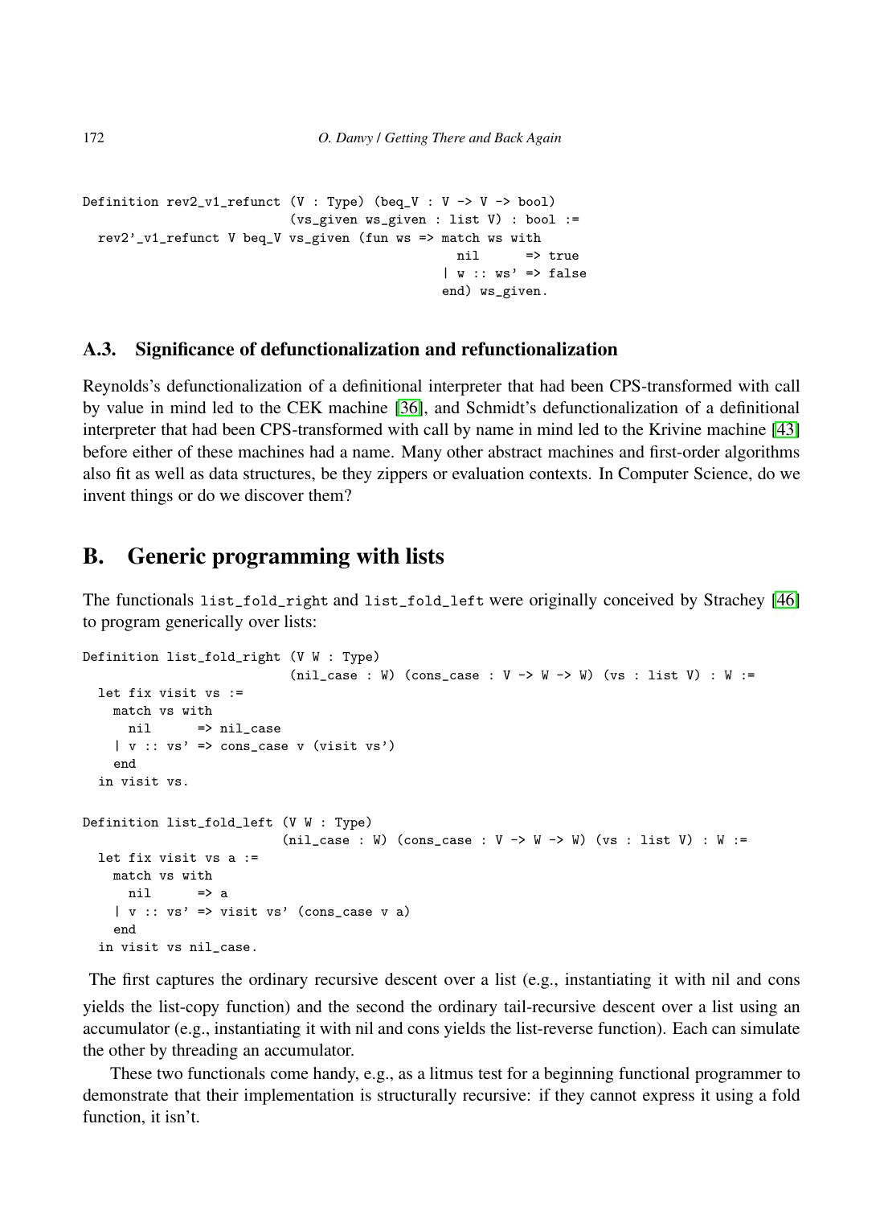```
Definition rev2_v1_refunct (V : Type) (beq_V : V -> V -> bool)
                           (vs_given ws_given : list V) : bool :=
  rev2'_v1_refunct V beq_V vs_given (fun ws => match ws with
                                                 nil      => true
                                               | w :: ws' => false
                                               end) ws_given.
```

### A.3. Significance of defunctionalization and refunctionalization

Reynolds's defunctionalization of a definitional interpreter that had been CPS-transformed with call by value in mind led to the CEK machine [36], and Schmidt's defunctionalization of a definitional interpreter that had been CPS-transformed with call by name in mind led to the Krivine machine [43] before either of these machines had a name. Many other abstract machines and first-order algorithms also fit as well as data structures, be they zippers or evaluation contexts. In Computer Science, do we invent things or do we discover them?

## B. Generic programming with lists

The functionals `list_fold_right` and `list_fold_left` were originally conceived by Strachey [46] to program generically over lists:

```
Definition list_fold_right (V W : Type)
                           (nil_case : W) (cons_case : V -> W -> W) (vs : list V) : W :=
  let fix visit vs :=
    match vs with
      nil      => nil_case
    | v :: vs' => cons_case v (visit vs')
    end
  in visit vs.

Definition list_fold_left (V W : Type)
                          (nil_case : W) (cons_case : V -> W -> W) (vs : list V) : W :=
  let fix visit vs a :=
    match vs with
      nil      => a
    | v :: vs' => visit vs' (cons_case v a)
    end
  in visit vs nil_case.
```

The first captures the ordinary recursive descent over a list (e.g., instantiating it with nil and cons yields the list-copy function) and the second the ordinary tail-recursive descent over a list using an accumulator (e.g., instantiating it with nil and cons yields the list-reverse function). Each can simulate the other by threading an accumulator.

These two functionals come handy, e.g., as a litmus test for a beginning functional programmer to demonstrate that their implementation is structurally recursive: if they cannot express it using a fold function, it isn't.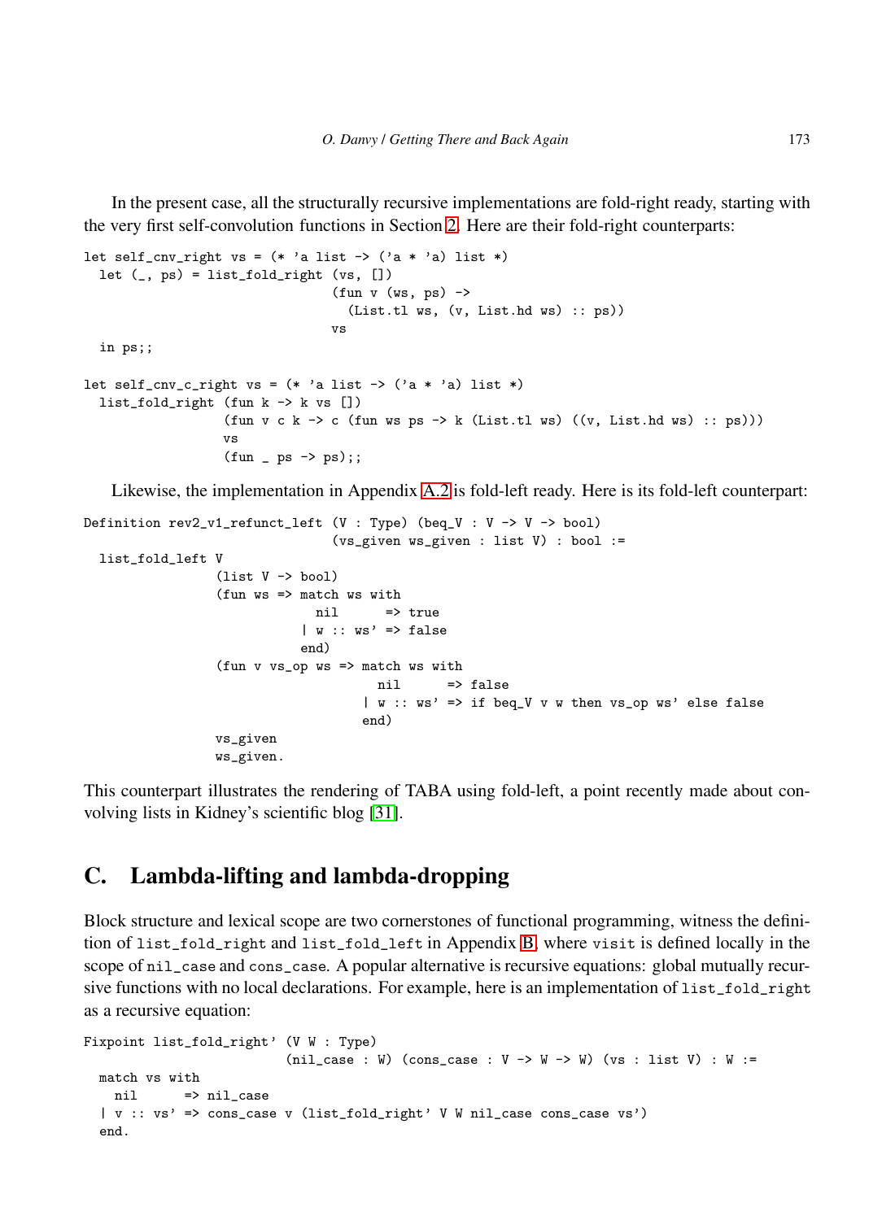In the present case, all the structurally recursive implementations are fold-right ready, starting with the very first self-convolution functions in Section 2. Here are their fold-right counterparts:

```
let self_cnv_right vs = (* 'a list -> ('a * 'a) list *)
  let (_, ps) = list_fold_right (vs, [])
                               (fun v (ws, ps) ->
                                 (List.tl ws, (v, List.hd ws) :: ps))
                               vs
  in ps;;

let self_cnv_c_right vs = (* 'a list -> ('a * 'a) list *)
  list_fold_right (fun k -> k vs [])
                  (fun v c k -> c (fun ws ps -> k (List.tl ws) ((v, List.hd ws) :: ps)))
                  vs
                  (fun _ ps -> ps);;
```

Likewise, the implementation in Appendix A.2 is fold-left ready. Here is its fold-left counterpart:

```
Definition rev2_v1_refunct_left (V : Type) (beq_V : V -> V -> bool)
                               (vs_given ws_given : list V) : bool :=
  list_fold_left V
                (list V -> bool)
                (fun ws => match ws with
                             nil      => true
                           | w :: ws' => false
                           end)
                (fun v vs_op ws => match ws with
                                     nil      => false
                                   | w :: ws' => if beq_V v w then vs_op ws' else false
                                   end)
                vs_given
                ws_given.
```

This counterpart illustrates the rendering of TABA using fold-left, a point recently made about convolving lists in Kidney's scientific blog [31].

# C. Lambda-lifting and lambda-dropping

Block structure and lexical scope are two cornerstones of functional programming, witness the definition of `list_fold_right` and `list_fold_left` in Appendix B, where `visit` is defined locally in the scope of `nil_case` and `cons_case`. A popular alternative is recursive equations: global mutually recursive functions with no local declarations. For example, here is an implementation of `list_fold_right` as a recursive equation:

```
Fixpoint list_fold_right' (V W : Type)
                         (nil_case : W) (cons_case : V -> W -> W) (vs : list V) : W :=
  match vs with
    nil      => nil_case
  | v :: vs' => cons_case v (list_fold_right' V W nil_case cons_case vs')
  end.
```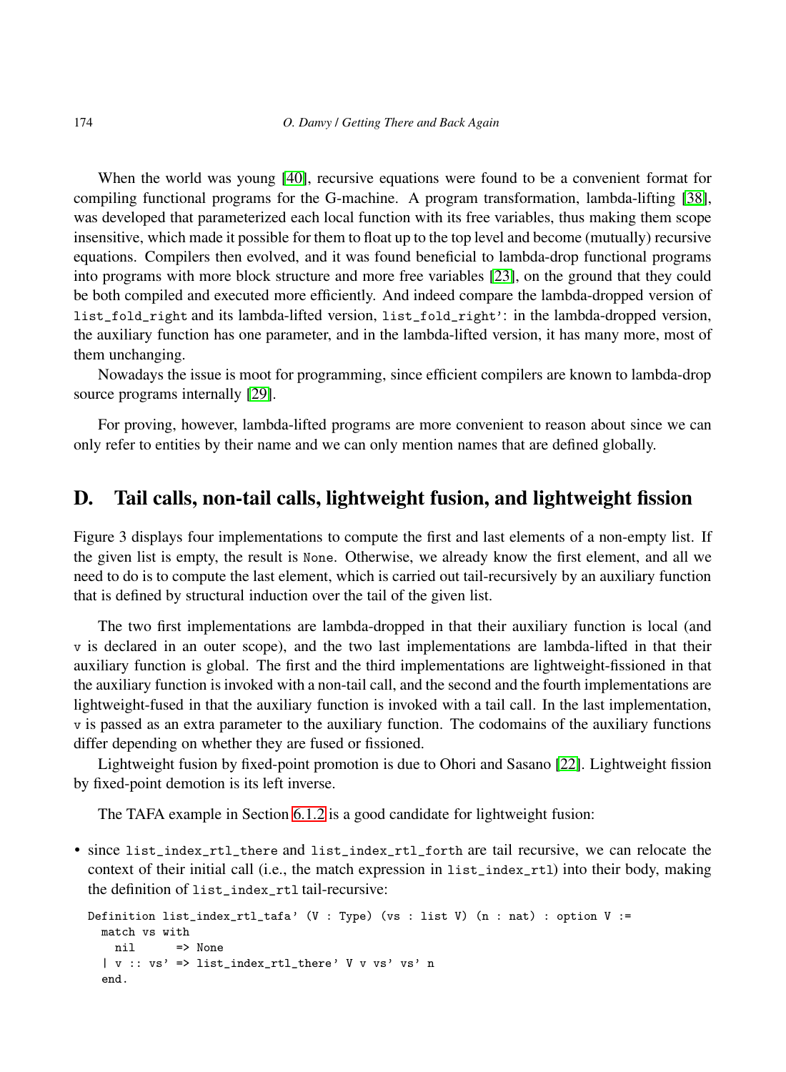When the world was young [40], recursive equations were found to be a convenient format for compiling functional programs for the G-machine. A program transformation, lambda-lifting [38], was developed that parameterized each local function with its free variables, thus making them scope insensitive, which made it possible for them to float up to the top level and become (mutually) recursive equations. Compilers then evolved, and it was found beneficial to lambda-drop functional programs into programs with more block structure and more free variables [23], on the ground that they could be both compiled and executed more efficiently. And indeed compare the lambda-dropped version of `list_fold_right` and its lambda-lifted version, `list_fold_right'`: in the lambda-dropped version, the auxiliary function has one parameter, and in the lambda-lifted version, it has many more, most of them unchanging.

Nowadays the issue is moot for programming, since efficient compilers are known to lambda-drop source programs internally [29].

For proving, however, lambda-lifted programs are more convenient to reason about since we can only refer to entities by their name and we can only mention names that are defined globally.

## D. Tail calls, non-tail calls, lightweight fusion, and lightweight fission

Figure 3 displays four implementations to compute the first and last elements of a non-empty list. If the given list is empty, the result is `None`. Otherwise, we already know the first element, and all we need to do is to compute the last element, which is carried out tail-recursively by an auxiliary function that is defined by structural induction over the tail of the given list.

The two first implementations are lambda-dropped in that their auxiliary function is local (and `v` is declared in an outer scope), and the two last implementations are lambda-lifted in that their auxiliary function is global. The first and the third implementations are lightweight-fissioned in that the auxiliary function is invoked with a non-tail call, and the second and the fourth implementations are lightweight-fused in that the auxiliary function is invoked with a tail call. In the last implementation, `v` is passed as an extra parameter to the auxiliary function. The codomains of the auxiliary functions differ depending on whether they are fused or fissioned.

Lightweight fusion by fixed-point promotion is due to Ohori and Sasano [22]. Lightweight fission by fixed-point demotion is its left inverse.

The TAFA example in Section 6.1.2 is a good candidate for lightweight fusion:

- since `list_index_rtl_there` and `list_index_rtl_forth` are tail recursive, we can relocate the context of their initial call (i.e., the match expression in `list_index_rtl`) into their body, making the definition of `list_index_rtl` tail-recursive:

```
Definition list_index_rtl_tafa' (V : Type) (vs : list V) (n : nat) : option V :=
  match vs with
    nil      => None
  | v :: vs' => list_index_rtl_there' V v vs' vs' n
  end.
```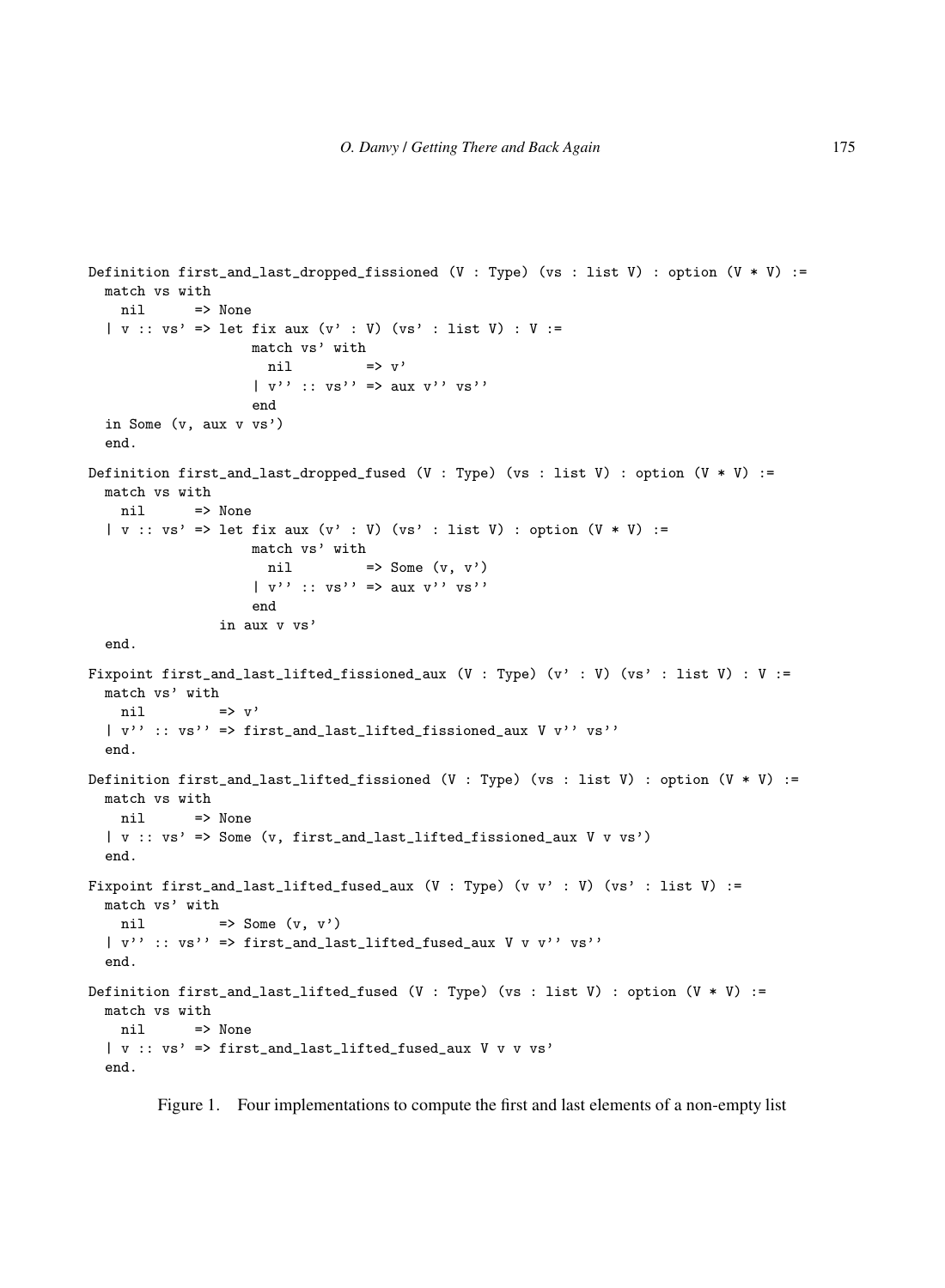```
Definition first_and_last_dropped_fissioned (V : Type) (vs : list V) : option (V * V) :=
  match vs with
    nil      => None
  | v :: vs' => let fix aux (v' : V) (vs' : list V) : V :=
                    match vs' with
                      nil         => v'
                    | v'' :: vs'' => aux v'' vs''
                    end
  in Some (v, aux v vs')
  end.

Definition first_and_last_dropped_fused (V : Type) (vs : list V) : option (V * V) :=
  match vs with
    nil      => None
  | v :: vs' => let fix aux (v' : V) (vs' : list V) : option (V * V) :=
                    match vs' with
                      nil         => Some (v, v')
                    | v'' :: vs'' => aux v'' vs''
                    end
                in aux v vs'
  end.

Fixpoint first_and_last_lifted_fissioned_aux (V : Type) (v' : V) (vs' : list V) : V :=
  match vs' with
    nil         => v'
  | v'' :: vs'' => first_and_last_lifted_fissioned_aux V v'' vs''
  end.

Definition first_and_last_lifted_fissioned (V : Type) (vs : list V) : option (V * V) :=
  match vs with
    nil      => None
  | v :: vs' => Some (v, first_and_last_lifted_fissioned_aux V v vs')
  end.

Fixpoint first_and_last_lifted_fused_aux (V : Type) (v v' : V) (vs' : list V) :=
  match vs' with
    nil         => Some (v, v')
  | v'' :: vs'' => first_and_last_lifted_fused_aux V v v'' vs''
  end.

Definition first_and_last_lifted_fused (V : Type) (vs : list V) : option (V * V) :=
  match vs with
    nil      => None
  | v :: vs' => first_and_last_lifted_fused_aux V v v vs'
  end.
```

Figure 1. Four implementations to compute the first and last elements of a non-empty list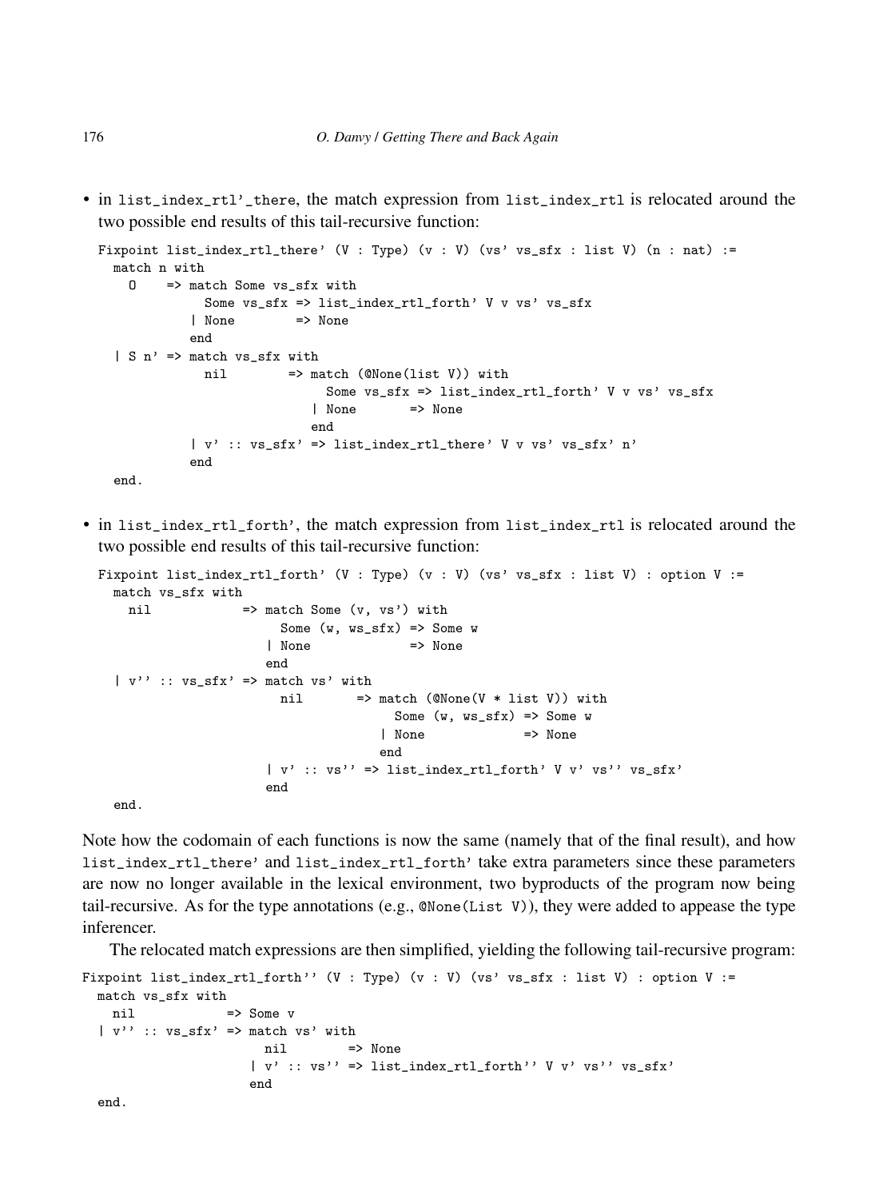- in `list_index_rtl'_there`, the match expression from `list_index_rtl` is relocated around the two possible end results of this tail-recursive function:

```
Fixpoint list_index_rtl_there' (V : Type) (v : V) (vs' vs_sfx : list V) (n : nat) :=
  match n with
    O    => match Some vs_sfx with
              Some vs_sfx => list_index_rtl_forth' V v vs' vs_sfx
            | None        => None
            end
  | S n' => match vs_sfx with
              nil        => match (@None(list V)) with
                              Some vs_sfx => list_index_rtl_forth' V v vs' vs_sfx
                            | None       => None
                            end
            | v' :: vs_sfx' => list_index_rtl_there' V v vs' vs_sfx' n'
            end
  end.
```

- in `list_index_rtl_forth'`, the match expression from `list_index_rtl` is relocated around the two possible end results of this tail-recursive function:

```
Fixpoint list_index_rtl_forth' (V : Type) (v : V) (vs' vs_sfx : list V) : option V :=
  match vs_sfx with
    nil            => match Some (v, vs') with
                        Some (w, ws_sfx) => Some w
                      | None             => None
                      end
  | v'' :: vs_sfx' => match vs' with
                        nil       => match (@None(V * list V)) with
                                       Some (w, ws_sfx) => Some w
                                     | None             => None
                                     end
                      | v' :: vs'' => list_index_rtl_forth' V v' vs'' vs_sfx'
                      end
  end.
```

Note how the codomain of each functions is now the same (namely that of the final result), and how `list_index_rtl_there'` and `list_index_rtl_forth'` take extra parameters since these parameters are now no longer available in the lexical environment, two byproducts of the program now being tail-recursive. As for the type annotations (e.g., `@None(List V)`), they were added to appease the type inferencer.

The relocated match expressions are then simplified, yielding the following tail-recursive program:

```
Fixpoint list_index_rtl_forth'' (V : Type) (v : V) (vs' vs_sfx : list V) : option V :=
  match vs_sfx with
    nil            => Some v
  | v'' :: vs_sfx' => match vs' with
                        nil        => None
                      | v' :: vs'' => list_index_rtl_forth'' V v' vs'' vs_sfx'
                      end
  end.
```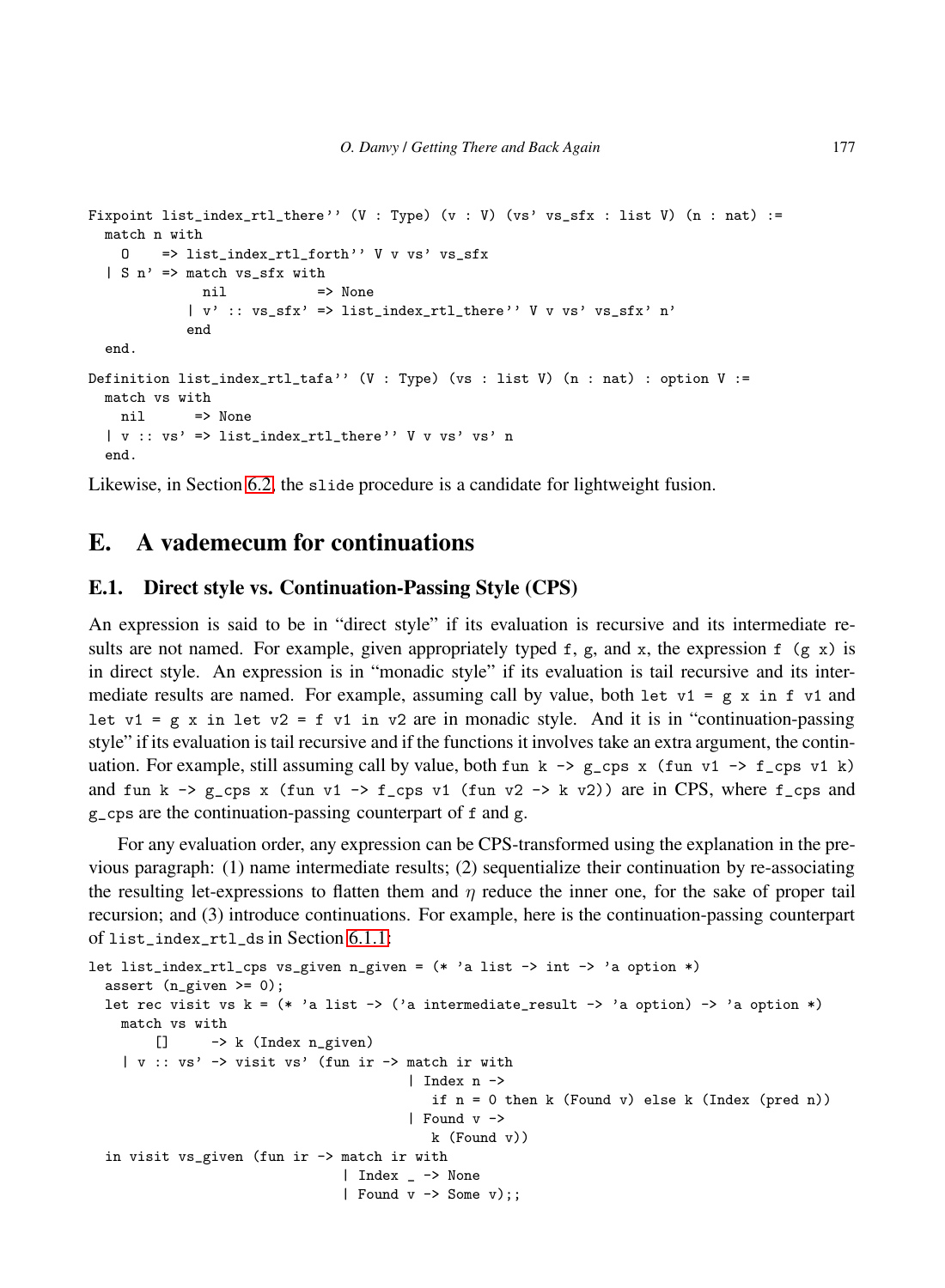```
Fixpoint list_index_rtl_there'' (V : Type) (v : V) (vs' vs_sfx : list V) (n : nat) :=
  match n with
    O    => list_index_rtl_forth'' V v vs' vs_sfx
  | S n' => match vs_sfx with
              nil           => None
            | v' :: vs_sfx' => list_index_rtl_there'' V v vs' vs_sfx' n'
            end
  end.

Definition list_index_rtl_tafa'' (V : Type) (vs : list V) (n : nat) : option V :=
  match vs with
    nil      => None
  | v :: vs' => list_index_rtl_there'' V v vs' vs' n
  end.
```

Likewise, in Section 6.2, the `slide` procedure is a candidate for lightweight fusion.

# E. A vademecum for continuations

## E.1. Direct style vs. Continuation-Passing Style (CPS)

An expression is said to be in "direct style" if its evaluation is recursive and its intermediate results are not named. For example, given appropriately typed `f`, `g`, and `x`, the expression `f (g x)` is in direct style. An expression is in "monadic style" if its evaluation is tail recursive and its intermediate results are named. For example, assuming call by value, both `let v1 = g x in f v1` and `let v1 = g x in let v2 = f v1 in v2` are in monadic style. And it is in "continuation-passing style" if its evaluation is tail recursive and if the functions it involves take an extra argument, the continuation. For example, still assuming call by value, both `fun k -> g_cps x (fun v1 -> f_cps v1 k)` and `fun k -> g_cps x (fun v1 -> f_cps v1 (fun v2 -> k v2))` are in CPS, where `f_cps` and `g_cps` are the continuation-passing counterpart of `f` and `g`.

For any evaluation order, any expression can be CPS-transformed using the explanation in the previous paragraph: (1) name intermediate results; (2) sequentialize their continuation by re-associating the resulting let-expressions to flatten them and $\eta$ reduce the inner one, for the sake of proper tail recursion; and (3) introduce continuations. For example, here is the continuation-passing counterpart of `list_index_rtl_ds` in Section 6.1.1:

```
let list_index_rtl_cps vs_given n_given = (* 'a list -> int -> 'a option *)
  assert (n_given >= 0);
  let rec visit vs k = (* 'a list -> ('a intermediate_result -> 'a option) -> 'a option *)
    match vs with
        []       -> k (Index n_given)
    | v :: vs' -> visit vs' (fun ir -> match ir with
                                        | Index n ->
                                           if n = 0 then k (Found v) else k (Index (pred n))
                                        | Found v ->
                                           k (Found v))
  in visit vs_given (fun ir -> match ir with
                               | Index _ -> None
                               | Found v -> Some v);;
```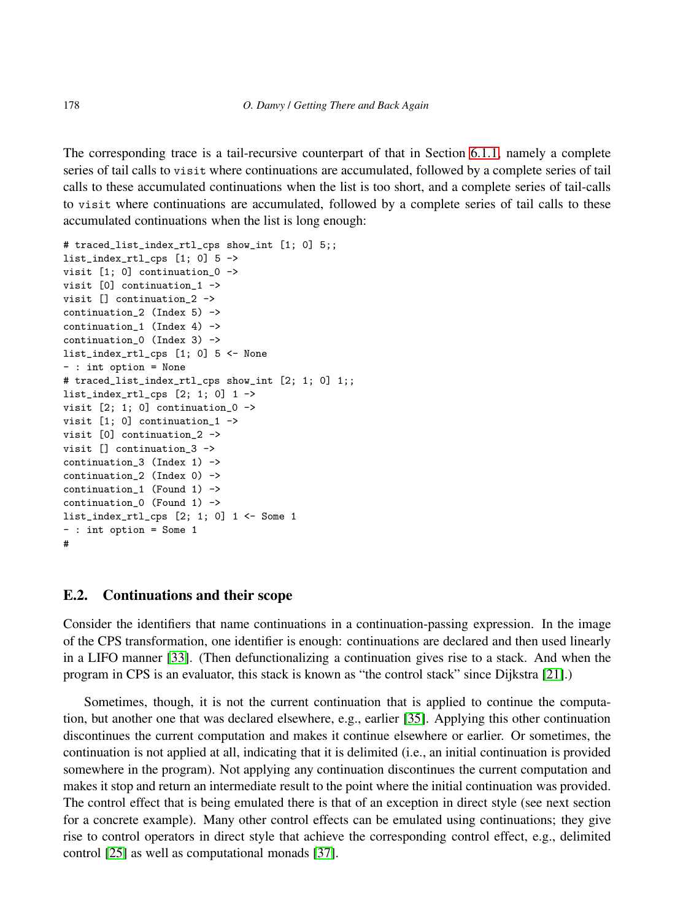The corresponding trace is a tail-recursive counterpart of that in Section 6.1.1, namely a complete series of tail calls to `visit` where continuations are accumulated, followed by a complete series of tail calls to these accumulated continuations when the list is too short, and a complete series of tail-calls to `visit` where continuations are accumulated, followed by a complete series of tail calls to these accumulated continuations when the list is long enough:

```
# traced_list_index_rtl_cps show_int [1; 0] 5;;
list_index_rtl_cps [1; 0] 5 ->
visit [1; 0] continuation_0 ->
visit [0] continuation_1 ->
visit [] continuation_2 ->
continuation_2 (Index 5) ->
continuation_1 (Index 4) ->
continuation_0 (Index 3) ->
list_index_rtl_cps [1; 0] 5 <- None
- : int option = None
# traced_list_index_rtl_cps show_int [2; 1; 0] 1;;
list_index_rtl_cps [2; 1; 0] 1 ->
visit [2; 1; 0] continuation_0 ->
visit [1; 0] continuation_1 ->
visit [0] continuation_2 ->
visit [] continuation_3 ->
continuation_3 (Index 1) ->
continuation_2 (Index 0) ->
continuation_1 (Found 1) ->
continuation_0 (Found 1) ->
list_index_rtl_cps [2; 1; 0] 1 <- Some 1
- : int option = Some 1
#
```

## E.2. Continuations and their scope

Consider the identifiers that name continuations in a continuation-passing expression. In the image of the CPS transformation, one identifier is enough: continuations are declared and then used linearly in a LIFO manner [33]. (Then defunctionalizing a continuation gives rise to a stack. And when the program in CPS is an evaluator, this stack is known as "the control stack" since Dijkstra [21].)

Sometimes, though, it is not the current continuation that is applied to continue the computation, but another one that was declared elsewhere, e.g., earlier [35]. Applying this other continuation discontinues the current computation and makes it continue elsewhere or earlier. Or sometimes, the continuation is not applied at all, indicating that it is delimited (i.e., an initial continuation is provided somewhere in the program). Not applying any continuation discontinues the current computation and makes it stop and return an intermediate result to the point where the initial continuation was provided. The control effect that is being emulated there is that of an exception in direct style (see next section for a concrete example). Many other control effects can be emulated using continuations; they give rise to control operators in direct style that achieve the corresponding control effect, e.g., delimited control [25] as well as computational monads [37].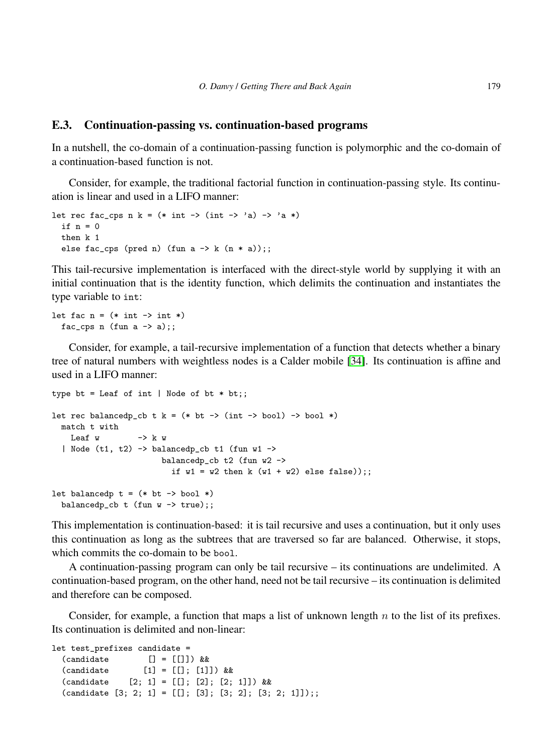## E.3. Continuation-passing vs. continuation-based programs

In a nutshell, the co-domain of a continuation-passing function is polymorphic and the co-domain of a continuation-based function is not.

Consider, for example, the traditional factorial function in continuation-passing style. Its continuation is linear and used in a LIFO manner:

```
let rec fac_cps n k = (* int -> (int -> 'a) -> 'a *)
  if n = 0
  then k 1
  else fac_cps (pred n) (fun a -> k (n * a));;
```

This tail-recursive implementation is interfaced with the direct-style world by supplying it with an initial continuation that is the identity function, which delimits the continuation and instantiates the type variable to `int`:

```
let fac n = (* int -> int *)
  fac_cps n (fun a -> a);;
```

Consider, for example, a tail-recursive implementation of a function that detects whether a binary tree of natural numbers with weightless nodes is a Calder mobile [34]. Its continuation is affine and used in a LIFO manner:

```
type bt = Leaf of int | Node of bt * bt;;

let rec balancedp_cb t k = (* bt -> (int -> bool) -> bool *)
  match t with
    Leaf w        -> k w
  | Node (t1, t2) -> balancedp_cb t1 (fun w1 ->
                       balancedp_cb t2 (fun w2 ->
                         if w1 = w2 then k (w1 + w2) else false));;

let balancedp t = (* bt -> bool *)
  balancedp_cb t (fun w -> true);;
```

This implementation is continuation-based: it is tail recursive and uses a continuation, but it only uses this continuation as long as the subtrees that are traversed so far are balanced. Otherwise, it stops, which commits the co-domain to be `bool`.

A continuation-passing program can only be tail recursive – its continuations are undelimited. A continuation-based program, on the other hand, need not be tail recursive – its continuation is delimited and therefore can be composed.

Consider, for example, a function that maps a list of unknown length $n$ to the list of its prefixes. Its continuation is delimited and non-linear:

```
let test_prefixes candidate =
  (candidate        [] = [[]]) &&
  (candidate       [1] = [[]; [1]]) &&
  (candidate    [2; 1] = [[]; [2]; [2; 1]]) &&
  (candidate [3; 2; 1] = [[]; [3]; [3; 2]; [3; 2; 1]]);;
```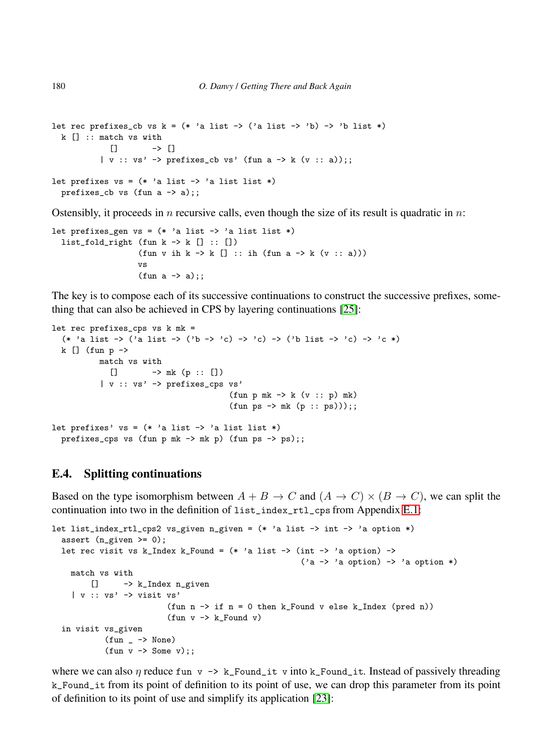```
let rec prefixes_cb vs k = (* 'a list -> ('a list -> 'b) -> 'b list *)
  k [] :: match vs with
            []       -> []
          | v :: vs' -> prefixes_cb vs' (fun a -> k (v :: a));;

let prefixes vs = (* 'a list -> 'a list list *)
  prefixes_cb vs (fun a -> a);;
```

Ostensibly, it proceeds in $n$ recursive calls, even though the size of its result is quadratic in $n$:

```
let prefixes_gen vs = (* 'a list -> 'a list list *)
  list_fold_right (fun k -> k [] :: [])
                  (fun v ih k -> k [] :: ih (fun a -> k (v :: a)))
                  vs
                  (fun a -> a);;
```

The key is to compose each of its successive continuations to construct the successive prefixes, something that can also be achieved in CPS by layering continuations [25]:

```
let rec prefixes_cps vs k mk =
  (* 'a list -> ('a list -> ('b -> 'c) -> 'c) -> ('b list -> 'c) -> 'c *)
  k [] (fun p ->
          match vs with
            []       -> mk (p :: [])
          | v :: vs' -> prefixes_cps vs'
                                     (fun p mk -> k (v :: p) mk)
                                     (fun ps -> mk (p :: ps)));;

let prefixes' vs = (* 'a list -> 'a list list *)
  prefixes_cps vs (fun p mk -> mk p) (fun ps -> ps);;
```

## E.4. Splitting continuations

Based on the type isomorphism between $A + B \to C$ and $(A \to C) \times (B \to C)$, we can split the continuation into two in the definition of `list_index_rtl_cps` from Appendix E.1:

```
let list_index_rtl_cps2 vs_given n_given = (* 'a list -> int -> 'a option *)
  assert (n_given >= 0);
  let rec visit vs k_Index k_Found = (* 'a list -> (int -> 'a option) ->
                                                   ('a -> 'a option) -> 'a option *)
    match vs with
        []     -> k_Index n_given
    | v :: vs' -> visit vs'
                        (fun n -> if n = 0 then k_Found v else k_Index (pred n))
                        (fun v -> k_Found v)
  in visit vs_given
           (fun _ -> None)
           (fun v -> Some v);;
```

where we can also $\eta$ reduce `fun v -> k_Found_it v` into `k_Found_it`. Instead of passively threading `k_Found_it` from its point of definition to its point of use, we can drop this parameter from its point of definition to its point of use and simplify its application [23]: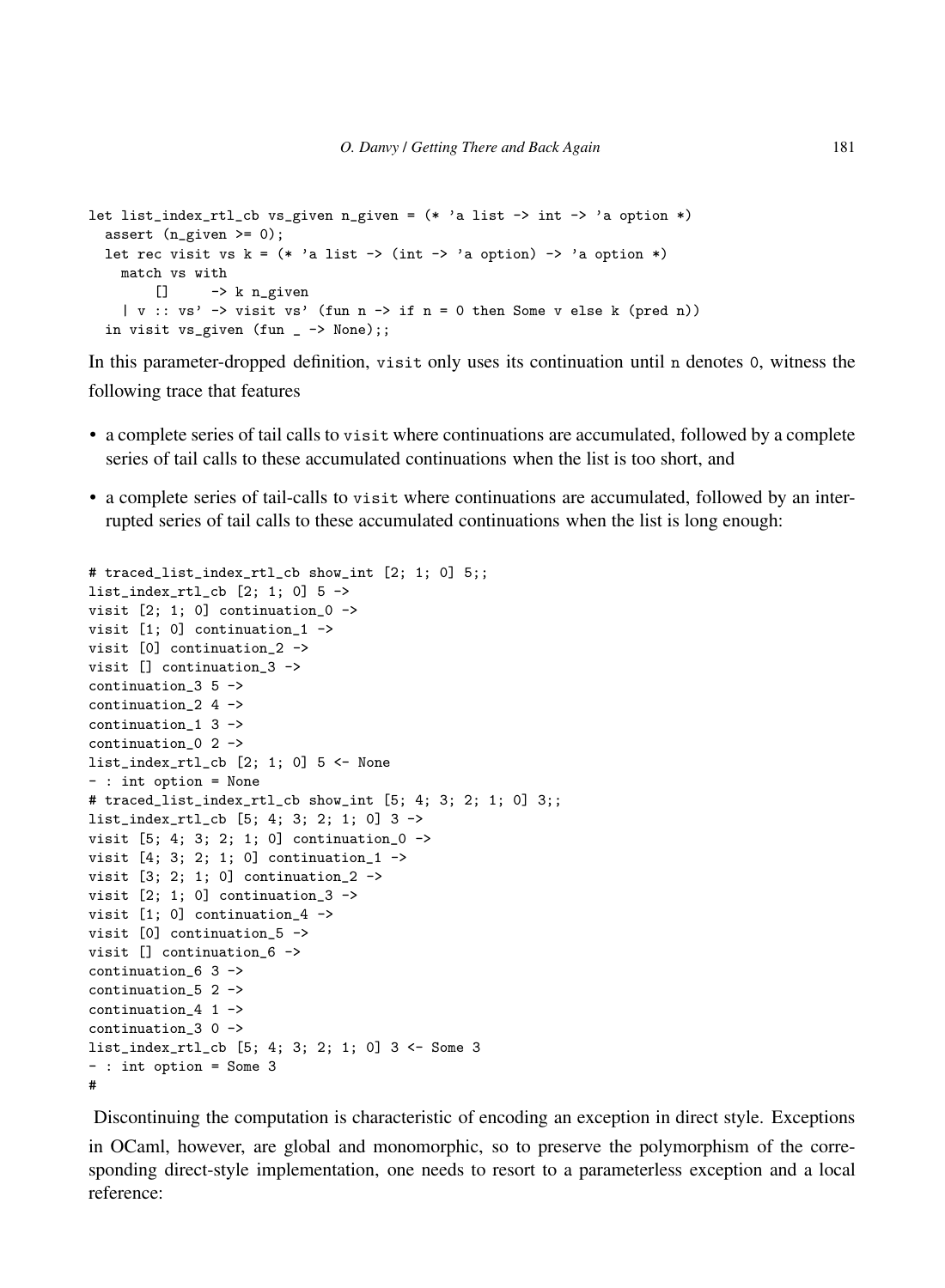```
let list_index_rtl_cb vs_given n_given = (* 'a list -> int -> 'a option *)
  assert (n_given >= 0);
  let rec visit vs k = (* 'a list -> (int -> 'a option) -> 'a option *)
    match vs with
        []     -> k n_given
    | v :: vs' -> visit vs' (fun n -> if n = 0 then Some v else k (pred n))
  in visit vs_given (fun _ -> None);;
```

In this parameter-dropped definition, `visit` only uses its continuation until `n` denotes `0`, witness the following trace that features

- a complete series of tail calls to `visit` where continuations are accumulated, followed by a complete series of tail calls to these accumulated continuations when the list is too short, and
- a complete series of tail-calls to `visit` where continuations are accumulated, followed by an interrupted series of tail calls to these accumulated continuations when the list is long enough:

```
# traced_list_index_rtl_cb show_int [2; 1; 0] 5;;
list_index_rtl_cb [2; 1; 0] 5 ->
visit [2; 1; 0] continuation_0 ->
visit [1; 0] continuation_1 ->
visit [0] continuation_2 ->
visit [] continuation_3 ->
continuation_3 5 ->
continuation_2 4 ->
continuation_1 3 ->
continuation_0 2 ->
list_index_rtl_cb [2; 1; 0] 5 <- None
- : int option = None
# traced_list_index_rtl_cb show_int [5; 4; 3; 2; 1; 0] 3;;
list_index_rtl_cb [5; 4; 3; 2; 1; 0] 3 ->
visit [5; 4; 3; 2; 1; 0] continuation_0 ->
visit [4; 3; 2; 1; 0] continuation_1 ->
visit [3; 2; 1; 0] continuation_2 ->
visit [2; 1; 0] continuation_3 ->
visit [1; 0] continuation_4 ->
visit [0] continuation_5 ->
visit [] continuation_6 ->
continuation_6 3 ->
continuation_5 2 ->
continuation_4 1 ->
continuation_3 0 ->
list_index_rtl_cb [5; 4; 3; 2; 1; 0] 3 <- Some 3
- : int option = Some 3
#
```

Discontinuing the computation is characteristic of encoding an exception in direct style. Exceptions in OCaml, however, are global and monomorphic, so to preserve the polymorphism of the corresponding direct-style implementation, one needs to resort to a parameterless exception and a local reference: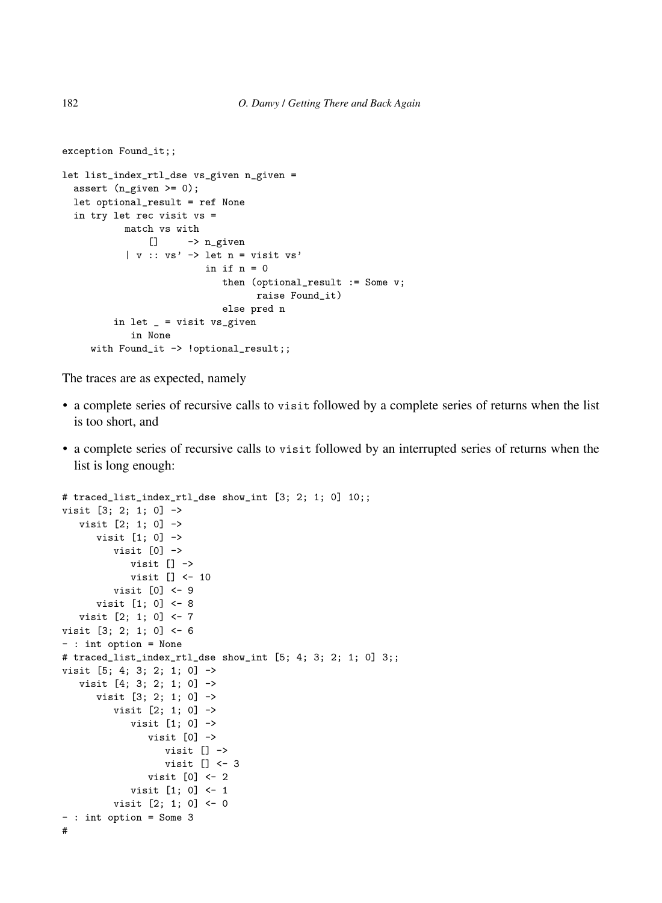```
exception Found_it;;

let list_index_rtl_dse vs_given n_given =
  assert (n_given >= 0);
  let optional_result = ref None
  in try let rec visit vs =
           match vs with
               []     -> n_given
           | v :: vs' -> let n = visit vs'
                         in if n = 0
                            then (optional_result := Some v;
                                  raise Found_it)
                            else pred n
         in let _ = visit vs_given
            in None
     with Found_it -> !optional_result;;
```

The traces are as expected, namely

- a complete series of recursive calls to `visit` followed by a complete series of returns when the list is too short, and
- a complete series of recursive calls to `visit` followed by an interrupted series of returns when the list is long enough:

```
# traced_list_index_rtl_dse show_int [3; 2; 1; 0] 10;;
visit [3; 2; 1; 0] ->
   visit [2; 1; 0] ->
      visit [1; 0] ->
         visit [0] ->
            visit [] ->
            visit [] <- 10
         visit [0] <- 9
      visit [1; 0] <- 8
   visit [2; 1; 0] <- 7
visit [3; 2; 1; 0] <- 6
- : int option = None
# traced_list_index_rtl_dse show_int [5; 4; 3; 2; 1; 0] 3;;
visit [5; 4; 3; 2; 1; 0] ->
   visit [4; 3; 2; 1; 0] ->
      visit [3; 2; 1; 0] ->
         visit [2; 1; 0] ->
            visit [1; 0] ->
               visit [0] ->
                  visit [] ->
                  visit [] <- 3
               visit [0] <- 2
            visit [1; 0] <- 1
         visit [2; 1; 0] <- 0
- : int option = Some 3
#
```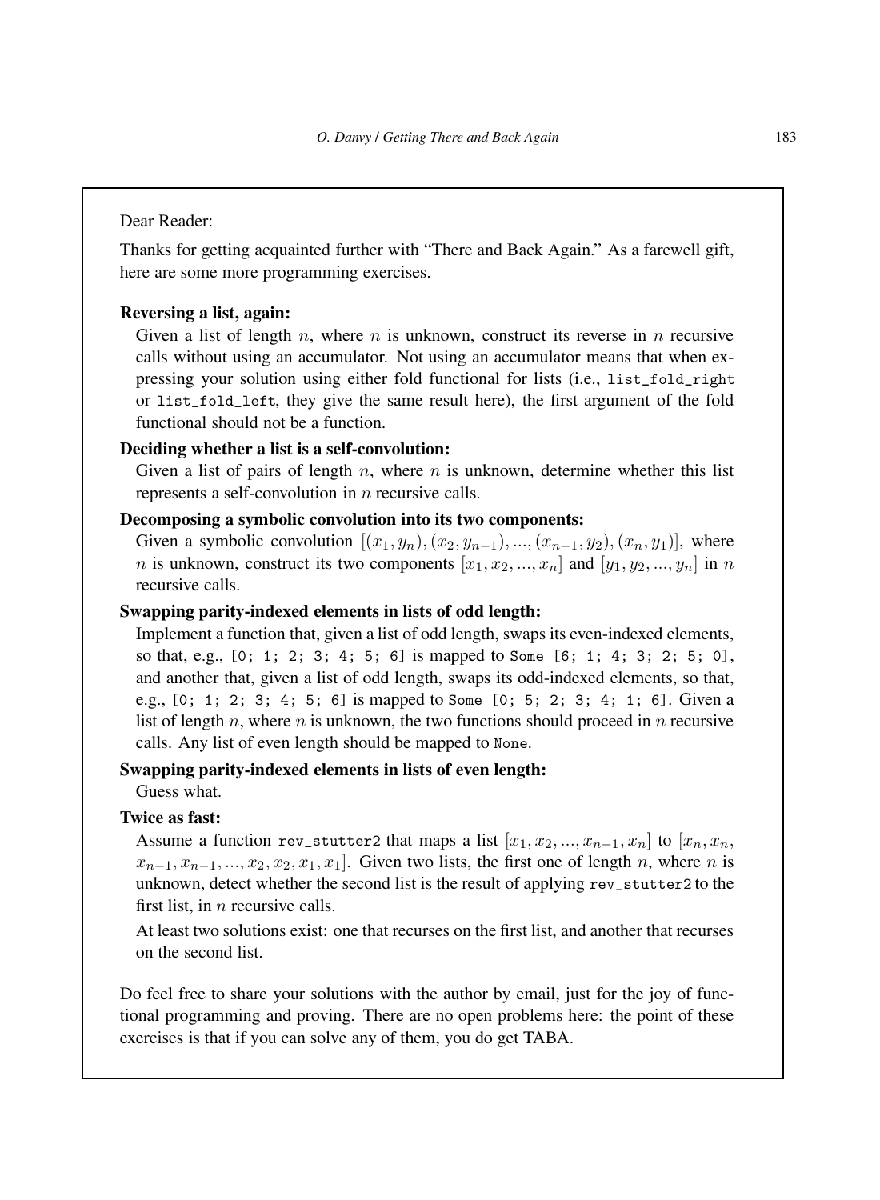Dear Reader:

Thanks for getting acquainted further with "There and Back Again." As a farewell gift, here are some more programming exercises.

**Reversing a list, again:**
Given a list of length $n$, where $n$ is unknown, construct its reverse in $n$ recursive calls without using an accumulator. Not using an accumulator means that when expressing your solution using either fold functional for lists (i.e., `list_fold_right` or `list_fold_left`, they give the same result here), the first argument of the fold functional should not be a function.

**Deciding whether a list is a self-convolution:**
Given a list of pairs of length $n$, where $n$ is unknown, determine whether this list represents a self-convolution in $n$ recursive calls.

**Decomposing a symbolic convolution into its two components:**
Given a symbolic convolution $[(x_1, y_n), (x_2, y_{n-1}), ..., (x_{n-1}, y_2), (x_n, y_1)]$, where $n$ is unknown, construct its two components $[x_1, x_2, ..., x_n]$ and $[y_1, y_2, ..., y_n]$ in $n$ recursive calls.

**Swapping parity-indexed elements in lists of odd length:**
Implement a function that, given a list of odd length, swaps its even-indexed elements, so that, e.g., `[0; 1; 2; 3; 4; 5; 6]` is mapped to `Some [6; 1; 4; 3; 2; 5; 0]`, and another that, given a list of odd length, swaps its odd-indexed elements, so that, e.g., `[0; 1; 2; 3; 4; 5; 6]` is mapped to `Some [0; 5; 2; 3; 4; 1; 6]`. Given a list of length $n$, where $n$ is unknown, the two functions should proceed in $n$ recursive calls. Any list of even length should be mapped to `None`.

**Swapping parity-indexed elements in lists of even length:**
Guess what.

**Twice as fast:**
Assume a function `rev_stutter2` that maps a list $[x_1, x_2, ..., x_{n-1}, x_n]$ to $[x_n, x_n, x_{n-1}, x_{n-1}, ..., x_2, x_2, x_1, x_1]$. Given two lists, the first one of length $n$, where $n$ is unknown, detect whether the second list is the result of applying `rev_stutter2` to the first list, in $n$ recursive calls.

At least two solutions exist: one that recurses on the first list, and another that recurses on the second list.

Do feel free to share your solutions with the author by email, just for the joy of functional programming and proving. There are no open problems here: the point of these exercises is that if you can solve any of them, you do get TABA.